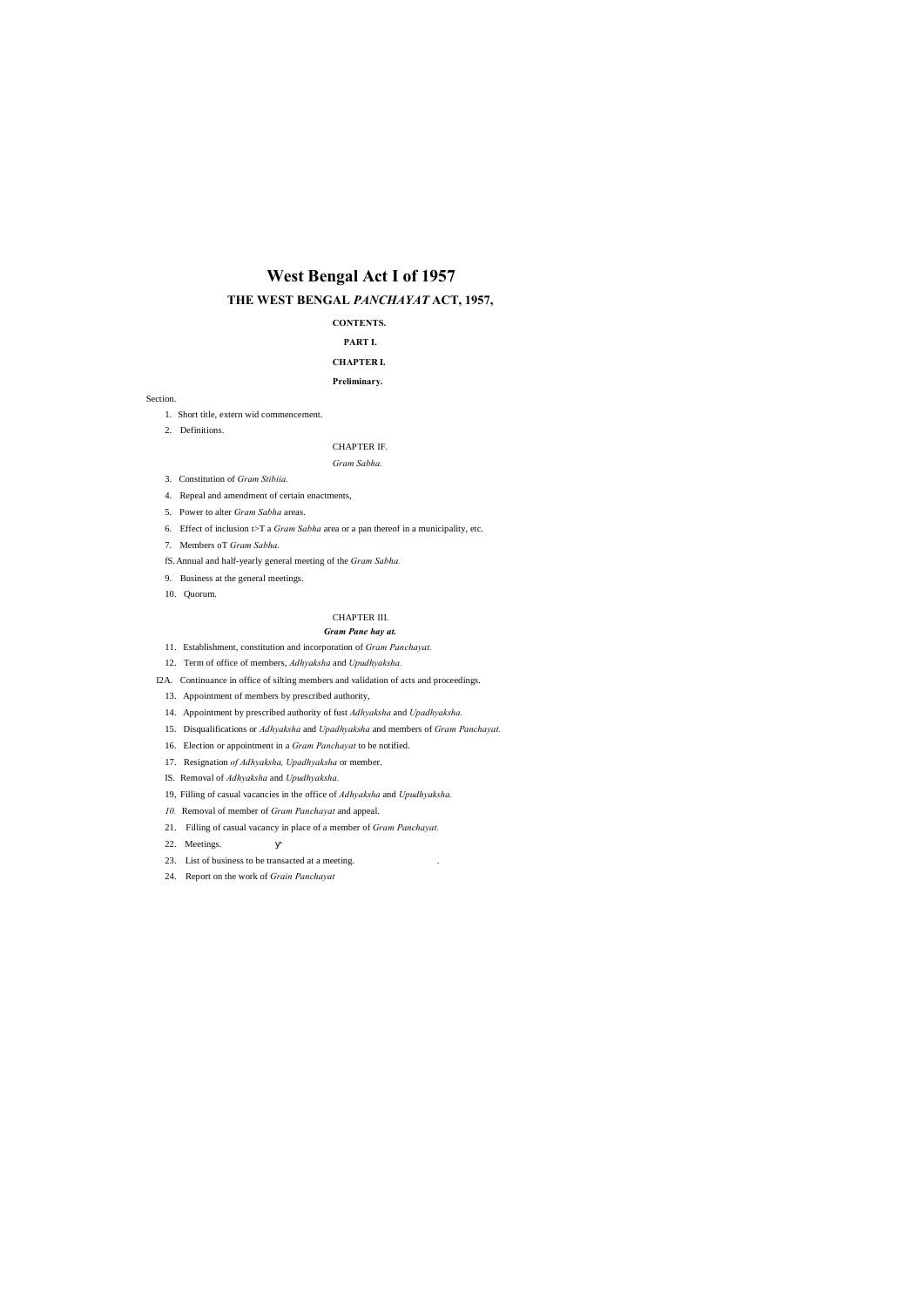# West Bengal Act I of 1957

## THE WEST BENGAL *PANCHAYAT* ACT, 1957,

**CONTENTS.**

**PART I.**

**CHAPTER I.**

**Preliminary.**

Section.

1. Short title, extern wid commencement.
2. Definitions.

CHAPTER IF.

*Gram Sabha.*

3. Constitution of *Gram Stibiia.*
4. Repeal and amendment of certain enactments,
5. Power to alter *Gram Sabha* areas.
6. Effect of inclusion t>T a *Gram Sabha* area or a pan thereof in a municipality, etc.
7. Members oT *Gram Sabha.*

fS. Annual and half-yearly general meeting of the *Gram Sabha.*

9. Business at the general meetings.
10. Quorum.

CHAPTER III.

***Gram Pane hay at.***

11. Establishment, constitution and incorporation of *Gram Panchayat.*
12. Term of office of members, *Adhyaksha* and *Upudhyaksha.*

I2A. Continuance in office of silting members and validation of acts and proceedings.

13. Appointment of members by prescribed authority,
14. Appointment by prescribed authority of fust *Adhyaksha* and *Upadhyaksha.*
15. Disqualifications or *Adhyaksha* and *Upadhyaksha* and members of *Gram Panchayat.*
16. Election or appointment in a *Gram Panchayat* to be notified.
17. Resignation *of Adhyaksha, Upadhyaksha* or member.

IS. Removal of *Adhyaksha* and *Upudhyaksha.*

19, Filling of casual vacancies in the office of *Adhyaksha* and *Upudhyaksha.*

*10.* Removal of member of *Gram Panchayat* and appeal.

21. Filling of casual vacancy in place of a member of *Gram Panchayat.*
22. Meetings.
23. List of business to be transacted at a meeting.
24. Report on the work of *Grain Panchayat*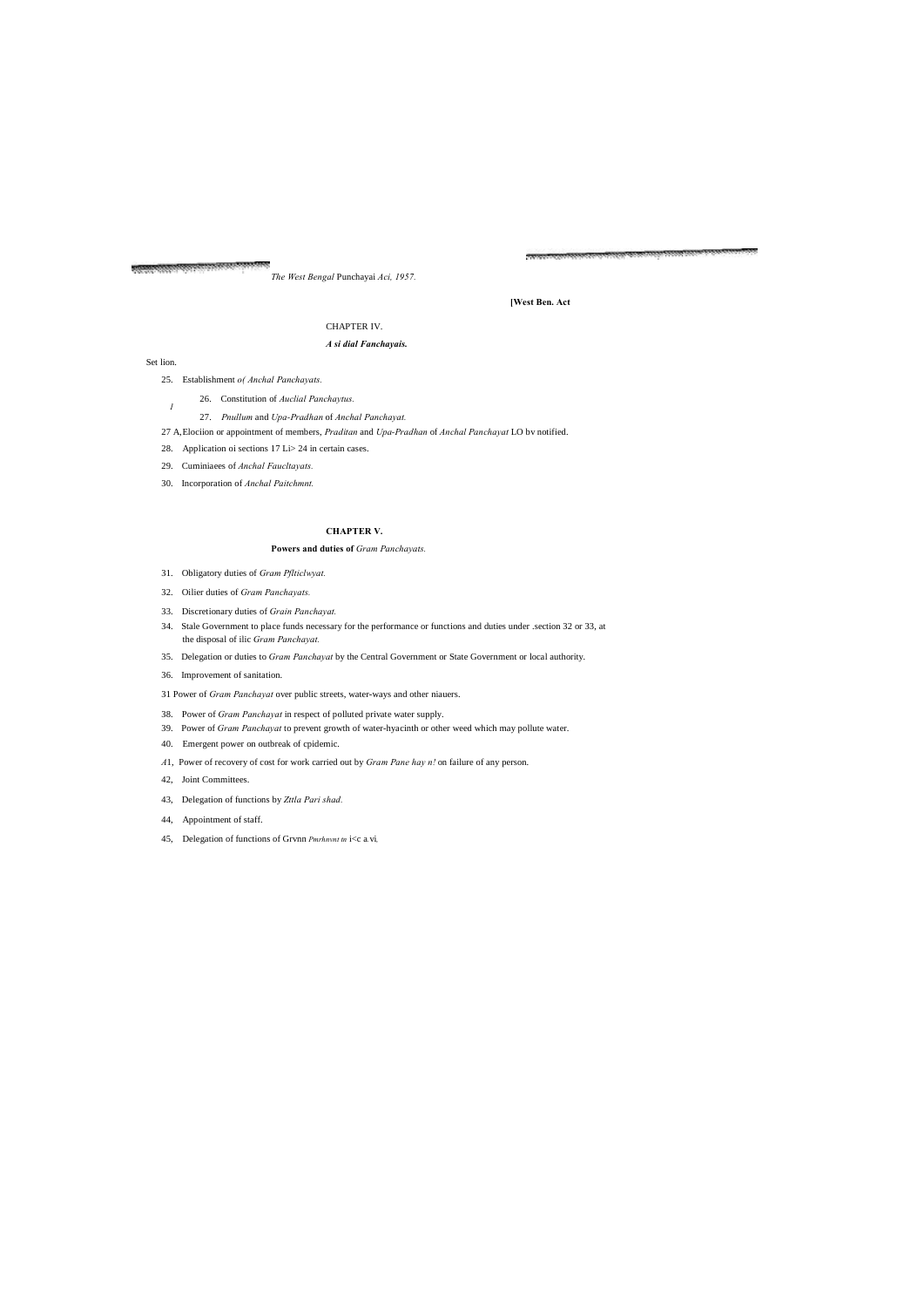### CHAPTER IV.

### *A si dial Fanchayais.*

Set lion.

25. Establishment *o( Anchal Panchayats.*

26. Constitution of *Auclial Panchaytus.*

27. *Pnullum* and *Upa-Pradhan* of *Anchal Panchayat.*

27 A, Elociion or appointment of members, *Praditan* and *Upa-Pradhan* of *Anchal Panchayat* LO bv notified.

28. Application oi sections 17 Li> 24 in certain cases.

29. Cuminiaees of *Anchal Faucltayats.*

30. Incorporation of *Anchal Paitchmnt.*

### CHAPTER V.

### Powers and duties of *Gram Panchayats.*

31. Obligatory duties of *Gram Pflticlwyat.*

32. Oilier duties of *Gram Panchayats.*

33. Discretionary duties of *Grain Panchayat.*

34. Stale Government to place funds necessary for the performance or functions and duties under .section 32 or 33, at the disposal of ilic *Gram Panchayat.*

35. Delegation or duties to *Gram Panchayat* by the Central Government or State Government or local authority.

36. Improvement of sanitation.

31 Power of *Gram Panchayat* over public streets, water-ways and other niauers.

38. Power of *Gram Panchayat* in respect of polluted private water supply.

39. Power of *Gram Panchayat* to prevent growth of water-hyacinth or other weed which may pollute water.

40. Emergent power on outbreak of cpidemic.

*A*1, Power of recovery of cost for work carried out by *Gram Pane hay n!* on failure of any person.

42, Joint Committees.

43, Delegation of functions by *Zttla Pari shad.*

44, Appointment of staff.

45, Delegation of functions of Grvnn *Pmrhnvnt tn* i<c a.vi.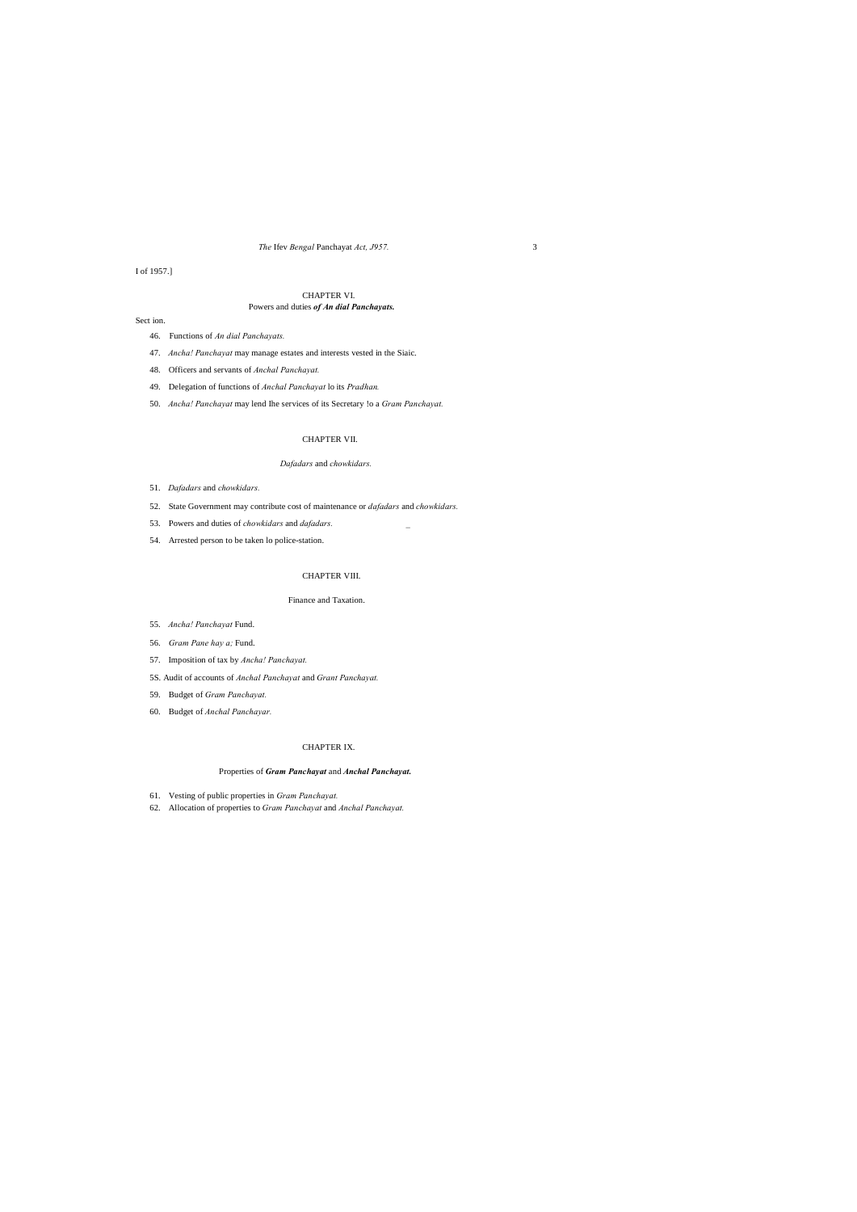I of 1957.]

## CHAPTER VI.

### Powers and duties ***of An dial Panchayats.***

Sect ion.

46. Functions of *An dial Panchayats.*

47. *Ancha! Panchayat* may manage estates and interests vested in the Siaic.

48. Officers and servants of *Anchal Panchayat.*

49. Delegation of functions of *Anchal Panchayat* lo its *Pradhan.*

50. *Ancha! Panchayat* may lend Ihe services of its Secretary !o a *Gram Panchayat.*

## CHAPTER VII.

### *Dafadars* and *chowkidars.*

51. *Dafadars* and *chowkidars.*

52. State Government may contribute cost of maintenance or *dafadars* and *chowkidars.*

53. Powers and duties of *chowkidars* and *dafadars.*

54. Arrested person to be taken lo police-station.

## CHAPTER VIII.

### Finance and Taxation.

55. *Ancha! Panchayat* Fund.

56. *Gram Pane hay a;* Fund.

57. Imposition of tax by *Ancha! Panchayat.*

5S. Audit of accounts of *Anchal Panchayat* and *Grant Panchayat.*

59. Budget of *Gram Panchayat.*

60. Budget of *Anchal Panchayar.*

## CHAPTER IX.

### Properties of ***Gram Panchayat*** and ***Anchal Panchayat.***

61. Vesting of public properties in *Gram Panchayat.*

62. Allocation of properties to *Gram Panchayat* and *Anchal Panchayat.*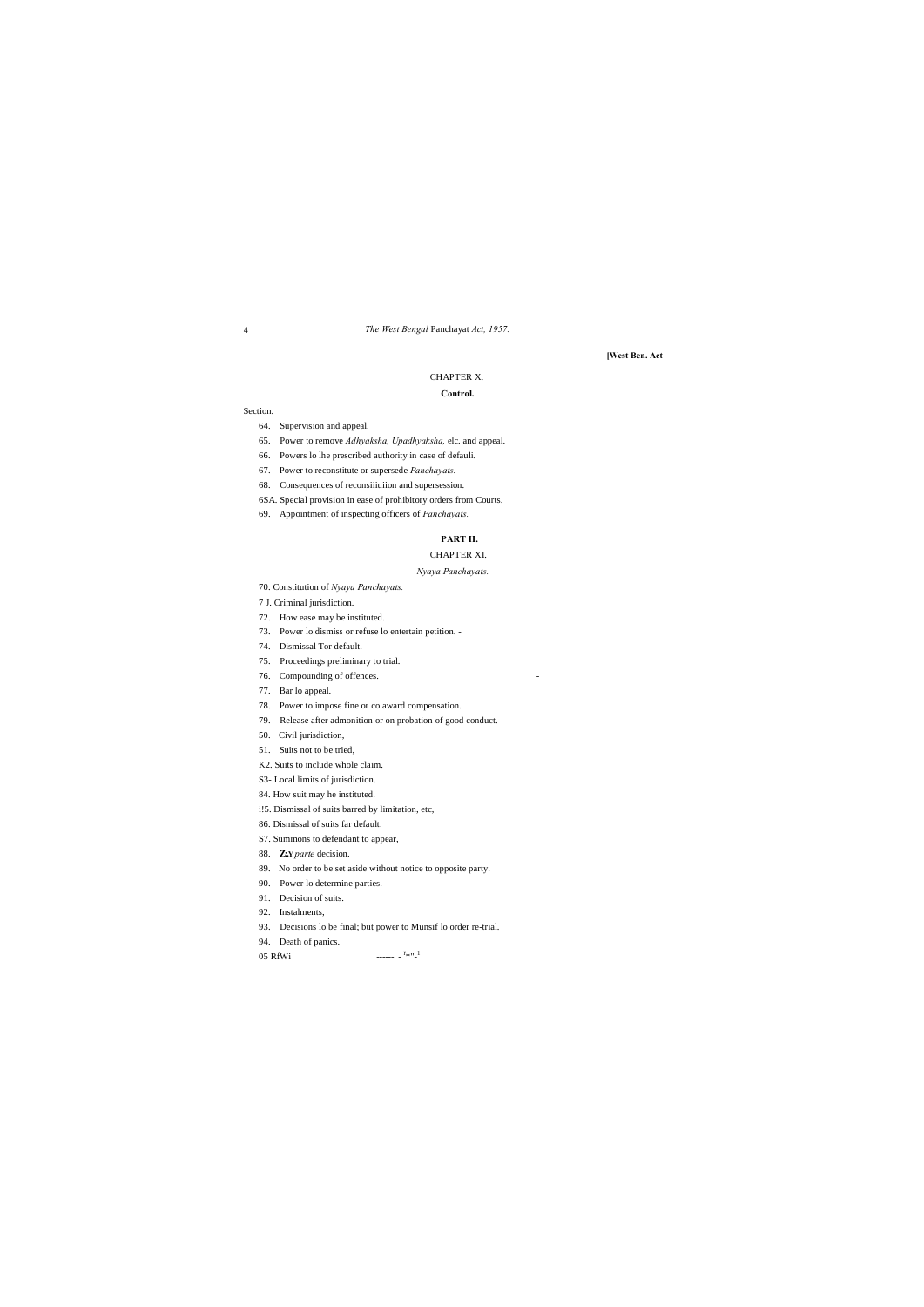[West Ben. Act

CHAPTER X.

**Control.**

Section.

64. Supervision and appeal.

65. Power to remove *Adhyaksha, Upadhyaksha,* elc. and appeal.

66. Powers lo lhe prescribed authority in case of defauli.

67. Power to reconstitute or supersede *Panchayats.*

68. Consequences of reconsiiiuiion and supersession.

6SA. Special provision in ease of prohibitory orders from Courts.

69. Appointment of inspecting officers of *Panchayats.*

**PART II.**

CHAPTER XI.

*Nyaya Panchayats.*

70. Constitution of *Nyaya Panchayats.*

7 J. Criminal jurisdiction.

72. How ease may be instituted.

73. Power lo dismiss or refuse lo entertain petition. -

74. Dismissal Tor default.

75. Proceedings preliminary to trial.

76. Compounding of offences. -

77. Bar lo appeal.

78. Power to impose fine or co award compensation.

79. Release after admonition or on probation of good conduct.

50. Civil jurisdiction,

51. Suits not to be tried,

K2. Suits to include whole claim.

S3- Local limits of jurisdiction.

84. How suit may he instituted.

i!5. Dismissal of suits barred by limitation, etc,

86. Dismissal of suits far default.

S7. Summons to defendant to appear,

88. **Z:Y** *parte* decision.

89. No order to be set aside without notice to opposite party.

90. Power lo determine parties.

91. Decision of suits.

92. Instalments,

93. Decisions lo be final; but power to Munsif lo order re-trial.

94. Death of panics.

05 RfWi ------ - '*"-[1]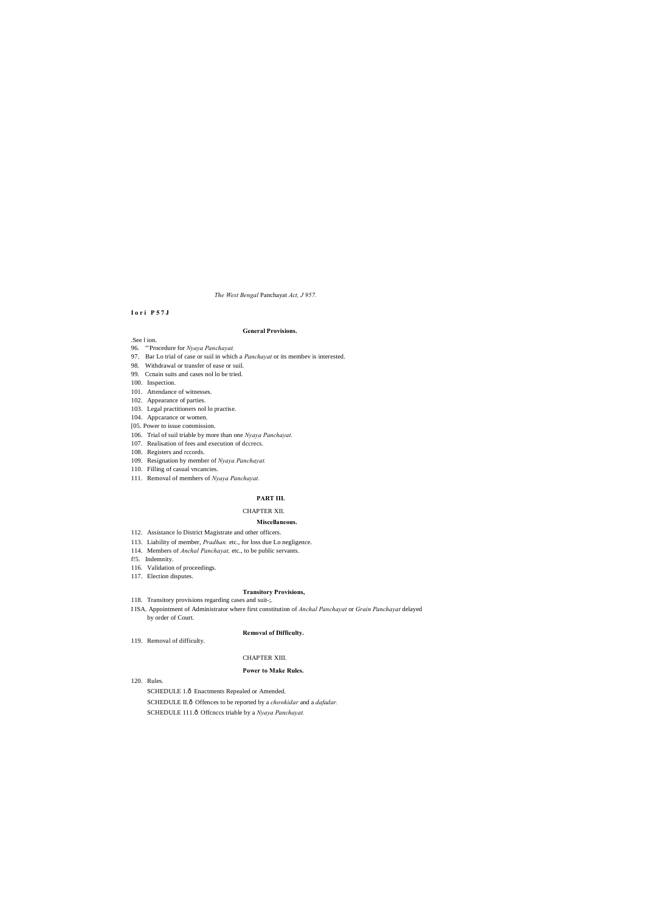**I o r i P 5 7 J**

### General Provisions.

.See l ion.

96. "'Procedure for *Nyaya Panchayat.*
97. Bar Lo trial of case or suil in which a *Panchayat* or its membev is interested.
98. Withdrawal or transfer of ease or suil.
99. Ccnain suits and cases nol lo be tried.
100. Inspection.
101. Attendance of witnesses.
102. Appearance of parties.
103. Legal practitioners nol lo practise.
104. Appcarance or women.

[05. Power to issue commission.

106. Trial of suil triable by more than one *Nyaya Panchayat.*
107. Realisation of fees and execution of dccrecs.
108. Registers and rccords.
109. Resignation by member of *Nyaya Panchayat.*
110. Filling of casual vncancies.
111. Removal of members of *Nyaya Panchayat.*

## PART III.

### CHAPTER XII.

### Miscellaneous.

112. Assistance lo District Magistrate and other officers.
113. Liability of member, *Pradhan.* etc., for loss due Lo negligence.
114. Members of *Anchal Panchayat,* etc., to be public servants.

f!5. Indemnity.

116. Validation of proceedings.
117. Election disputes.

### Transitory Provisions,

118. Transitory provisions regarding cases and suit-;.

I ISA. Appointment of Administrator where first constitution of *Anchal Panchayat* or *Grain Panchayat* delayed by order of Court.

### Removal of Difficulty.

119. Removal of difficulty.

### CHAPTER XIII.

### Power to Make Rules.

120. Rules.

SCHEDULE 1.ô Enactments Repealed or Amended.

SCHEDULE II.ô Offences to be reported by a *chowkidar* and a *dafadar.*

SCHEDULE 111.ô Offcnccs triable by a *Nyaya Panchayat.*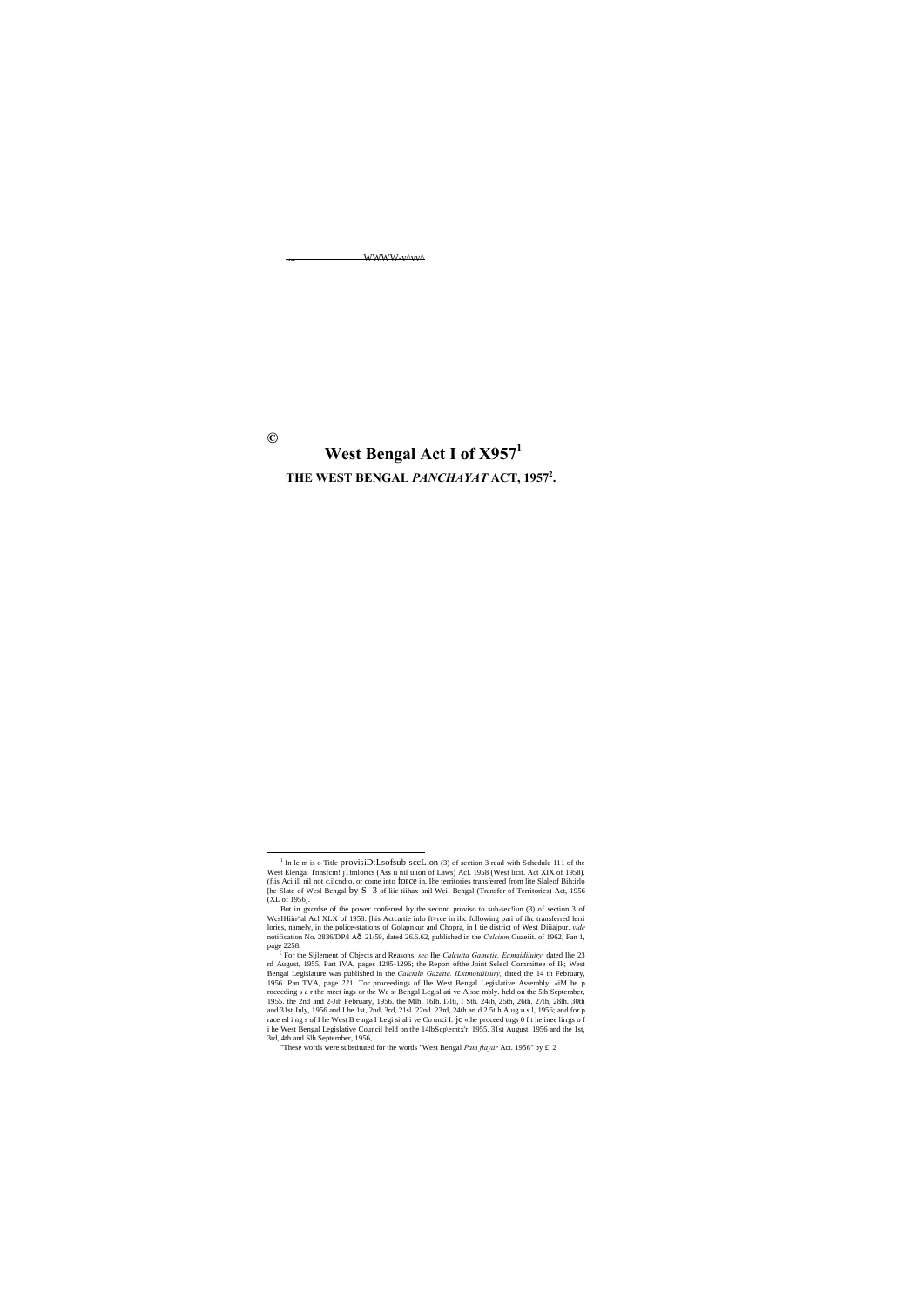.... WWWW-v^vv^

©

# West Bengal Act I of X957[1]

## THE WEST BENGAL *PANCHAYAT* ACT, 1957[2].

---

[1] In le m is o Title provisiDtLsofsub-sccLion (3) of section 3 read with Schedule 111 of the West Elengal Tnnsfcm! jTtmlorics (Ass ii nil ulion of Laws) Acl. 1958 (West licit. Act XIX of 1958). (fiis Aci ill nil not c.ilcndto, or come into force in. Ihe territories transferred from lite Slaleof Bih:irlo [he Slate of Wesl Bengal by S- 3 of liie tiihax anil Weil Bengal (Transfer of Territories) Act, 1956 (XL of 1956).

But in gxcrdse of the power conferred by the second proviso to sub-sec!iun (3) of section 3 of WcsIHiin^al Acl XLX of 1958. [his Actcartie inlo ft>rce in ihc following pari of ihc transferred lerri lories, namely, in the police-stations of Golapnkur and Chopra, in I tie district of West Diiiajpur. *vide* notification No. 2836/DP/l Að 21/59, dated 26.6.62, published in the *Calcium* Guzeiit. of 1962, Fan 1, page 2258.

[2] For the Sljlement of Objects and Reasons, *sec* Ihe *Calcutta Gametic, Eamaidiiuiry,* dated Ihe 23 rd August, 1955, Part IVA, pages 1295-1296; the Report ofthe Joint Selecl Committee of Ik; West Bengal Legislature was published in the *Calcmlu Gazette. ILxtmotdiisury,* dated the 14 th February, 1956. Pan TVA, page *221*; Tor proceedings of Ihe West Bengal Legislative Assembly, «iM he p rocecding s a r the meet ings or the We st Bengal Lcgisl ati ve A sse mbly. held on the 5th September, 1955. the 2nd and 2-Jih February, 1956. the Mlh. 16lh. I7lti, I Sth. 24th, 25th, 26th. 27th, 28lh. 30th and 31st July, 1956 and I he 1st, 2nd, 3rd, 21sl. 22nd. 23rd, 24th an d 2 5t h A ug u s l, 1956; and for p race ed i ng s of I he West B e nga I Legi si al i ve Co unci I. jc «the proceed tugs 0 f t he inee lirrgs o f i he West Bengal Legislative Council held on the 14lbScp\emtx'r, 1955. 31st August, 1956 and the 1st, 3rd, 4th and Slh September, 1956,

"These words were substituted for the words "West Bengal *Pam ftayar* Act. 1956" by £. 2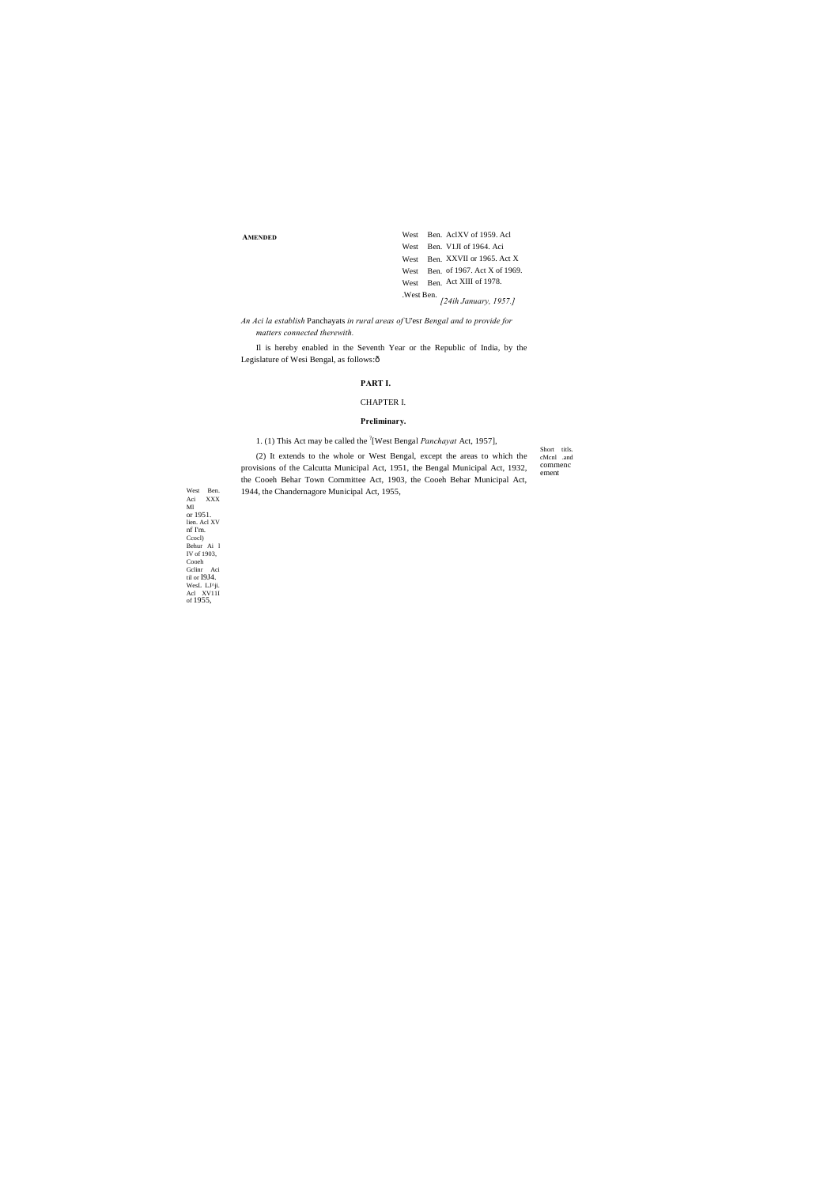**AMENDED**

West Ben. AclXV of 1959. Acl
West Ben. V1JI of 1964. Aci
West Ben. XXVII or 1965. Act X
West Ben. of 1967. Act X of 1969.
West Ben. Act XIII of 1978.
.West Ben.

*[24th January, 1957.]*

*An Aci la establish* Panchayats *in rural areas of* U'esr *Bengal and to provide for matters connected therewith.*

Il is hereby enabled in the Seventh Year or the Republic of India, by the Legislature of Wesi Bengal, as follows:ô

**PART I.**

CHAPTER I.

**Preliminary.**

Short titls. cMcnl .and commencement

1. (1) This Act may be called the [?][West Bengal *Panchayat* Act, 1957],

(2) It extends to the whole or West Bengal, except the areas to which the provisions of the Calcutta Municipal Act, 1951, the Bengal Municipal Act, 1932, the Cooeh Behar Town Committee Act, 1903, the Cooeh Behar Municipal Act, 1944, the Chandernagore Municipal Act, 1955,

West Ben. Aci XXX Ml or 1951. lien. Acl XV nf I'm. Ccocl) Behur Ai l IV of 1903, Cooeh Gclinr Aci til or I9J4. WesL LJ^ji. Acl XV11I of 1955,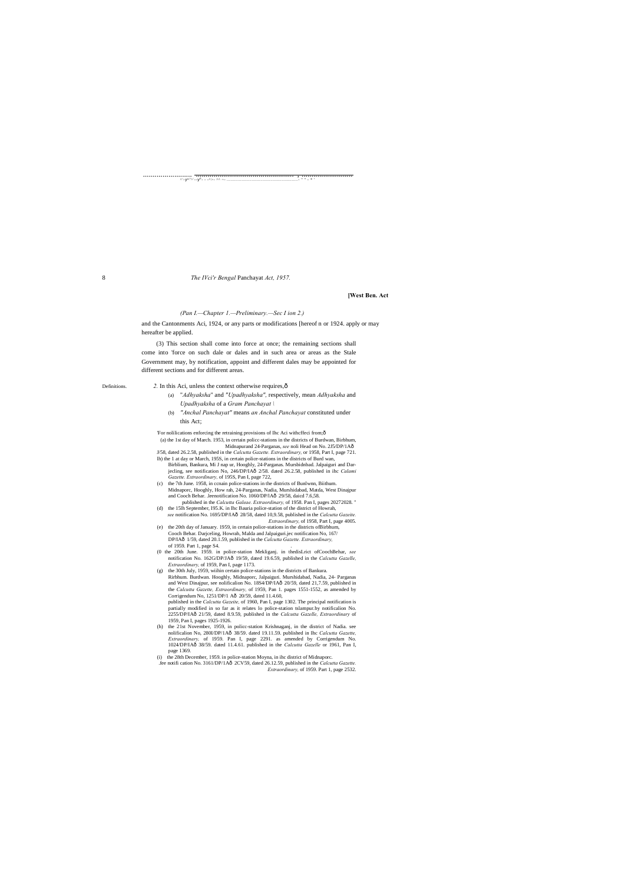*(Part I.—Chapter 1.—Preliminary.—Sec I ion 2.)*

and the Cantonments Aci, 1924, or any parts or modifications [hereof n or 1924. apply or may hereafter be applied.

(3) This section shall come into force at once; the remaining sections shall come into 'force on such dale or dales and in such area or areas as the Stale Government may, by notification, appoint and different dales may be appointed for different sections and for different areas.

Definitions.

*2.* In this Aci, unless the context otherwise requires,ð

(a) "*Adhyaksha*" and "*Upadhyaksha*", respectively, mean *Adhyaksha* and *Upadhyaksha* of a *Gram Panchayat* ׀

(b) "*Anchal Panchayat*" means *an Anchal Panchayat* constituted under this Act;

'For nolilications enforcing the retraining provisions of Ihc Aci withcffeci from;ð

(a) the 1st day of March. 1953, in certain policc-stations in the districts of Burdwan, Birbhum, Midnapurand 24-Parganas, *see* noli Head on No. 2J5/DP/1Að J/58, dated 26.2.58, published in the *Calcutta Gazette. Extraordinary,* or 1958, Part I, page 721.

lh) the 1 at day or March, 195S, in certain police-stations in the districts of Burd wan, Birblium, Bankura, Mi J nap ur, Hooghly, 24-Parganas. Mursbidnbad. Jalpaiguri and Darjecling, see notification No, 246/DP/IAð 2/58. dated 26.2.58, published in ihc *Calami Gazette. Extraordinary,* of 195S, Pan I, page 722,

(c) the 7th June. 1958, in ccnain police-stations in the districts of Bunlwnn, Biithum. Midnaporc, Hooghly, How rah, 24-Parganas, Nadia, Murshidabad, Matda, West Dinajpur and Cooch Behar. .leenotification No. 1060/DP/IAð 29/58, daicd 7.6,58. published in the *Calcutta Galeae. Extraordinary,* of 1958. Pan I, pages 20272028. "

(d) the 15lh September, I95.K. in Ihc Bauria police-station of the district of Howrah, *see* notification No. 1695/DP/IAð 28/58, dated 10,9.58, published in the *Calcutta Gazeite. Extraordinary,* of 1958, Part I, page 4005.

(e) the 20th day of January. 1959, in certain police-stations in the districts ofBirbhum, Cooch Behar. Darjceling, Howrah, Malda and Jalpaiguri.jec notification No, 167/ DP/IAð 1/59, dated 20.1.59, published in the *Calcutta Gazette. Extraordinary,* of 1959. Part 1, page S4.

(f) the 20th June. 1959. in police-station Mekliganj. in thedisLrict ofCoochBehar, *see* notification No. 162G/DP/JAð 19/59, dated 19.6.59, published in the *Calcutta Gazelle, Extraordinary,* of 1959, Pan I, page 1173.

(g) the 30th July, 1959, wiihin certain police-stations in the districts of Bankura. Rirbhum. Burdwan. Hooghly, Midnaporc, Jalpaiguri. Murshidabad, Nadia, 24- Parganas and West Dinajpur, see nolificalion No. 18S4/DP/IAð 20/59, dated 21,7.59, published in the *Calcutta Gazette, Extraordinary,* of 1959, Pan 1. pages 1551-1552, as amended by Corrigendum No, 1251/DP/1 Að 20/59, dated 11.4.60, published in the *Calcutta Gazeite,* of 1960, Pan I, page 1302. The principal notification is partially modified in so far as it relates lo police-station tslampur.by notificalion No. 2255/DP/IAð 21/59, dated 8.9.59, published in the *Calcutta Gazelle, Extraordinary* of 1959, Pan I, pages 1925-1926.

(h) the 21st November, 1959, in policc-station Krishnaganj, in the district of Nadia. see nolificalion No, 280I/DP/1Að 38/59. dated 19.11.59. published in Ihc *Calcutta Gazette, Extraordinary,* of 1959. Pan I, page 2291. as amended by Corrigendum No. 1024/DP/IAð 38/59. dated 11.4.61. published in the *Calcutta Gazelle* or 1961, Pan I, page 1369.

(i) the 28th December, 1959. in police-station Moyna, in ihc district of Midnaporc. .fee notifi cation No. 3161/DP/1Að 2CV59, dated 26.12.59, published in the *Calcutta Gazette. Extraordinary,* of 1959. Part 1, page 2532.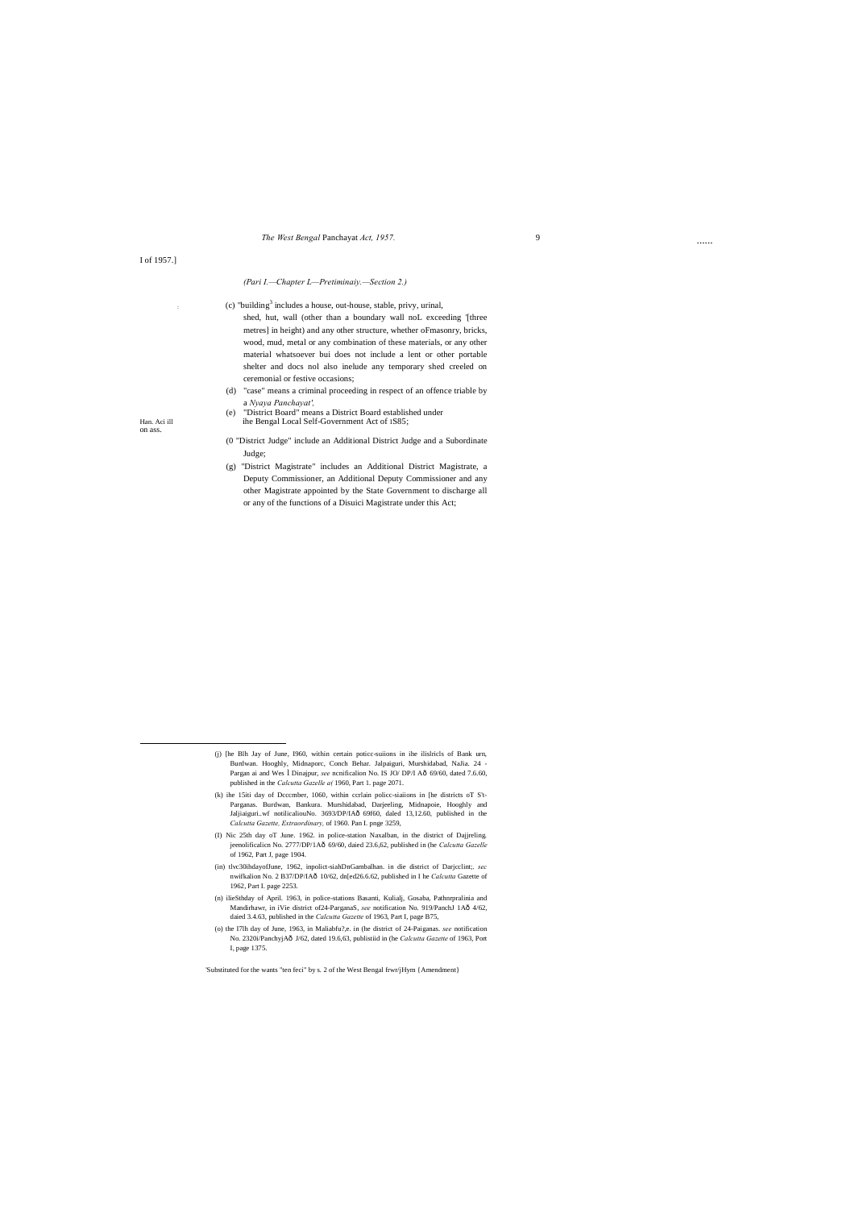I of 1957.]

*(Pari I.—Chapter L—Pretiminaiy.—Section 2.)*

(c) "building[3] includes a house, out-house, stable, privy, urinal, shed, hut, wall (other than a boundary wall noL exceeding '[three metres] in height) and any other structure, whether oFmasonry, bricks, wood, mud, metal or any combination of these materials, or any other material whatsoever bui does not include a lent or other portable shelter and docs nol also inelude any temporary shed creeled on ceremonial or festive occasions;

(d) "case" means a criminal proceeding in respect of an offence triable by a *Nyaya Panchayat',*

(e) "District Board" means a District Board established under ihe Bengal Local Self-Government Act of 1S85;

Han. Aci ill on ass.

(0 "District Judge" include an Additional District Judge and a Subordinate Judge;

(g) "District Magistrate" includes an Additional District Magistrate, a Deputy Commissioner, an Additional Deputy Commissioner and any other Magistrate appointed by the State Government to discharge all or any of the functions of a Disuici Magistrate under this Act;

---

(j) [he Blh Jay of June, I960, within certain poticc-suiions in ihe ilislricls of Bank urn, Burdwan. Hooghly, Midnaporc, Conch Behar. Jalpaiguri, Murshidabad, NaJia. 24 - Pargan ai and Wes l Dinajpur, *see* ncnification No. IS JO/ DP/I Að 69/60, dated 7.6.60, published in the *Calcutta Gazelle a(* 1960, Part 1. page 2071.

(k) ihe 15iti day of Dcccmber, 1060, within ccrlain policc-siaiions in [he districts oT S't-Parganas. Burdwan, Bankura. Murshidabad, Darjeeling, Midnapoie, Hooghly and Jaljiaiguri..wf notilicaliouNo. 3693/DP/IAð 69f60, daled 13,12.60, published in the *Calcutta Gazette, Extraordinary,* of 1960. Pan I. pnge 3259,

(I) Nic 25th day oT June. 1962. in police-station Naxalban, in the district of Dajjreling. jeenolificalicn No. 2777/DP/1Að 69/60, daied 23.6,62, published in (he *Calcutta Gazelle* of 1962, Part J, page 1904.

(in) tlvc30ihdayofJune, 1962, inpolict-siahDnGambalhan. in die district of Darjcclint;. *sec* nwifkalion No. 2 B37/DP/IAð 10/62, dn[ed26.6.62, published in I he *Calcutta* Gazette of 1962, Part I. page 2253.

(n) ilieSthday of April. 1963, in police-stations Basanti, Kulialj, Gosaba, Pathnrpralinia and Mandirhawr, in iVie district of24-ParganaS, *see* notification No. 919/PanchJ 1Að 4/62, daied 3.4.63, published in the *Calcutta Gazette* of 1963, Part I, page B75,

(o) the I7lh day of June, 1963, in Maliabfu?,e. in (he district of 24-Paiganas. *see* notification No. 2320i/PanchyjAð J/62, dated 19.6,63, publistiid in (he *Calcutta Gazette* of 1963, Port I, page 1375.

'Substituted for the wants "ten feci" by s. 2 of the West Bengal frwr/jHym {Amendment}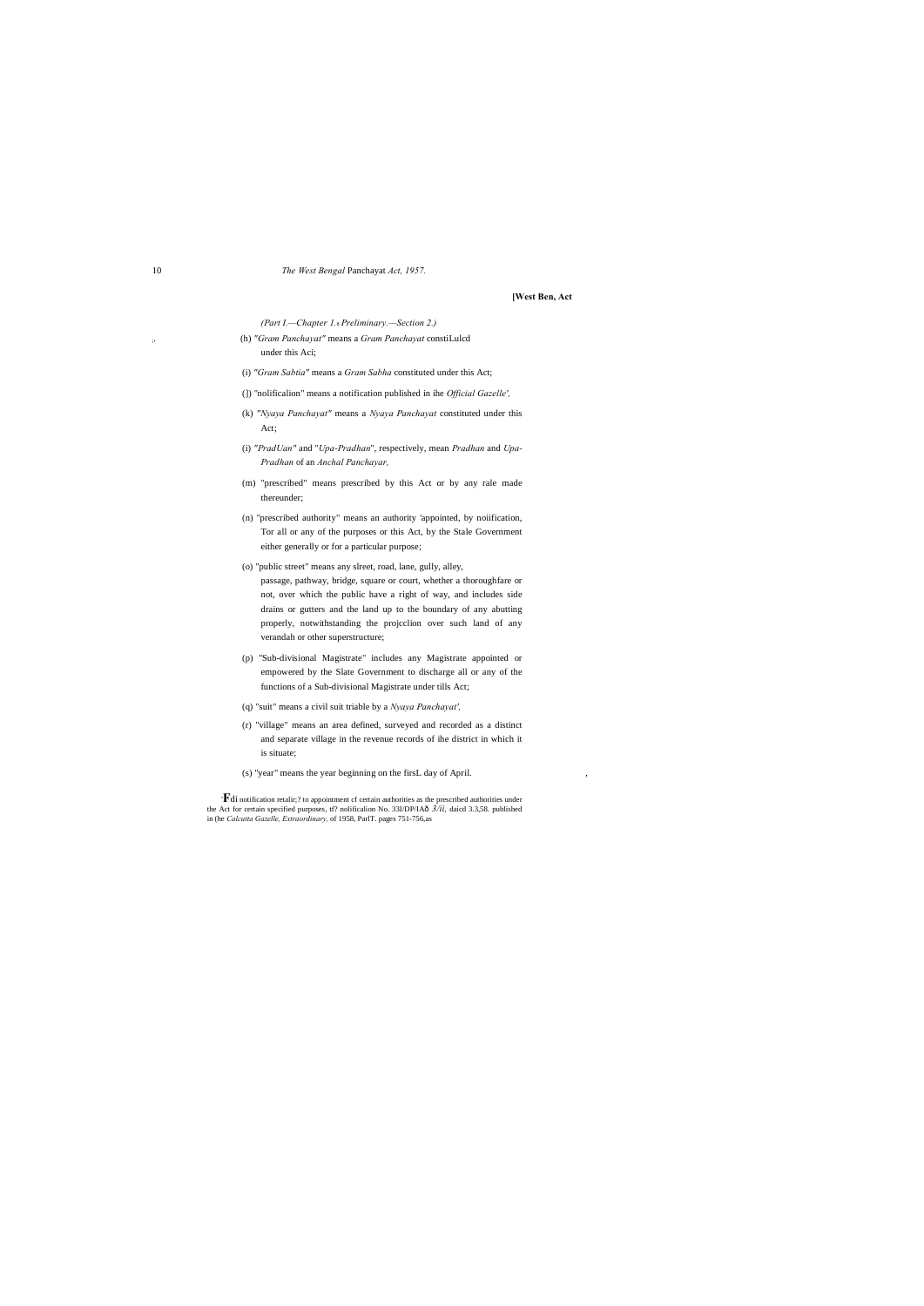*(Part I.—Chapter 1.s Preliminary.—Section 2.)*

(h) *"Gram Panchayat"* means a *Gram Panchayat* constiLulcd under this Aci;

(i) *"Gram Sabtia"* means a *Gram Sabha* constituted under this Act;

(]) "nolification" means a notification published in ihe *Official Gazelle',*

(k) *"Nyaya Panchayat"* means a *Nyaya Panchayat* constituted under this Act;

(i) *"PradUan"* and "*Upa-Pradhan*", respectively, mean *Pradhan* and *Upa-Pradhan* of an *Anchal Panchayar,*

(m) "prescribed" means prescribed by this Act or by any rale made thereunder;

(n) "prescribed authority" means an authority 'appointed, by noiification, Tor all or any of the purposes or this Act, by the Stale Government either generally or for a particular purpose;

(o) "public street" means any slreet, road, lane, gully, alley, passage, pathway, bridge, square or court, whether a thoroughfare or not, over which the public have a right of way, and includes side drains or gutters and the land up to the boundary of any abutting properly, notwithstanding the projcclion over such land of any verandah or other superstructure;

(p) "Sub-divisional Magistrate" includes any Magistrate appointed or empowered by the Slate Government to discharge all or any of the functions of a Sub-divisional Magistrate under tills Act;

(q) "suit" means a civil suit triable by a *Nyaya Panchayat',*

(r) "village" means an area defined, surveyed and recorded as a distinct and separate village in the revenue records of ihe district in which it is situate;

(s) "year" means the year beginning on the firsL day of April.

Fdi notification retalir;? to appointment cf certain authorities as the prescribed authorities under the Act for certain specified purposes, tf? nolificalion No. 33I/DP/IAð *3/ii,* daicd 3.3,58. published in (he *Calcutta Gazelle, Extraordinary,* of 1958, ParlT. pages 751-756,as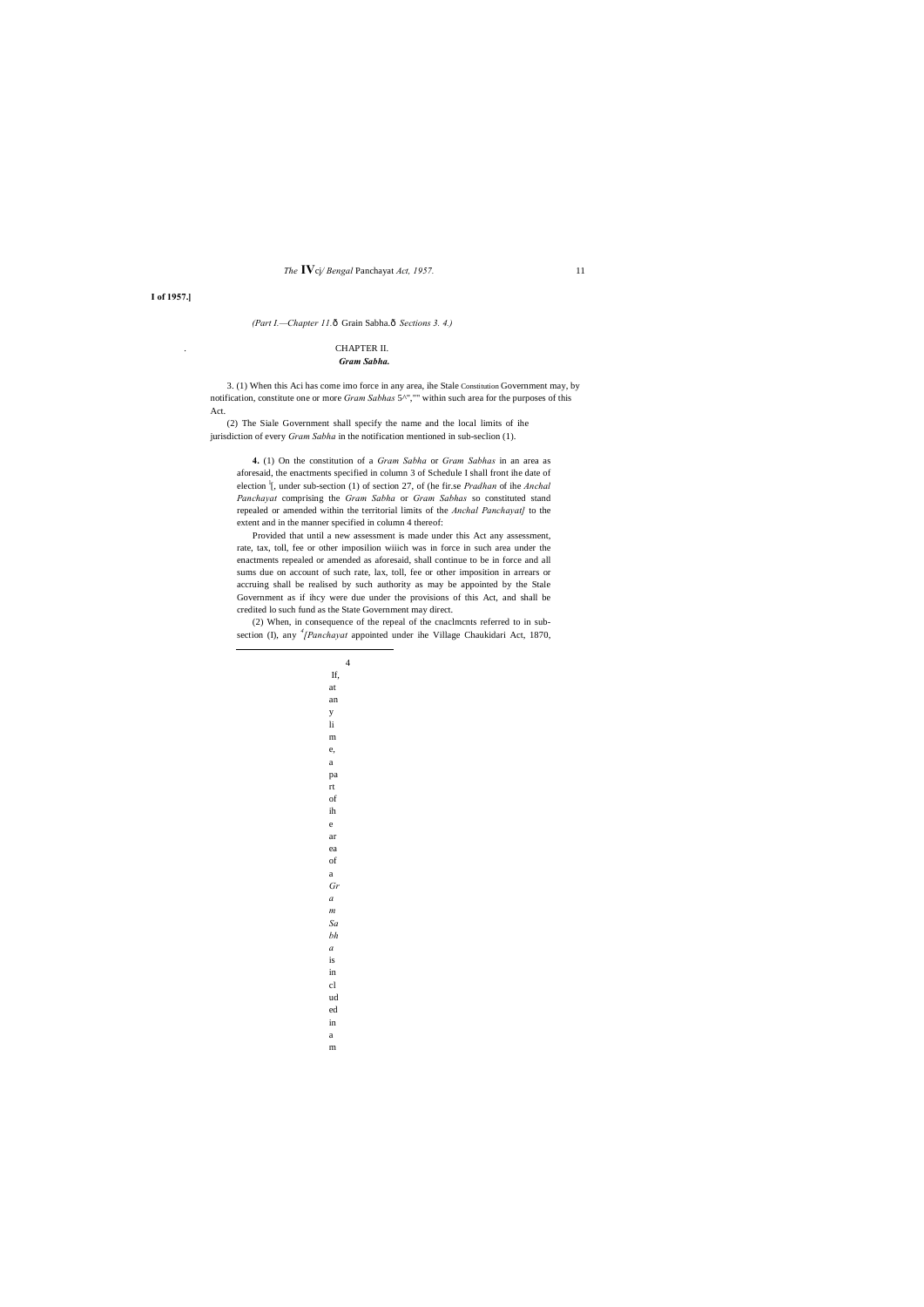**I of 1957.]**

*(Part I.—Chapter 11.*ô Grain Sabha.ô *Sections 3. 4.)*

## CHAPTER II.

### *Gram Sabha.*

3. (1) When this Aci has come imo force in any area, ihe Stale Constitution Government may, by notification, constitute one or more *Gram Sabhas* 5^","" within such area for the purposes of this Act.

(2) The Siale Government shall specify the name and the local limits of ihe jurisdiction of every *Gram Sabha* in the notification mentioned in sub-seclion (1).

**4.** (1) On the constitution of a *Gram Sabha* or *Gram Sabhas* in an area as aforesaid, the enactments specified in column 3 of Schedule I shall front ihe date of election [I][, under sub-section (1) of section 27, of (he fir.se *Pradhan* of ihe *Anchal Panchayat* comprising the *Gram Sabha* or *Gram Sabhas* so constituted stand repealed or amended within the territorial limits of the *Anchal Panchayat]* to the extent and in the manner specified in column 4 thereof:

Provided that until a new assessment is made under this Act any assessment, rate, tax, toll, fee or other imposilion wiiich was in force in such area under the enactments repealed or amended as aforesaid, shall continue to be in force and all sums due on account of such rate, lax, toll, fee or other imposition in arrears or accruing shall be realised by such authority as may be appointed by the Stale Government as if ihcy were due under the provisions of this Act, and shall be credited lo such fund as the State Government may direct.

(2) When, in consequence of the repeal of the cnaclmcnts referred to in sub-section (I), any [4]*[Panchayat* appointed under ihe Village Chaukidari Act, 1870,

---

4 If, at any lime, a part of ihe area of a *Gram Sabha* is included in a m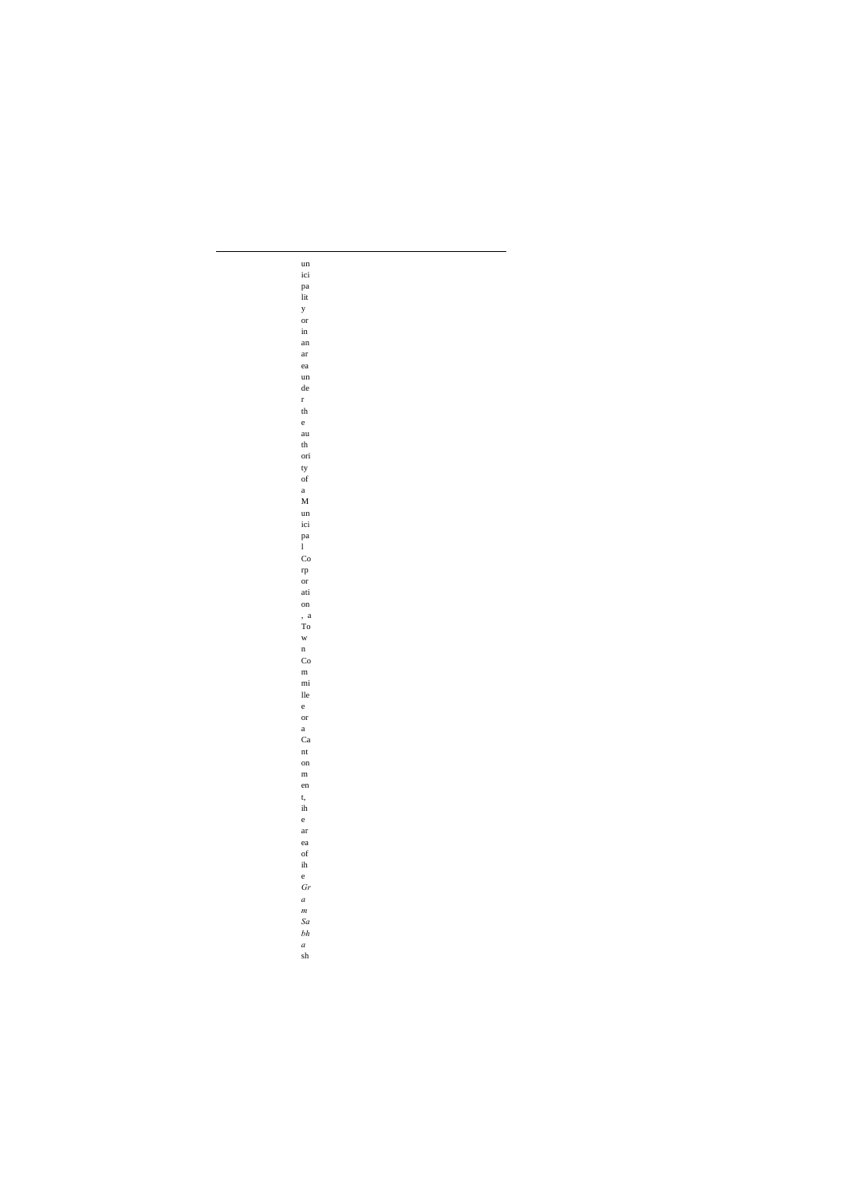unicipality or in an area under the authority of a Municipal Corporation, a Town Commillee or a Cantonment, ihe area of ihe *Gram Sabha* sh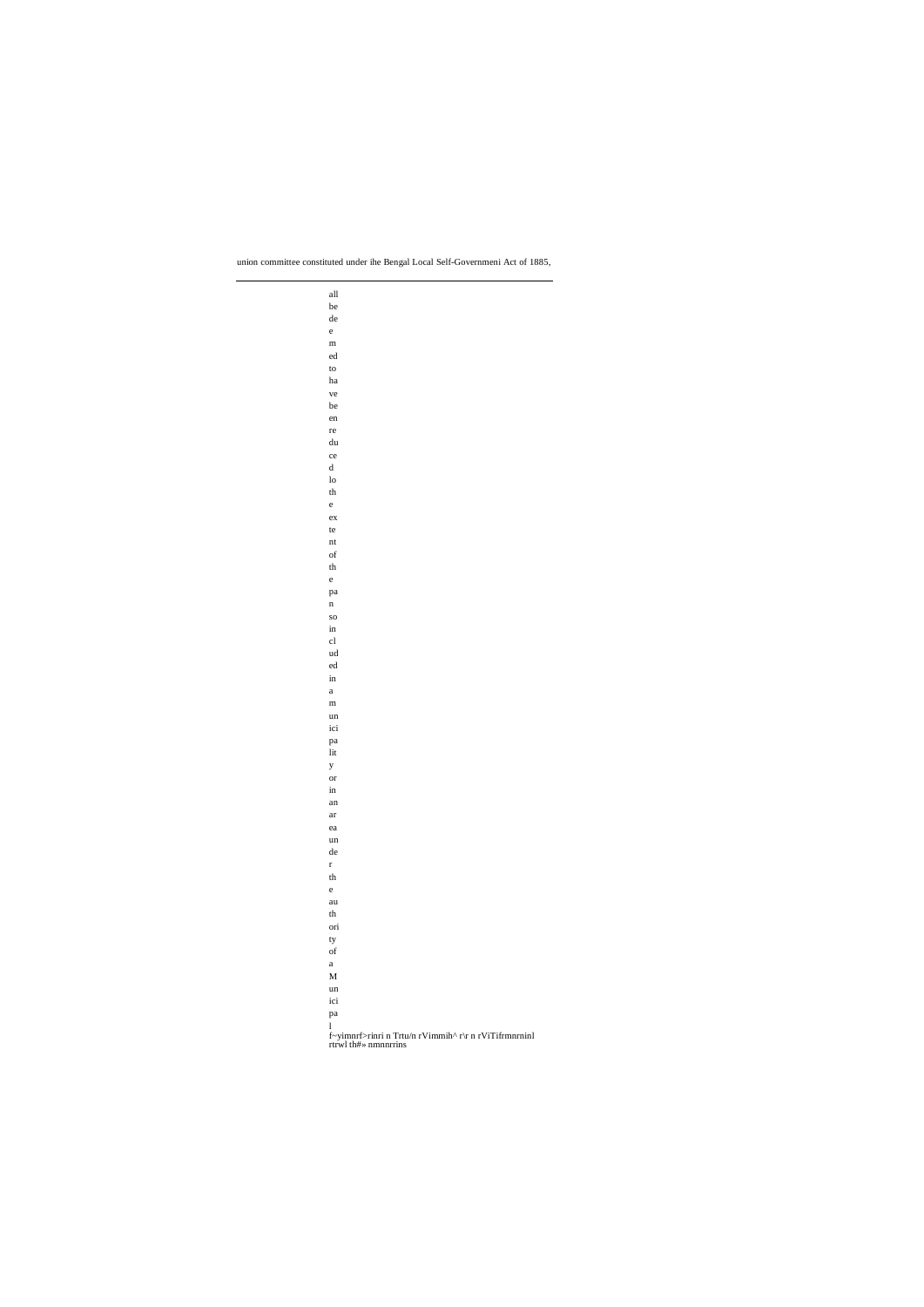union committee constituted under ihe Bengal Local Self-Governmeni Act of 1885,

---

all be deemed to have been reduced lo the extent of the pan so included in a municipality or in an area under the authority of a Municipal

f~yimnrf>rinri n Trtu/n rVimmih^ r\r n rViTifrmnrninl rtrwl th#» nmnnrrins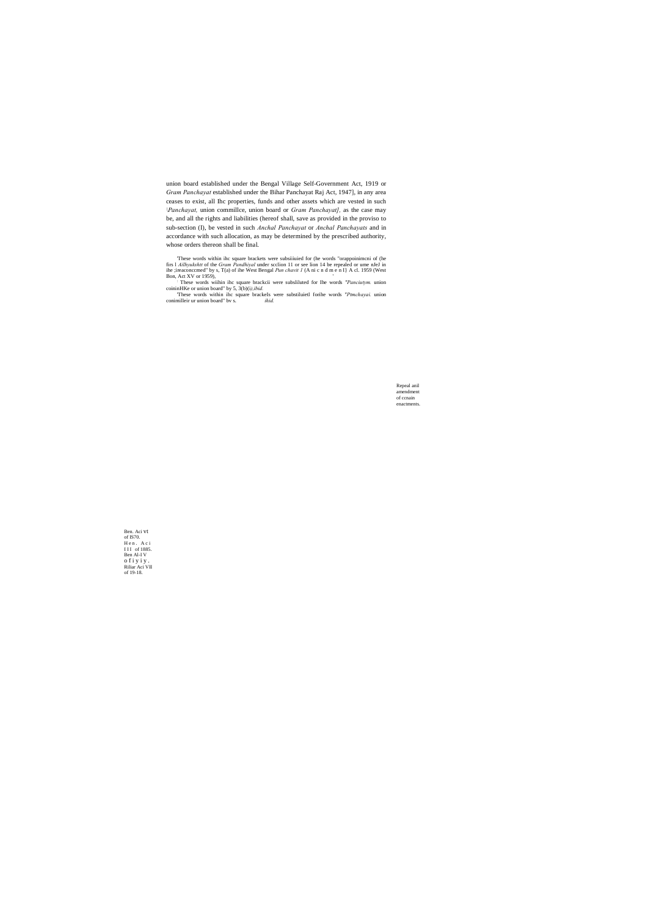union board established under the Bengal Village Self-Government Act, 1919 or *Gram Panchayat* established under the Bihar Panchayat Raj Act, 1947], in any area ceases to exist, all Ihc properties, funds and other assets which are vested in such \ *Panchayat,* union commillce, union board or *Gram Panchayat],* as the case may be, and all the rights and liabilities (hereof shall, save as provided in the proviso to sub-section (I), be vested in such *Anchal Panchayat* or *Anchal Panchayats* and in accordance with such allocation, as may be determined by the prescribed authority, whose orders thereon shall be final.

'These words within ihc square brackets were subsiiiuied for (he words "orappoinimcni of (he firs l *Ailhyukshtt* of the *Gram Pandhiyal* under scclion 11 or see lion 14 be repealed or ume nJeJ in ihe ;ireaconccmed" by s, T(a) of ihe West Bengal *Pun chavit 1* (A ni c n d m e n I} A cl. 1959 (West Bon, Act XV or 1959), '

: These words wiihin ihc square brackcii were subsliluted for Ihe words *"Panciutym.* union coininHKe or union board" by 5, 3(b)(i*),ibid.*

'These words within ihc square brackels were substiluietl forihe words *"Ptmchayai.* union conimilleir ur union board" bv s. *ihid.*

Repeal anil amendment of ccnain enactments.

Ben. Aci Vf of IS70.
H e n . A c i I I I of 1885.
Ben Al-I V o f i y i y .
Riliar Aci VII of 19-18.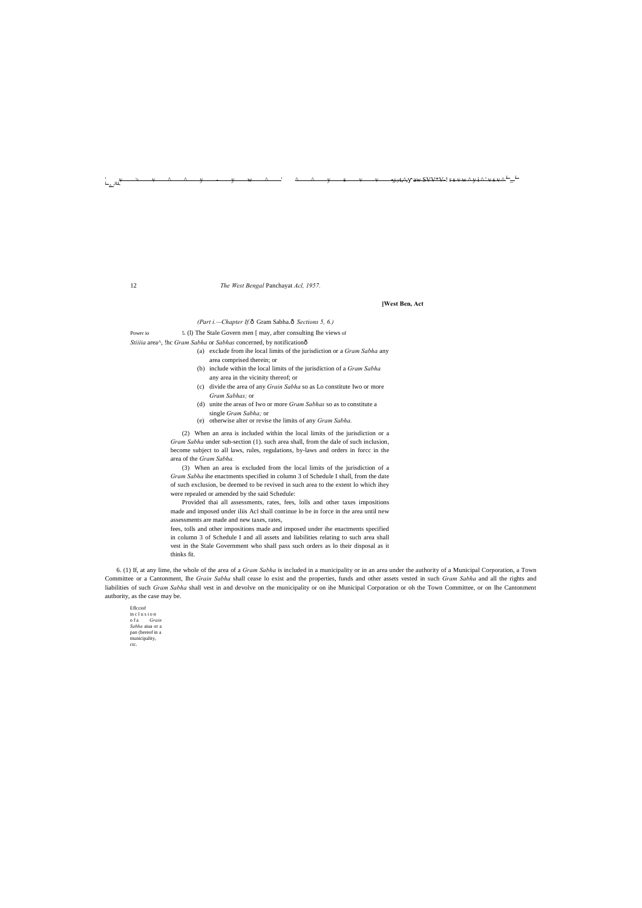*(Part i.—Chapter If.*ð Gram Sabha.ð *Sections 5, 6.)*

Power io Stiiiia area^, !hc

5. (l) The Stale Govern men [ may, after consulting Ihe views of *Gram Sabha* or *Sabhas* concerned, by notificationð

(a) exclude from ihe local limits of the jurisdiction or a *Gram Sabha* any area comprised therein; or

(b) include within the local limits of the jurisdiction of a *Gram Sabha* any area in the vicinity thereof; or

(c) divide the area of any *Grain Sabha* so as Lo constitute Iwo or more *Gram Sabhas;* or

(d) unite the areas of Iwo or more *Gram Sabhas* so as to constitute a single *Gram Sabha;* or

(e) otherwise alter or revise the limits of any *Gram Sabha.*

(2) When an area is included within the local limits of the jurisdiction or a *Gram Sabha* under sub-section (1). such area shall, from the dale of such inclusion, become subject to all laws, rules, regulations, by-laws and orders in forcc in the area of the *Gram Sabha.*

(3) When an area is excluded from the local limits of the jurisdiction of a *Gram Sabha* ihe enactments specified in column 3 of Schedule I shall, from the date of such exclusion, be deemed to be revived in such area to the extent lo which ihey were repealed or amended by the said Schedule:

Provided thai all assessments, rates, fees, lolls and other taxes impositions made and imposed under iliis Acl shall continue lo be in force in the area until new assessments are made and new taxes, rates, fees, tolls and other impositions made and imposed under ihe enactments specified in column 3 of Schedule I and all assets and liabilities relating to such area shall vest in the Stale Government who shall pass such orders as lo their disposal as it thinks fit.

Eflcciof in c l u s i o n o f a *Grain Sabha* aisa or a pan (hereof in a municipality, ctc.

6. (1) If, at any lime, the whole of the area of a *Gram Sabha* is included in a municipality or in an area under the authority of a Municipal Corporation, a Town Committee or a Cantonment, Ihe *Grain Sabha* shall cease lo exist and the properties, funds and other assets vested in such *Gram Sabha* and all the rights and liabilities of such *Gram Sabha* shall vest in and devolve on the municipality or on ihe Municipal Corporation or oh the Town Committee, or on Ihe Cantonment authority, as the case may be.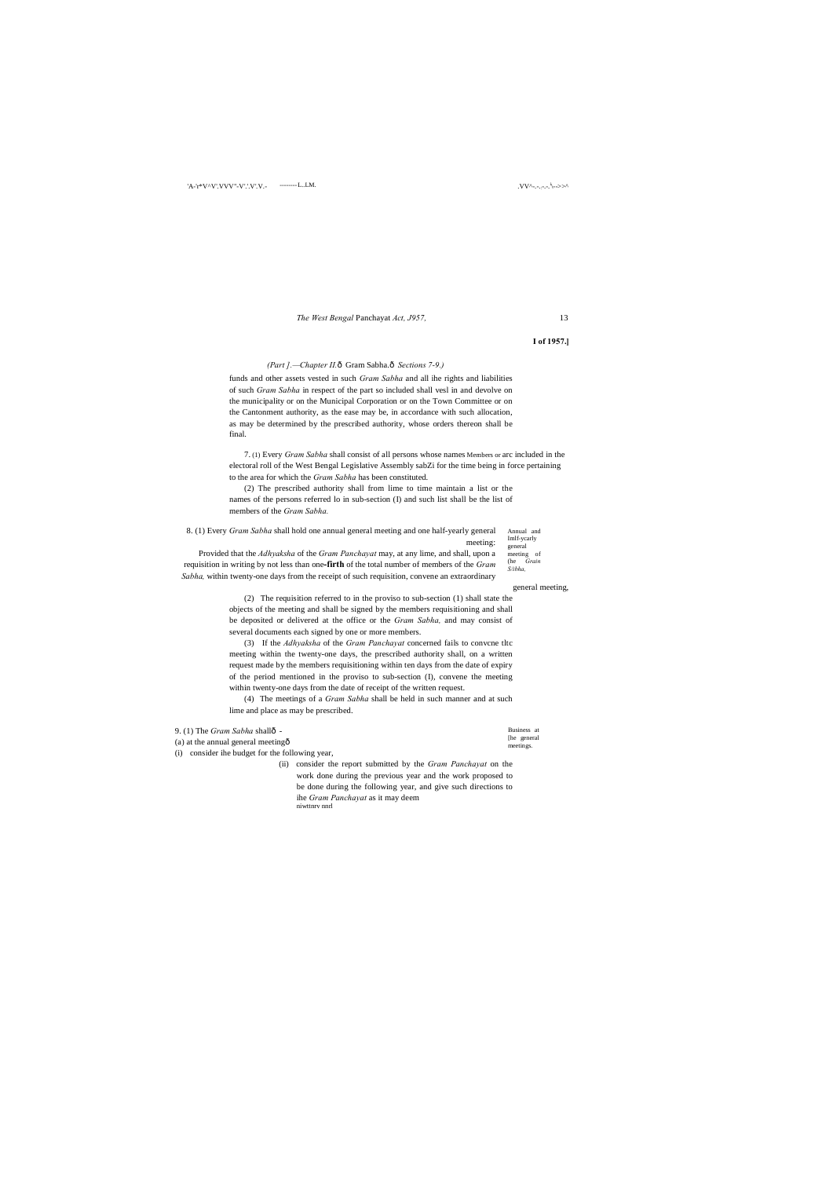*(Part I.—Chapter II.*ô Gram Sabha.ô *Sections 7-9.)*

funds and other assets vested in such *Gram Sabha* and all ihe rights and liabilities of such *Gram Sabha* in respect of the part so included shall vesl in and devolve on the municipality or on the Municipal Corporation or on the Town Committee or on the Cantonment authority, as the ease may be, in accordance with such allocation, as may be determined by the prescribed authority, whose orders thereon shall be final.

Members or arc

7. (1) Every *Gram Sabha* shall consist of all persons whose names included in the electoral roll of the West Bengal Legislative Assembly sabZi for the time being in force pertaining to the area for which the *Gram Sabha* has been constituted.

(2) The prescribed authority shall from lime to time maintain a list or the names of the persons referred lo in sub-section (I) and such list shall be the list of members of the *Gram Sabha.*

Annual and lmlf-ycarly general meeting of (he *Grain S/ibha,*

8. (1) Every *Gram Sabha* shall hold one annual general meeting and one half-yearly general meeting:

Provided that the *Adhyaksha* of the *Gram Panchayat* may, at any lime, and shall, upon a requisition in writing by not less than one-**firth** of the total number of members of the *Gram Sabha,* within twenty-one days from the receipt of such requisition, convene an extraordinary general meeting,

(2) The requisition referred to in the proviso to sub-section (1) shall state the objects of the meeting and shall be signed by the members requisitioning and shall be deposited or delivered at the office or the *Gram Sabha,* and may consist of several documents each signed by one or more members.

(3) If the *Adhyaksha* of the *Gram Panchayat* concerned fails to convcne tltc meeting within the twenty-one days, the prescribed authority shall, on a written request made by the members requisitioning within ten days from the date of expiry of the period mentioned in the proviso to sub-section (I), convene the meeting within twenty-one days from the date of receipt of the written request.

(4) The meetings of a *Gram Sabha* shall be held in such manner and at such lime and place as may be prescribed.

Business at [he general meetings.

9. (1) The *Gram Sabha* shallô -

(a) at the annual general meetingô

(i) consider ihe budget for the following year,

(ii) consider the report submitted by the *Gram Panchayat* on the work done during the previous year and the work proposed to be done during the following year, and give such directions to ihe *Gram Panchayat* as it may deem niwttnry nnrl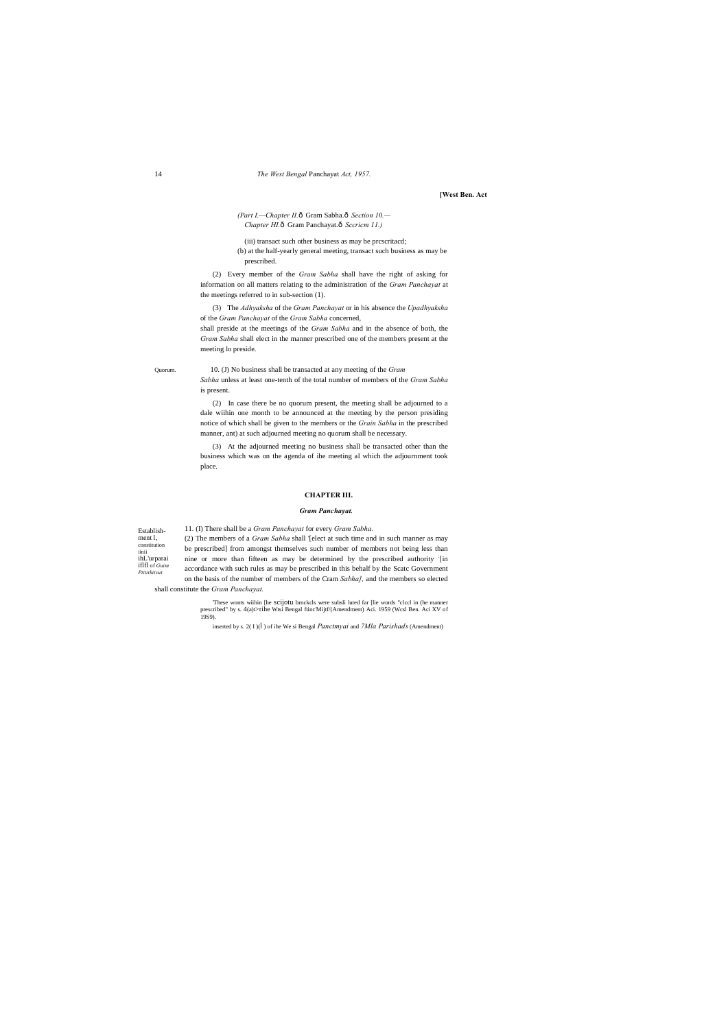*(Part I.—Chapter II.*ô Gram Sabha.ô *Section 10.— Chapter HI.*ô Gram Panchayat.ô *Sccricm 11.)*

(iii) transact such other business as may be prcscritacd;

(b) at the half-yearly general meeting, transact such business as may be prescribed.

(2) Every member of the *Gram Sabha* shall have the right of asking for information on all matters relating to the administration of the *Gram Panchayat* at the meetings referred to in sub-section (1).

(3) The *Adhyaksha* of the *Gram Panchayat* or in his absence the *Upadhyaksha* of the *Gram Panchayat* of the *Gram Sabha* concerned,

shall preside at the meetings of the *Gram Sabha* and in the absence of both, the *Gram Sabha* shall elect in the manner prescribed one of the members present at the meeting lo preside.

Quorum.

10. (J) No business shall be transacted at any meeting of the *Gram Sabha* unless at least one-tenth of the total number of members of the *Gram Sabha* is present.

(2) In case there be no quorum present, the meeting shall be adjourned to a dale wiihin one month to be announced at the meeting by the person presiding notice of which shall be given to the members or the *Grain Sabha* in the prescribed manner, ant) at such adjourned meeting no quorum shall be necessary.

(3) At the adjourned meeting no business shall be transacted other than the business which was on the agenda of ihe meeting al which the adjournment took place.

## CHAPTER III.

### *Gram Panchayat.*

Establish-ment l, constitution iinii ihL'urparai iflfl of *Guim Ptiitihtvut.*

11. (I) There shall be a *Gram Panchayat* for every *Gram Sabha.*

(2) The members of a *Gram Sabha* shall '[elect at such time and in such manner as may be prescribed] from amongst themselves such number of members not being less than nine or more than fifteen as may be determined by the prescribed authority ˙[in accordance with such rules as may be prescribed in this behalf by the Scatc Government on the basis of the number of members of the Cram *Sabha],* and the members so elected shall constitute the *Gram Panchayat.*

'These wonts wiihin [he scijotu brnckcls were subsli luted far [lie words "clccl in (he manner prescribed" by s. 4(a)t>rihe Wtsi Bengal ftinc'Mijtf/(Amendment) Aci. 1959 (Wcsl Ben. Aci XV of 19S9).

inserted by s. 2( I )(Ï ) of ihe We si Bengal *Panctmyai* and *7Mla Parishads* (Amendment)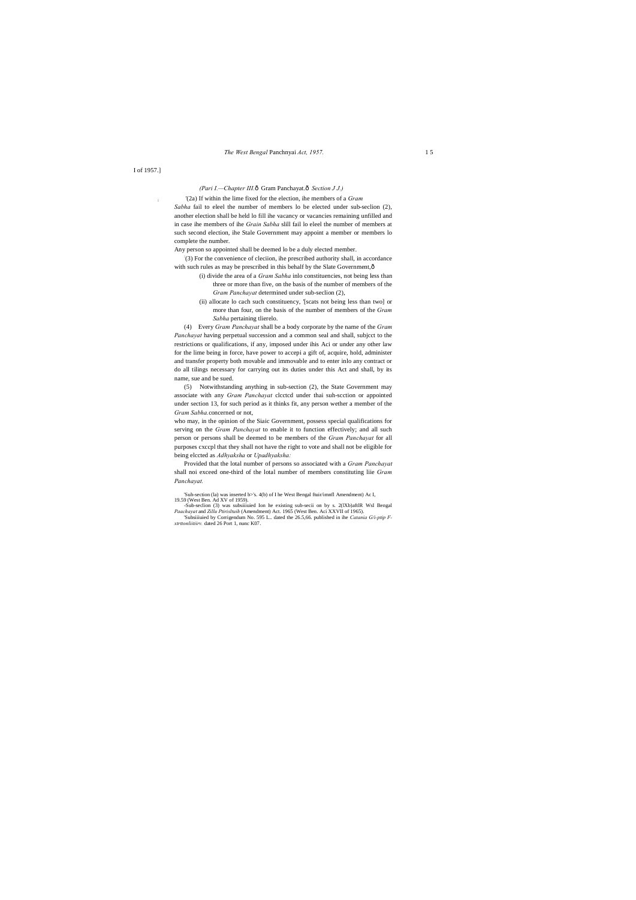I of 1957.]

*(Pari I.—Chapter III.*ô Gram Panchayat.ô *Section J J.)*

'(2a) If within the lime fixed for the election, ihe members of a *Gram Sabha* fail to eleel the number of members lo be elected under sub-seclion (2), another election shall be held lo fill ihe vacancy or vacancies remaining unfilled and in case ihe members of ihe *Grain Sabha* slill fail lo eleel the number of members at such second election, ihe Stale Government may appoint a member or members lo complete the number.

Any person so appointed shall be deemed lo be a duly elected member.

(3) For the convenience of cleciion, ihe prescribed authority shall, in accordance with such rules as may be prescribed in this behalf by the Slate Government,ô

(i) divide the area of a *Gram Sabha* inlo constituencies, not being less than three or more than five, on the basis of the number of members of the *Gram Panchayat* determined under sub-seclion (2),

(ii) allocate lo cach such constituency, '[scats not being less than two] or more than four, on the basis of the number of members of the *Gram Sabha* pertaining tlierelo.

(4) Every *Gram Panchayat* shall be a body corporate by the name of the *Gram Panchayat* having perpetual succession and a common seal and shall, subjcct to the restrictions or qualifications, if any, imposed under ihis Aci or under any other law for the lime being in force, have power to accepi a gift of, acquire, hold, administer and transfer property both movable and immovable and to enter inlo any contract or do all tilings necessary for carrying out its duties under this Act and shall, by its name, sue and be sued.

(5) Notwithstanding anything in sub-section (2), the State Government may associate with any *Gram Panchayat* clcctcd under thai suh-scction or appointed under section 13, for such period as it thinks fit, any person wether a member of the *Gram Sabha*.concerned or not,

who may, in the opinion of the Siaic Government, possess special qualifications for serving on the *Gram Panchayat* to enable it to function effectively; and all such person or persons shall be deemed to be members of the *Gram Panchayat* for all purposes cxccpl that they shall not have the right to vote and shall not be eligible for being elccted as *Adhyaksha* or *Upadhyaksha:*

Provided that the lotal number of persons so associated with a *Gram Panchayat* shall noi exceed one-third of the lotal number of members constituting liie *Gram Panchayat.*

'Suh-section (la) was inserted b>'s. 4(b) of I he West Bengal ftuir/imnfl Amendment) Ac I, 19.59 (West Ben. Ad XV of 1959).

-Sub-seclion (3) was subsiiiuied Ion he existing sub-secii on by s. 2(lXb)aftlR Wsl Bengal *Paachayat* and *Zillu Ptirisltuih* (Amendment) Act. 1965 (West Ben. Aci XXVII of 1965).

'Subsiiiuied by Corrigendum No. 595 L.. dated the 26.5,66. published in ihe *Catania G/i-ptip F-xtrttonliitiirv.* dated 26 Port 1, nunc K07.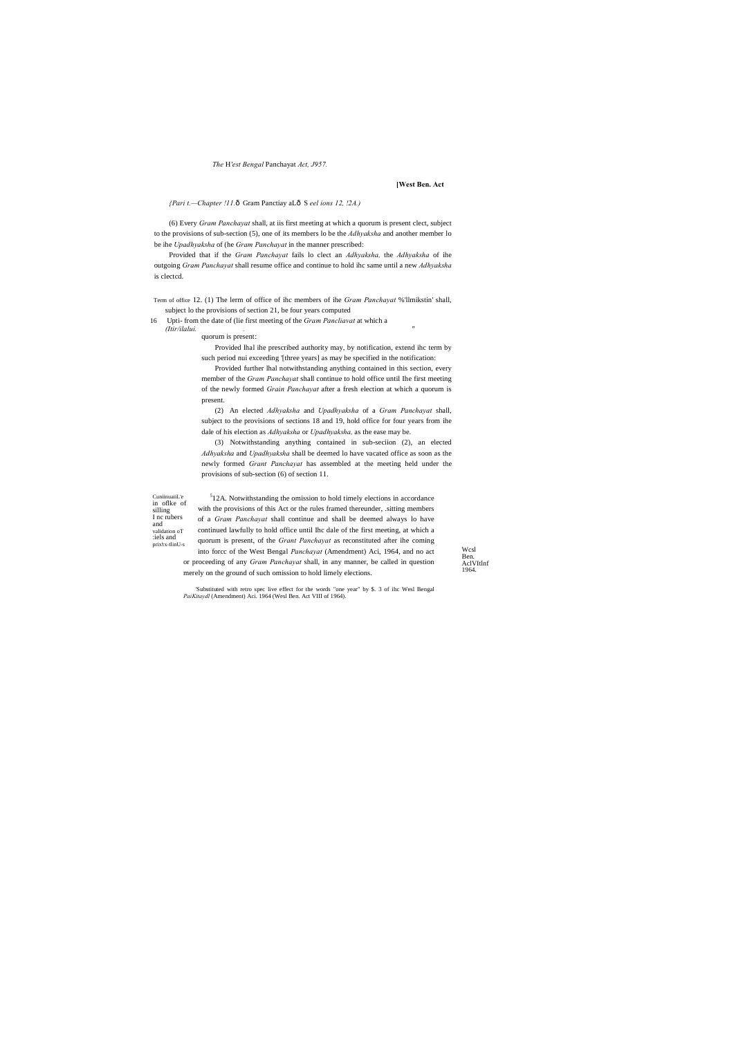*{Part I.—Chapter II.—Gram Panchayat.—Sections 12, 12A.)*

(6) Every *Gram Panchayat* shall, at iis first meeting at which a quorum is present clect, subject to the provisions of sub-section (5), one of its members lo be the *Adhyaksha* and another member lo be ihe *Upadhyaksha* of (he *Gram Panchayat* in the manner prescribed:

Provided that if the *Gram Panchayat* fails lo clect an *Adhyaksha,* the *Adhyaksha* of ihe outgoing *Gram Panchayat* shall resume office and continue to hold ihc same until a new *Adhyaksha* is clectcd.

Term of office 12. (1) The lerm of office of ihc members of ihe *Gram Panchayat* %'llmikstin' shall, subject lo the provisions of section 21, be four years computed

16 Upti- from the date of (lie first meeting of the *Gram Pancliavat* at which a *(Itir/ilalui.*

quorum is present:

Provided lhal ihe prescribed authority may, by notification, extend ihc term by such period nui exceeding [1][three years] as may be specified in the notification:

Provided further lhal notwithstanding anything contained in this section, every member of the *Gram Panchayat* shall continue to hold office until Ihe first meeting of the newly formed *Grain Panchayat* after a fresh election at which a quorum is present.

(2) An elected *Adhyaksha* and *Upadhyaksha* of a *Gram Panchayat* shall, subject to the provisions of sections 18 and 19, hold office for four years from ihe dale of his election as *Adhyaksha* or *Upadhyaksha,* as the ease may be.

(3) Notwithstanding anything contained in sub-seciion (2), an elected *Adhyaksha* and *Upadhyaksha* shall be deemed lo have vacated office as soon as the newly formed *Grant Panchayat* has assembled at the meeting held under the provisions of sub-section (6) of section 11.

CuniinuaiiL'e in oflke of silling I nc rubers and validation oT :iels and prix'tx-dinU-s

[5]12A. Notwithstanding the omission to hold timely elections in accordance with the provisions of this Act or the rules framed thereunder, .sitting members of a *Gram Panchayat* shall continue and shall be deemed always lo have continued lawfully to hold office until Ihc dale of the first meeting, at which a quorum is present, of the *Grant Panchayat* as reconstituted after ihe coming into forcc of the West Bengal *Panchayat* (Amendment) Aci, 1964, and no act or proceeding of any *Gram Panchayat* shall, in any manner, be called in question merely on the ground of such omission to hold limely elections.

Wcsl Ben. AclVItlnf 1964.

[1]Substituted with retro spec live effect for the words "one year" by $. 3 of ihc Wesl Bengal *PaiKitaydl* (Amendment) Aci. 1964 (Wesl Ben. Act VIII of 1964).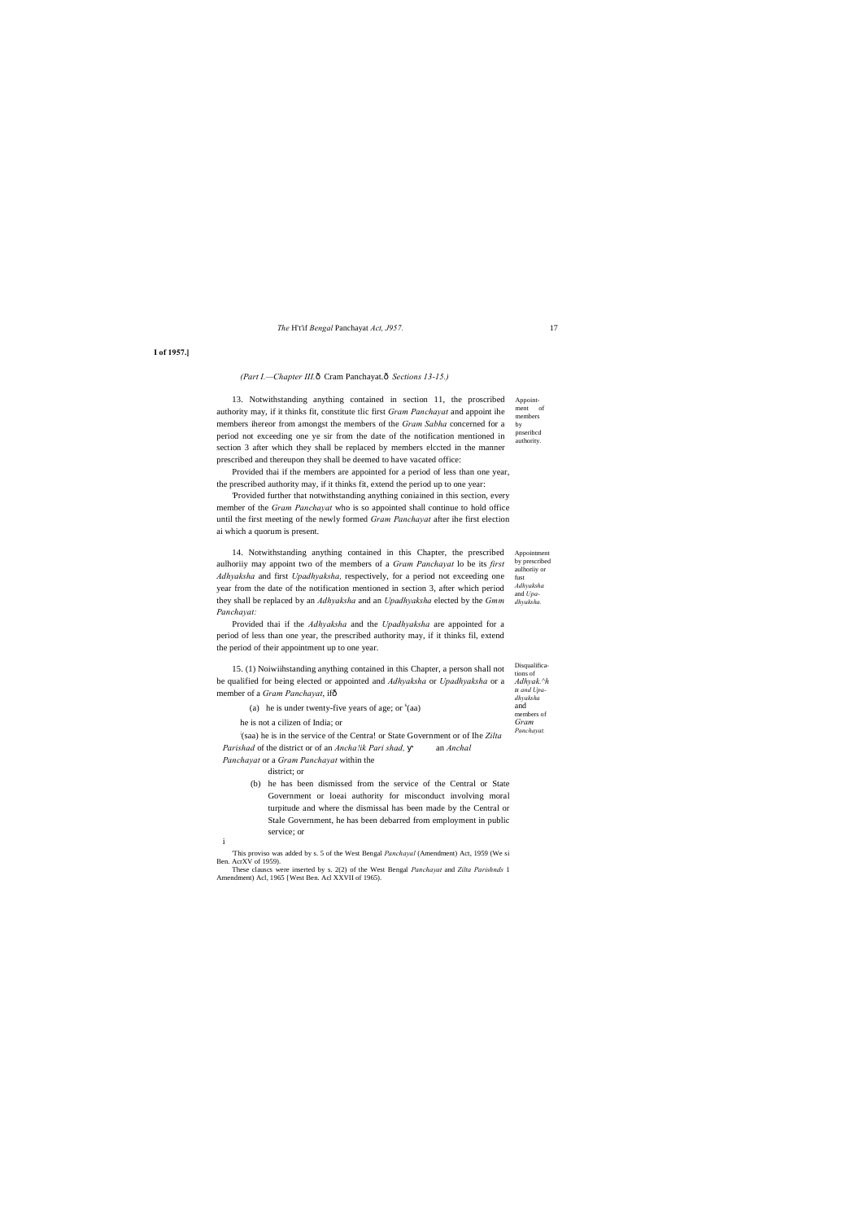**I of 1957.]**

*(Part I.—Chapter III.*ô Cram Panchayat.ô *Sections 13-15.)*

Appointment of members by proscribcd authority.

13. Notwithstanding anything contained in section 11, the proscribed authority may, if it thinks fit, constitute tlic first *Gram Panchayat* and appoint ihe members ihereor from amongst the members of the *Gram Sabha* concerned for a period not exceeding one ye sir from the date of the notification mentioned in section 3 after which they shall be replaced by members elccted in the manner prescribed and thereupon they shall be deemed to have vacated office:

Provided thai if the members are appointed for a period of less than one year, the prescribed authority may, if it thinks fit, extend the period up to one year:

'Provided further that notwithstanding anything coniained in this section, every member of the *Gram Panchayat* who is so appointed shall continue to hold office until the first meeting of the newly formed *Gram Panchayat* after ihe first election ai which a quorum is present.

Appointment by prescribed aulhoriiy or fust *Adhyaksha* and *Upadhyaksha.*

14. Notwithstanding anything contained in this Chapter, the prescribed aulhoriiy may appoint two of the members of a *Gram Panchayat* lo be its *first Adhyaksha* and first *Upadhyaksha,* respectively, for a period not exceeding one year from the date of the notification mentioned in section 3, after which period they shall be replaced by an *Adhyaksha* and an *Upadhyaksha* elected by the *Gmm Panchayat:*

Provided thai if the *Adhyaksha* and the *Upadhyaksha* are appointed for a period of less than one year, the prescribed authority may, if it thinks fil, extend the period of their appointment up to one year.

Disqualifications of *Adhyak.^h tt and Upadhyaksha* and members of *Gram Panchayat.*

15. (1) Noiwiihstanding anything contained in this Chapter, a person shall not be qualified for being elected or appointed and *Adhyaksha* or *Upadhyaksha* or a member of a *Gram Panchayat*, ifô

(a) he is under twenty-five years of age; or [s](aa) he is not a cilizen of India; or

[;](saa) he is in the service of the Centra! or State Government or of Ihe *Zilta Parishad* of the district or of an *Ancha!ik Pari shad,* ϒ an *Anchal Panchayat* or a *Gram Panchayat* within the district; or

(b) he has been dismissed from the service of the Central or State Government or loeai authority for misconduct involving moral turpitude and where the dismissal has been made by the Central or Stale Government, he has been debarred from employment in public service; or

'This proviso was added by s. 5 of the West Bengal *Panchayal* (Amendment) Act, 1959 (We si Ben. AcrXV of 1959).

These clauscs were inserted by s. 2(2) of the West Bengal *Panchayat* and *Zilta Parishnds* 1 Amendment) Acl, 1965 {West Ben. Acl XXVII of 1965).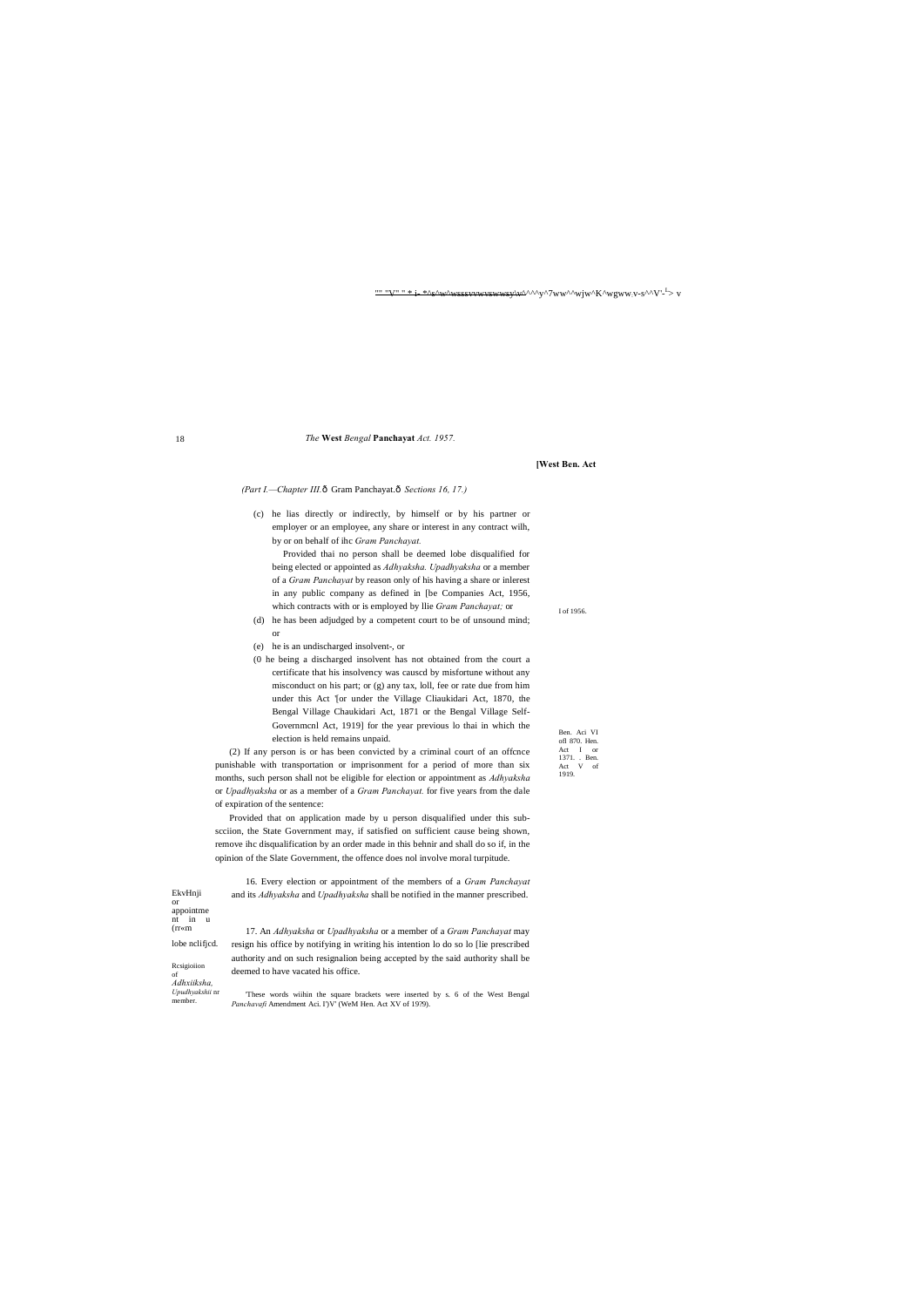*(Part I.—Chapter III.*ô Gram Panchayat.ô *Sections 16, 17.)*

(c) he lias directly or indirectly, by himself or by his partner or employer or an employee, any share or interest in any contract wilh, by or on behalf of ihc *Gram Panchayat.*

Provided thai no person shall be deemed lobe disqualified for being elected or appointed as *Adhyaksha. Upadhyaksha* or a member of a *Gram Panchayat* by reason only of his having a share or inlerest in any public company as defined in [be Companies Act, 1956, which contracts with or is employed by llie *Gram Panchayat;* or

I of 1956.

(d) he has been adjudged by a competent court to be of unsound mind; or

(e) he is an undischarged insolvent-, or

(0 he being a discharged insolvent has not obtained from the court a certificate that his insolvency was causcd by misfortune without any misconduct on his part; or (g) any tax, loll, fee or rate due from him under this Act '[or under the Village Cliaukidari Act, 1870, the Bengal Village Chaukidari Act, 1871 or the Bengal Village Self-Governmcnl Act, 1919] for the year previous lo thai in which the election is held remains unpaid.

Ben. Aci VI ofl 870. Hen. Act I or 1371. . Ben. Act V of 1919.

(2) If any person is or has been convicted by a criminal court of an offcnce punishable with transportation or imprisonment for a period of more than six months, such person shall not be eligible for election or appointment as *Adhyaksha* or *Upadhyaksha* or as a member of a *Gram Panchayat.* for five years from the dale of expiration of the sentence:

Provided that on application made by u person disqualified under this sub-scciion, the State Government may, if satisfied on sufficient cause being shown, remove ihc disqualification by an order made in this behnir and shall do so if, in the opinion of the Slate Government, the offence does nol involve moral turpitude.

EkvHnji or appointme nt in u (rr«m lobe nclifjcd.

16. Every election or appointment of the members of a *Gram Panchayat* and its *Adhyaksha* and *Upadhyaksha* shall be notified in the manner prescribed.

Rcsigioiion of *Adhxiiksha, Upudhyakshii* nr member.

17. An *Adhyaksha* or *Upadhyaksha* or a member of a *Gram Panchayat* may resign his office by notifying in writing his intention lo do so lo [lie prescribed authority and on such resignalion being accepted by the said authority shall be deemed to have vacated his office.

'These words wiihin the square brackets were inserted by s. 6 of the West Bengal *Panchavafi* Amendment Aci. I')V' (WeM Hen. Act XV of 19?9).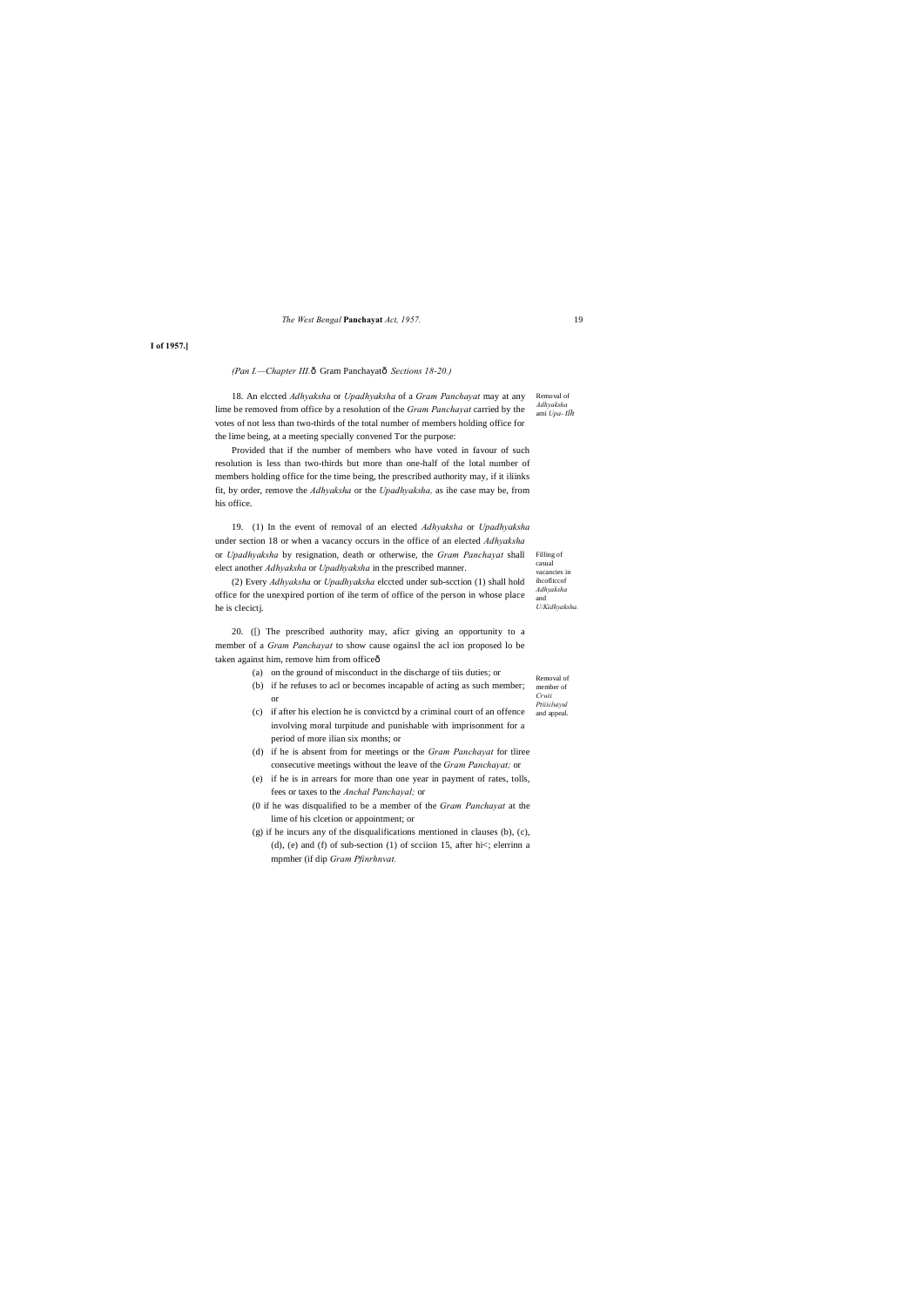I of 1957.]

*(Pan I.—Chapter III.*ô Gram Panchayatô *Sections 18-20.)*

Removal of *Adhyaksha* ami *Upa- IIh*

18. An elccted *Adhyaksha* or *Upadhyaksha* of a *Gram Panchayat* may at any lime be removed from office by a resolution of the *Gram Panchayat* carried by the votes of not less than two-thirds of the total number of members holding office for the lime being, at a meeting specially convened Tor the purpose:

Provided that if the number of members who have voted in favour of such resolution is less than two-thirds but more than one-half of the lotal number of members holding office for the time being, the prescribed authority may, if it iliinks fit, by order, remove the *Adhyaksha* or the *Upadhyaksha,* as ihe case may be, from his office.

Filling of casual vacancies in ihcofliccof *Adhyaksha* and *U/Kidhyaksha.*

19. (1) In the event of removal of an elected *Adhyaksha* or *Upadhyaksha* under section 18 or when a vacancy occurs in the office of an elected *Adhyaksha* or *Upadhyaksha* by resignation, death or otherwise, the *Gram Panchayat* shall elect another *Adhyaksha* or *Upadhyaksha* in the prescribed manner.

(2) Every *Adhyaksha* or *Upadhyaksha* elccted under sub-scction (1) shall hold office for the unexpired portion of ihe term of office of the person in whose place he is clecictj.

Removal of member of *Crwti Ptiitcluiyul* and appeal.

20. ([) The prescribed authority may, aficr giving an opportunity to a member of a *Gram Panchayat* to show cause ogainsl the acl ion proposed lo be taken against him, remove him from officeô

(a) on the ground of misconduct in the discharge of tiis duties; or

(b) if he refuses to acl or becomes incapable of acting as such member; or

(c) if after his election he is convictcd by a criminal court of an offence involving moral turpitude and punishable with imprisonment for a period of more ilian six months; or

(d) if he is absent from for meetings or the *Gram Panchayat* for tliree consecutive meetings without the leave of the *Gram Panchayat;* or

(e) if he is in arrears for more than one year in payment of rates, tolls, fees or taxes to the *Anchal Panchayal;* or

(0 if he was disqualified to be a member of the *Gram Panchayat* at the lime of his clcetion or appointment; or

(g) if he incurs any of the disqualifications mentioned in clauses (b), (c), (d), (e) and (f) of sub-section (1) of scciion 15, after hi<; elerrinn a mpmher (if dip *Gram Pfinrhnvat.*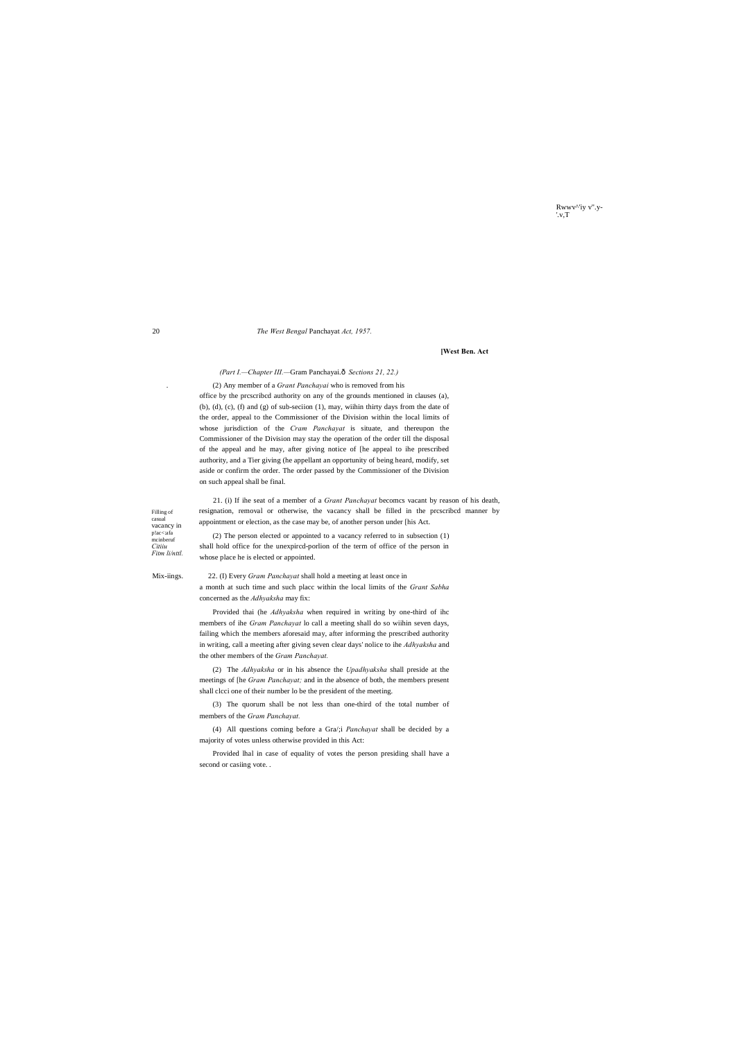*(Part I.—Chapter III.*—Gram Panchayai.ð *Sections 21, 22.)*

(2) Any member of a *Grant Panchayai* who is removed from his office by the prcscribcd authority on any of the grounds mentioned in clauses (a), (b), (d), (c), (f) and (g) of sub-seciion (1), may, wiihin thirty days from the date of the order, appeal to the Commissioner of the Division within the local limits of whose jurisdiction of the *Cram Panchayat* is situate, and thereupon the Commissioner of the Division may stay the operation of the order till the disposal of the appeal and he may, after giving notice of [he appeal to ihe prescribed authority, and a Tier giving (he appellant an opportunity of being heard, modify, set aside or confirm the order. The order passed by the Commissioner of the Division on such appeal shall be final.

Filling of casual vacancy in plac<:afa mcinberuf *Citiiu Fitm li/nttl.*

21. (i) If ihe seat of a member of a *Grant Panchayat* becomcs vacant by reason of his death, resignation, removal or otherwise, the vacancy shall be filled in the prcscribcd manner by appointment or election, as the case may be, of another person under [his Act.

(2) The person elected or appointed to a vacancy referred to in subsection (1) shall hold office for the unexpircd-porlion of the term of office of the person in whose place he is elected or appointed.

Mix-iings.

22. (I) Every *Gram Panchayat* shall hold a meeting at least once in a month at such time and such placc within the local limits of the *Grant Sabha* concerned as the *Adhyaksha* may fix:

Provided thai (he *Adhyaksha* when required in writing by one-third of ihc members of ihe *Gram Panchayat* lo call a meeting shall do so wiihin seven days, failing which the members aforesaid may, after informing the prescribed authority in writing, call a meeting after giving seven clear days' nolice to ihe *Adhyaksha* and the other members of the *Gram Panchayat.*

(2) The *Adhyaksha* or in his absence the *Upadhyaksha* shall preside at the meetings of [he *Gram Panchayat;* and in the absence of both, the members present shall clcci one of their number lo be the president of the meeting.

(3) The quorum shall be not less than one-third of the total number of members of the *Gram Panchayat.*

(4) All questions coming before a Gra/;i *Panchayat* shall be decided by a majority of votes unless otherwise provided in this Act:

Provided lhal in case of equality of votes the person presiding shall have a second or casiing vote. .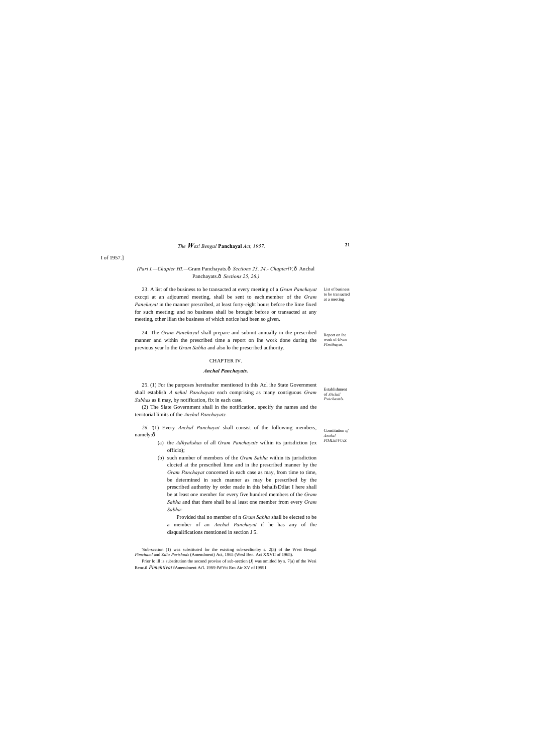I of 1957.]

*(Pari I.—Chapter HI.—*Gram Panchayats.ô *Sections 23, 24.- ChapterlV,*ô Anchal Panchayats.ô *Sections 25, 26.)*

List of business to be transacted at a meeting.

23. A list of the business to be transacted at every meeting of a *Gram Panchayat* cxccpi at an adjourned meeting, shall be sent to each.member of the *Gram Panchayat* in the manner prescribed, at least forty-eight hours before the lime fixed for such meeting; and no business shall be brought before or transacted at any meeting, other llian the business of which notice had been so given.

Report on ihe work of *Gram Psmthuyat,*

24. The *Gram Panchayal* shall prepare and submit annually in the prescribed manner and within the prescribed time a report on ihe work done during the previous year lo the *Gram Sabha* and also lo ihe prescribed authority.

CHAPTER IV.

***Anchal Panchayats.***

Establishment nl *Aiiclail Pwichasttls.*

25. (1) For ihe purposes hereinafter mentioned in this Acl ihe State Government shall establish *A nchal Panchayats* each comprising as many contiguous *Gram Sabhas* as ii may, by notification, fix in each case.

(2) The Slate Government shall in the notification, specify the names and the territorial limits of the *Anchal Panchayats.*

Constitution *of Anchal PlMLhltVUtS.*

*26.* '(1) Every *Anchal Panchayat* shall consist of the following members, namely:ô

(a) the *Adhyakshas* of all *Gram Panchayats* wilhin its jurisdiction (ex officio);

(b) such number of members of the *Gram Sabha* within its jurisdiction clccied at the prescribed lime and in ihe prescribed manner by the *Gram Panchayat* concerned in each case as may, from time to time, be determined in such manner as may be prescribed by the prescribed authority by order made in this behalfsDtliat I here shall be at least one memher for every five hundred members of the *Gram Sabha* and that there shall be al least one member from every *Gram Sabha:*

Provided thai no member of n *Gram Sabha* shall be elected to be a member of an *Anchal Panchayut* if he has any of the disqualifications mentioned in section J 5.

'Sub-scction (1) was substituted for ihe existing sub-seclionby s. 2(3) of the West Bengal *Ptmchaml* and *Zilia Purishuds* (Amendment) Act, 1965 (Wesl Ben. Act XXVII of 1965).

Prior lo ill is substitution the second proviso of sub-section (J) was omitled by s. 7(a) nf the Wesi Renc.il *Pimchtivat* fAmendment At'l. 19S9 fWVtt Rrn Air XV nf I9S91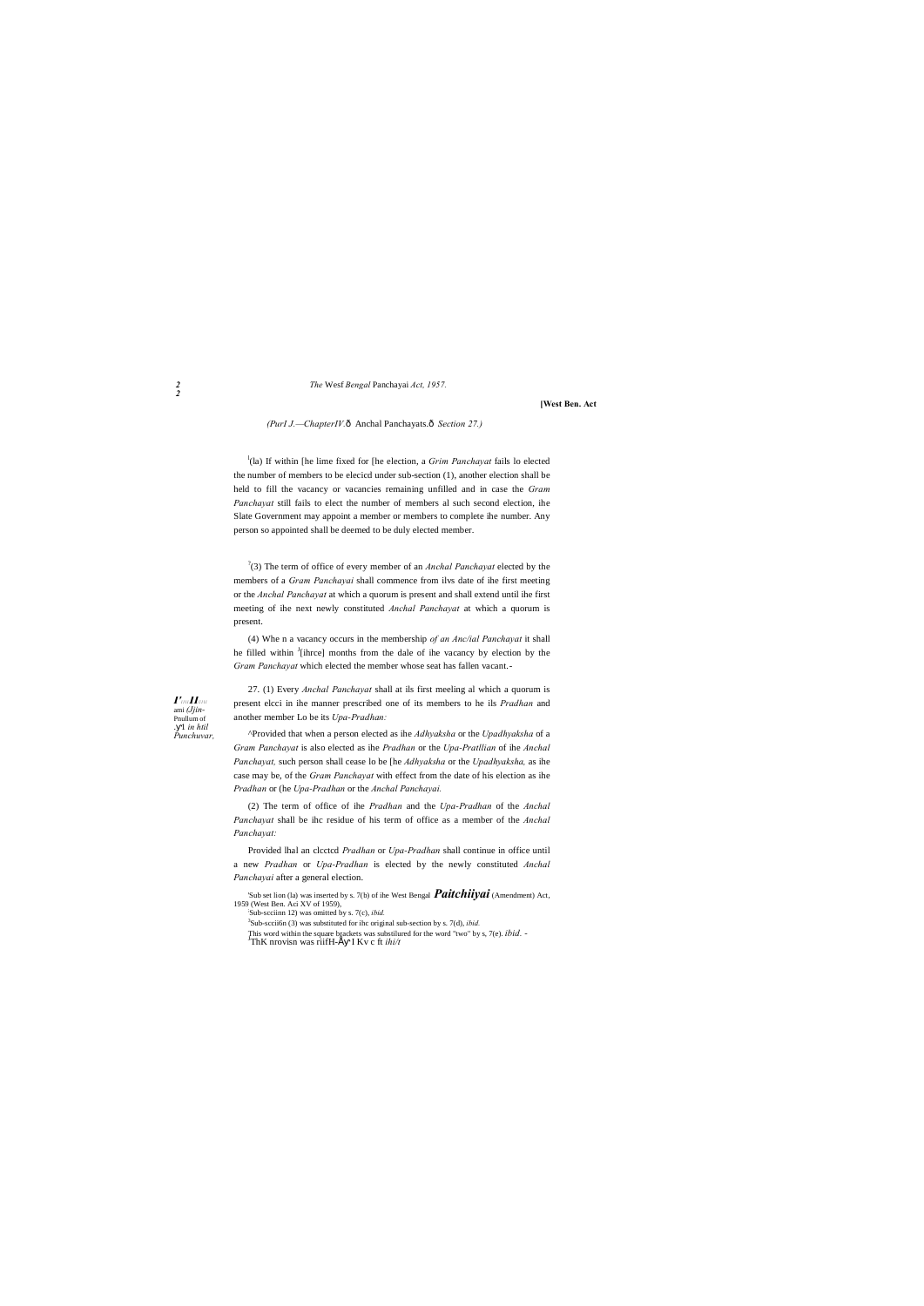*(PurI J.—ChapterIV.ô Anchal Panchayats.ô Section 27.)*

[1](la) If within [he lime fixed for [he election, a *Grim Panchayat* fails lo elected the number of members to be elecicd under sub-section (1), another election shall be held to fill the vacancy or vacancies remaining unfilled and in case the *Gram Panchayat* still fails to elect the number of members al such second election, ihe Slate Government may appoint a member or members to complete ihe number. Any person so appointed shall be deemed to be duly elected member.

[?](3) The term of office of every member of an *Anchal Panchayat* elected by the members of a *Gram Panchayai* shall commence from ilvs date of ihe first meeting or the *Anchal Panchayat* at which a quorum is present and shall extend until ihe first meeting of ihe next newly constituted *Anchal Panchayat* at which a quorum is present.

(4) Whe n a vacancy occurs in the membership *of an Anc/ial Panchayat* it shall he filled within [J][ihrce] months from the dale of ihe vacancy by election by the *Gram Panchayat* which elected the member whose seat has fallen vacant.-

*I'ₜₜᵢ IIₜₜᵢₜ* ami *(Jjin-* Pnullum of .ý'I *in htil Punchuvar,*

27. (1) Every *Anchal Panchayat* shall at ils first meeling al which a quorum is present elcci in ihe manner prescribed one of its members to he ils *Pradhan* and another member Lo be its *Upa-Pradhan:*

^Provided that when a person elected as ihe *Adhyaksha* or the *Upadhyaksha* of a *Gram Panchayat* is also elected as ihe *Pradhan* or the *Upa-Pratllian* of ihe *Anchal Panchayat,* such person shall cease lo be [he *Adhyaksha* or the *Upadhyaksha,* as ihe case may be, of the *Gram Panchayat* with effect from the date of his election as ihe *Pradhan* or (he *Upa-Pradhan* or the *Anchal Panchayai.*

(2) The term of office of ihe *Pradhan* and the *Upa-Pradhan* of the *Anchal Panchayat* shall be ihc residue of his term of office as a member of the *Anchal Panchayat:*

Provided lhal an clcctcd *Pradhan* or *Upa-Pradhan* shall continue in office until a new *Pradhan* or *Upa-Pradhan* is elected by the newly constituted *Anchal Panchayai* after a general election.

[1]Sub set lion (la) was inserted by s. 7(b) of ihe West Bengal ***Paitchiiyai*** (Amendment) Act, 1959 (West Ben. Aci XV of 1959),
[:]Sub-scciinn 12) was omitted by s. 7(c), *ibid.*
[3]Sub-sccii6n (3) was substituted for ihc original sub-section by s. 7(d), *ibid.*
This word within the square brackets was substilured for the word "two" by s, 7(e). *ibid.* -
[J]ThK nrovisn was riifH-Äý'I Kv c ft *ihi/t*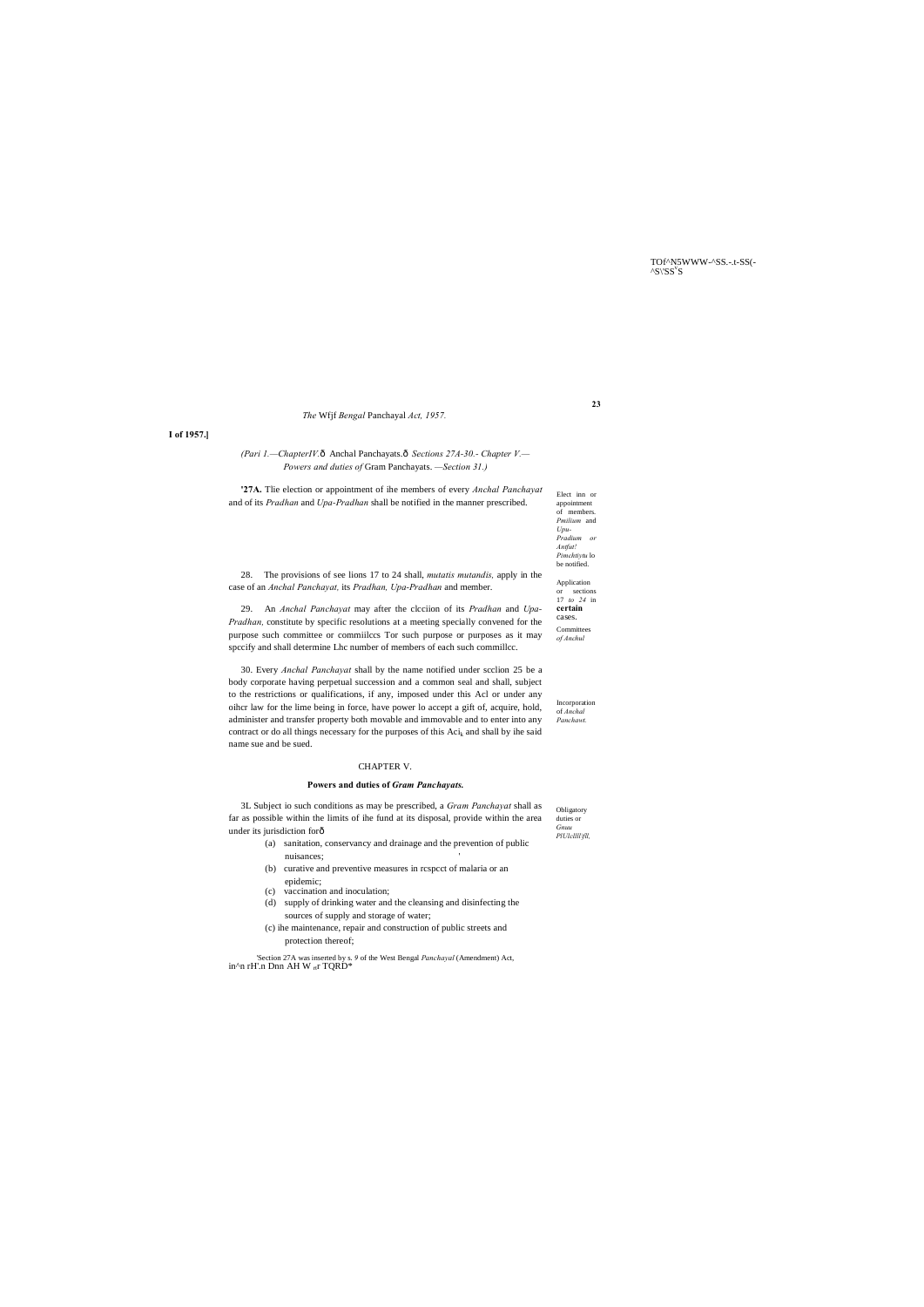*The* Wfjf *Bengal* Panchayal *Act, 1957.*

**I of 1957.]**

*(Pari 1.—ChapterIV.*ð Anchal Panchayats.ð *Sections 27A-30.- Chapter V.— Powers and duties of* Gram Panchayats. *—Section 31.)*

Elect inn or appointment of members. *Pmilium* and *Upa-Pradium or Anfut! Pimchtiytu* lo be notified.

**'27A.** Tlie election or appointment of ihe members of every *Anchal Panchayat* and of its *Pradhan* and *Upa-Pradhan* shall be notified in the manner prescribed.

Application or sections 17 *to 24* in **certain** cases.

28. The provisions of see lions 17 to 24 shall, *mutatis mutandis,* apply in the case of an *Anchal Panchayat,* its *Pradhan, Upa-Pradhan* and member.

Committees *of Anchul*

29. An *Anchal Panchayat* may after the clcciion of its *Pradhan* and *Upa-Pradhan,* constitute by specific resolutions at a meeting specially convened for the purpose such committee or commiilccs Tor such purpose or purposes as it may spccify and shall determine Lhc number of members of each such commillcc.

Incorporation of *Anchal Panchawt.*

30. Every *Anchal Panchayat* shall by the name notified under scclion 25 be a body corporate having perpetual succession and a common seal and shall, subject to the restrictions or qualifications, if any, imposed under this Acl or under any oihcr law for the lime being in force, have power lo accept a gift of, acquire, hold, administer and transfer property both movable and immovable and to enter into any contract or do all things necessary for the purposes of this Aci, and shall by ihe said name sue and be sued.

## CHAPTER V.

### Powers and duties of *Gram Panchayats.*

Obligatory duties or *Gnuu PIUlclll'fll,*

3L Subject io such conditions as may be prescribed, a *Gram Panchayat* shall as far as possible within the limits of ihe fund at its disposal, provide within the area under its jurisdiction forð

(a) sanitation, conservancy and drainage and the prevention of public nuisances;

(b) curative and preventive measures in rcspcct of malaria or an epidemic;

(c) vaccination and inoculation;

(d) supply of drinking water and the cleansing and disinfecting the sources of supply and storage of water;

(c) ihe maintenance, repair and construction of public streets and protection thereof;

'Section 27A was inserted by s. 9 of the West Bengal *Panchayal* (Amendment) Act, in^n rH'.n Dnn AH W nr TQRD*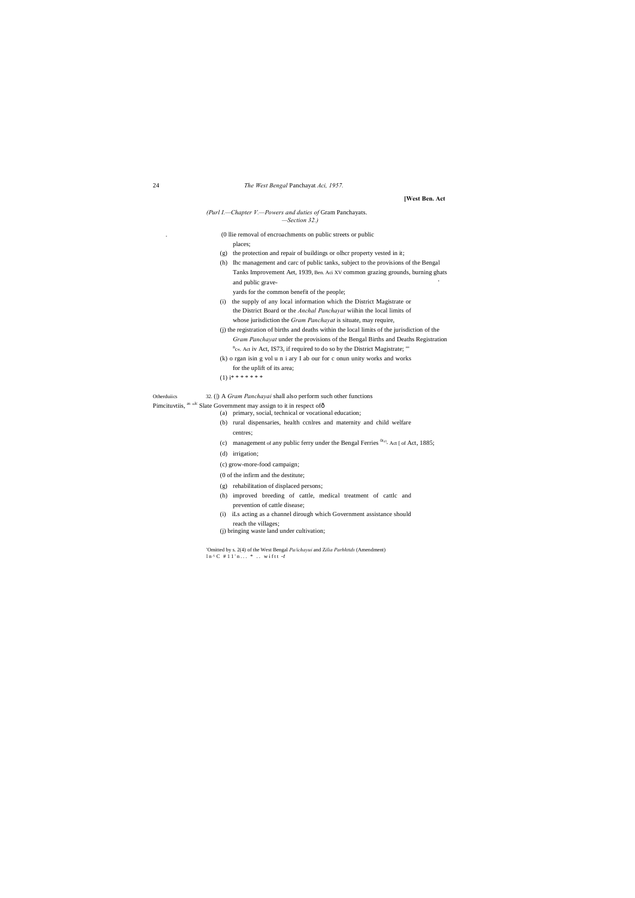*(Purl I.—Chapter V.—Powers and duties of* Gram Panchayats. *—Section 32.)*

(0 llie removal of encroachments on public streets or public places;

(g) the protection and repair of buildings or olhcr property vested in it;

(h) Ihc management and carc of public tanks, subject to the provisions of the Bengal Tanks Improvement Aet, 1939, Ben. Aci XV common grazing grounds, burning ghats and public grave-yards for the common benefit of the people;

(i) the supply of any local information which the District Magistrate or the District Board or the *Anchal Panchayat* wiihin the local limits of whose jurisdiction the *Gram Panchayat* is situate, may require,

(j) the registration of births and deaths within the local limits of the jurisdiction of the *Gram Panchayat* under the provisions of the Bengal Births and Deaths Registration [B]c». Act iv Act, IS73, if required to do so by the District Magistrate; '"

(k) o rgan isin g vol u n i ary I ab our for c onun unity works and works for the uplift of its area;

(1) i* * * * * * *

Otherduiics Pimcituvtiis, [as »lc] 32. (|) A *Gram Panchayai* shall also perform such other functions Slate Government may assign to it in respect ofô

(a) primary, social, technical or vocational education;

(b) rural dispensaries, health ccnlres and maternity and child welfare centres;

(c) management of any public ferry under the Bengal Ferries [0t,r|.] Act [ of Act, 1885;

(d) irrigation;

(c) grow-more-food campaign;

(0 of the infirm and the destitute;

(g) rehabilitation of displaced persons;

(h) improved breeding of cattle, medical treatment of cattlc and prevention of cattle disease;

(i) iLs acting as a channel dirough which Government assistance should reach the villages;

(j) bringing waste land under cultivation;

'Omitted by s. 2(4) of the West Bengal *Pa/ichayui* and *Zilia Parhhttds* (Amendment) l n ^ C # 1 1 ' n . . . * . . w i f t t -f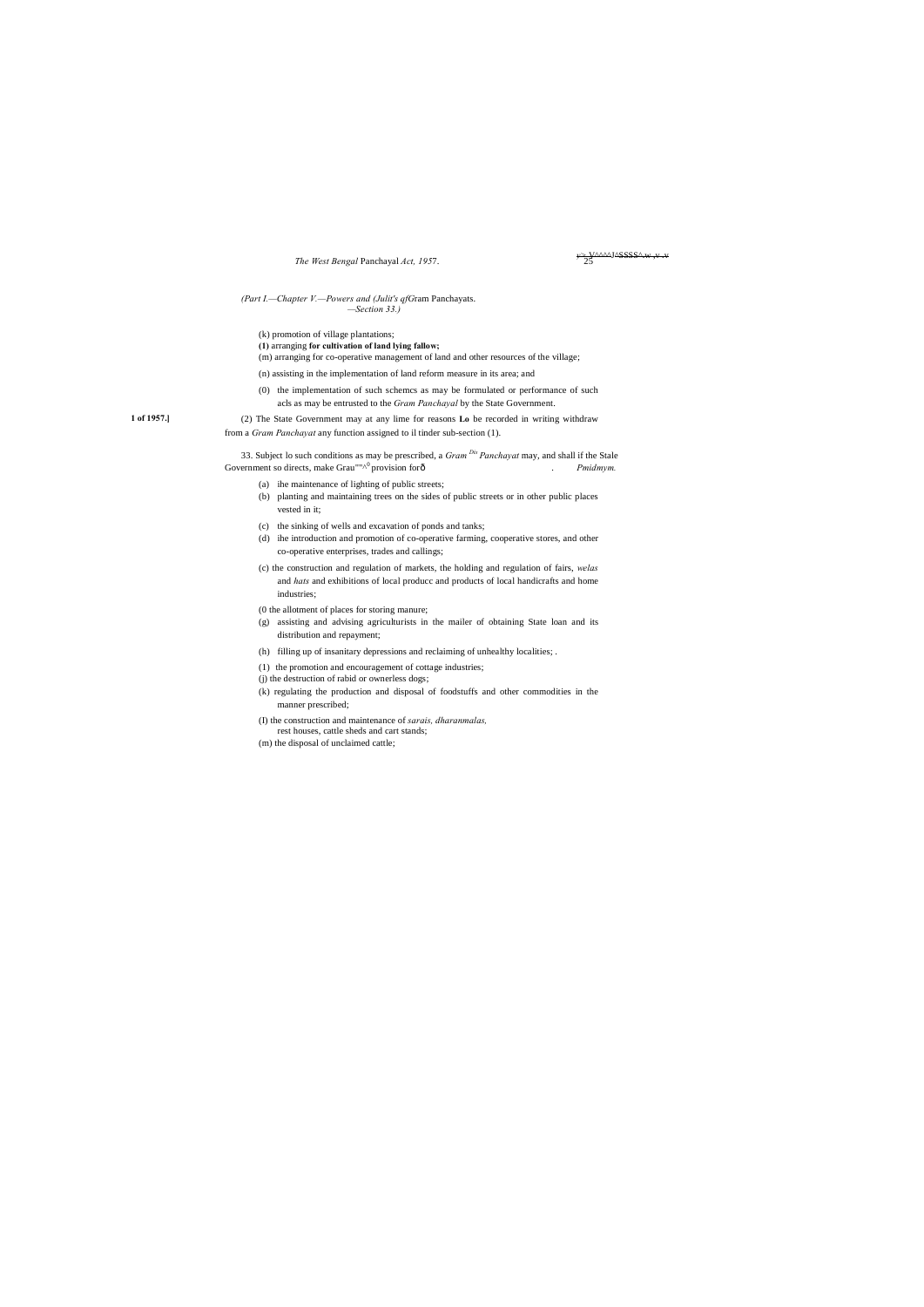(Part I.—Chapter V.—Powers and (Julit's qfGram Panchayats. —Section 33.)

(k) promotion of village plantations;

**(1)** arranging **for cultivation of land lying fallow;**

(m) arranging for co-operative management of land and other resources of the village;

(n) assisting in the implementation of land reform measure in its area; and

(0) the implementation of such schemcs as may be formulated or performance of such acls as may be entrusted to the *Gram Panchayal* by the State Government.

**1 of 1957.]**

(2) The State Government may at any lime for reasons **Lo** be recorded in writing withdraw from a *Gram Panchayat* any function assigned to il tinder sub-section (1).

33. Subject lo such conditions as may be prescribed, a *Gram* [Da] *Panchayat* may, and shall if the Stale Government so directs, make Grau""^[0] provision forô . *Pmidmym.*

(a) ihe maintenance of lighting of public streets;

(b) planting and maintaining trees on the sides of public streets or in other public places vested in it;

(c) the sinking of wells and excavation of ponds and tanks;

(d) ihe introduction and promotion of co-operative farming, cooperative stores, and other co-operative enterprises, trades and callings;

(c) the construction and regulation of markets, the holding and regulation of fairs, *welas* and *hats* and exhibitions of local producc and products of local handicrafts and home industries;

(0 the allotment of places for storing manure;

(g) assisting and advising agriculturists in the mailer of obtaining State loan and its distribution and repayment;

(h) filling up of insanitary depressions and reclaiming of unhealthy localities; .

(1) the promotion and encouragement of cottage industries;

(j) the destruction of rabid or ownerless dogs;

(k) regulating the production and disposal of foodstuffs and other commodities in the manner prescribed;

(I) the construction and maintenance of *sarais, dharanmalas,* rest houses, cattle sheds and cart stands;

(m) the disposal of unclaimed cattle;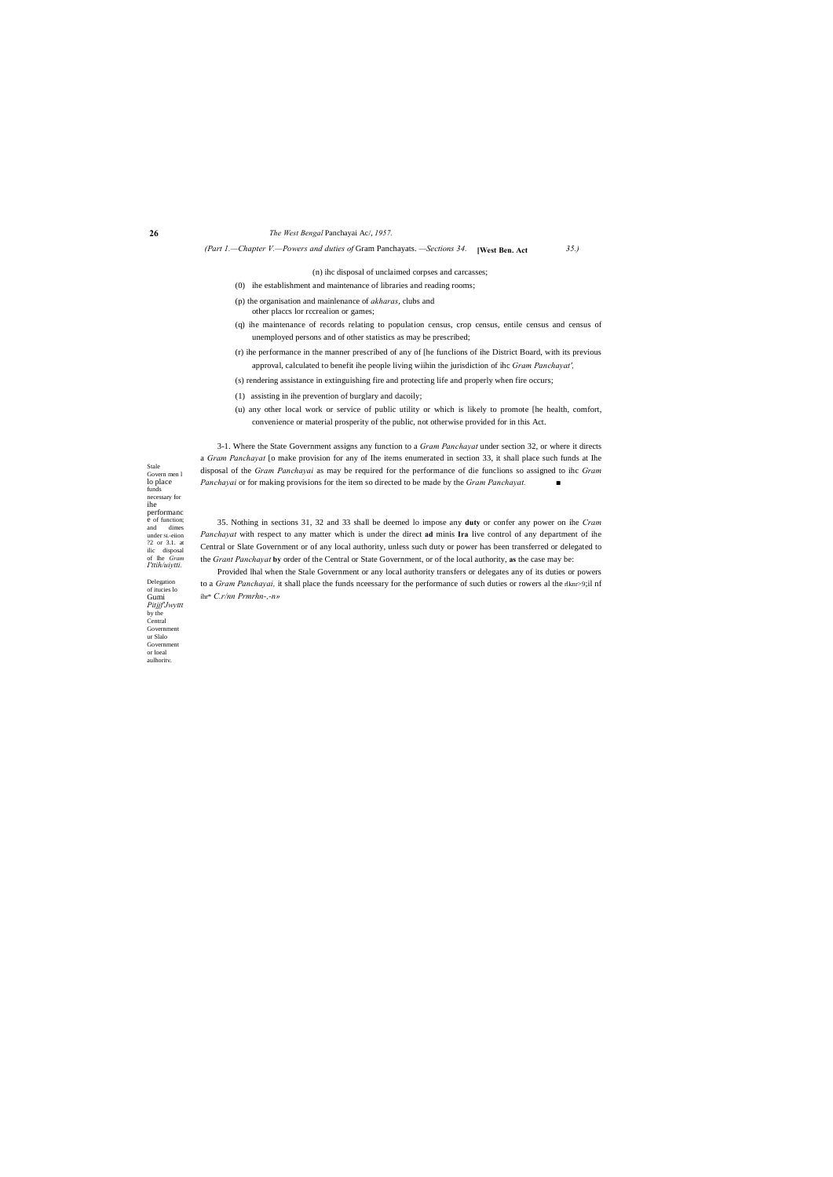(n) ihc disposal of unclaimed corpses and carcasses;

(0) ihe establishment and maintenance of libraries and reading rooms;

(p) the organisation and mainlenance of *akharas*, clubs and other placcs lor rccrealion or games;

(q) ihe maintenance of records relating to population census, crop census, entile census and census of unemployed persons and of other statistics as may be prescribed;

(r) ihe performance in the manner prescribed of any of [he funclions of ihe District Board, with its previous approval, calculated to benefit ihe people living wiihin the jurisdiction of ihc *Gram Panchayat'.*

(s) rendering assistance in extinguishing fire and protecting life and properly when fire occurs;

(1) assisting in ihe prevention of burglary and dacoily;

(u) any other local work or service of public utility or which is likely to promote [he health, comfort, convenience or material prosperity of the public, not otherwise provided for in this Act.

Stale Govern men l lo place funds necessary for ihe performanc e of function; and dimes under st.-eiion ?2 or 3.1. at ilic disposal of lhe *Gram I'ttih/uiytti.*

3-1. Where the State Government assigns any function to a *Gram Panchayat* under section 32, or where it directs a *Gram Panchayat* [o make provision for any of Ihe items enumerated in section 33, it shall place such funds at Ihe disposal of the *Gram Panchayai* as may be required for the performance of die funclions so assigned to ihc *Gram Panchayai* or for making provisions for the item so directed to be made by the *Gram Panchayat.* ■

Delegation of itucies lo Gumi *Pitjjf'Jwyttt* by the Central Government ur Slalo Government or loeal aulhoritv.

35. Nothing in sections 31, 32 and 33 shall be deemed lo impose any **duty** or confer any power on ihe *Cram Panchayat* with respect to any matter which is under the direct **ad** minis **Ira** live control of any department of ihe Central or Slate Government or of any local authority, unless such duty or power has been transferred or delegated to the *Grant Panchayat* **by** order of the Central or State Government, or of the local authority, **as** the case may be:

Provided lhal when the Stale Government or any local authority transfers or delegates any of its duties or powers to a *Gram Panchayai,* it shall place the funds nceessary for the performance of such duties or rowers al the rfknr>9;il nf ihr* *C.r/nn Prmrhn-,-n»*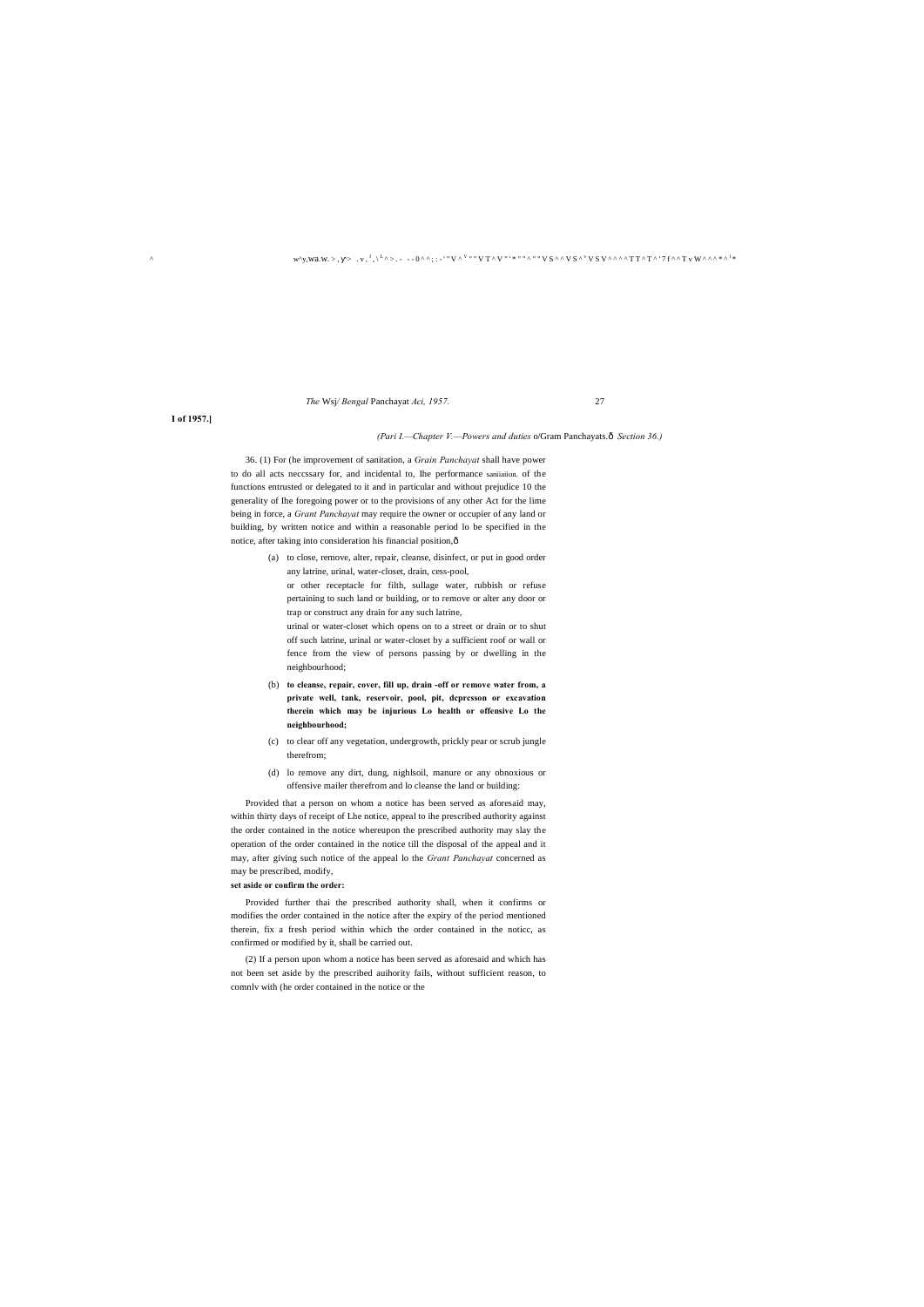I of 1957.]

*(Pari I.—Chapter V.—Powers and duties* o/Gram Panchayats.ô *Section 36.)*

36. (1) For (he improvement of sanitation, a *Grain Panchayat* shall have power to do all acts neccssary for, and incidental to, Ihe performance saniiaiion. of the functions entrusted or delegated to it and in particular and without prejudice 10 the generality of Ihe foregoing power or to the provisions of any other Act for the lime being in force, a *Grant Panchayat* may require the owner or occupier of any land or building, by written notice and within a reasonable period lo be specified in the notice, after taking into consideration his financial position,ô

(a) to close, remove, alter, repair, cleanse, disinfect, or put in good order any latrine, urinal, water-closet, drain, cess-pool,
or other receptacle for filth, sullage water, rubbish or refuse pertaining to such land or building, or to remove or alter any door or trap or construct any drain for any such latrine,
urinal or water-closet which opens on to a street or drain or to shut off such latrine, urinal or water-closet by a sufficient roof or wall or fence from the view of persons passing by or dwelling in the neighbourhood;

(b) **to cleanse, repair, cover, fill up, drain -off or remove water from, a private well, tank, reservoir, pool, pit, dcprcsson or excavation therein which may be injurious Lo health or offensive Lo the neighbourhood;**

(c) to clear off any vegetation, undergrowth, prickly pear or scrub jungle therefrom;

(d) lo remove any dirt, dung, nighlsoil, manure or any obnoxious or offensive mailer therefrom and lo cleanse the land or building:

Provided that a person on whom a notice has been served as aforesaid may, within thirty days of receipt of Lhe notice, appeal to ihe prescribed authority against the order contained in the notice whereupon the prescribed authority may slay the operation of the order contained in the notice till the disposal of the appeal and it may, after giving such notice of the appeal lo the *Grant Panchayat* concerned as may be prescribed, modify,
**set aside or confirm the order:**

Provided further thai the prescribed authority shall, when it confirms or modifies the order contained in the notice after the expiry of the period mentioned therein, fix a fresh period within which the order contained in the noticc, as confirmed or modified by it, shall be carried out.

(2) If a person upon whom a notice has been served as aforesaid and which has not been set aside by the prescribed auihority fails, without sufficient reason, to comnlv with (he order contained in the notice or the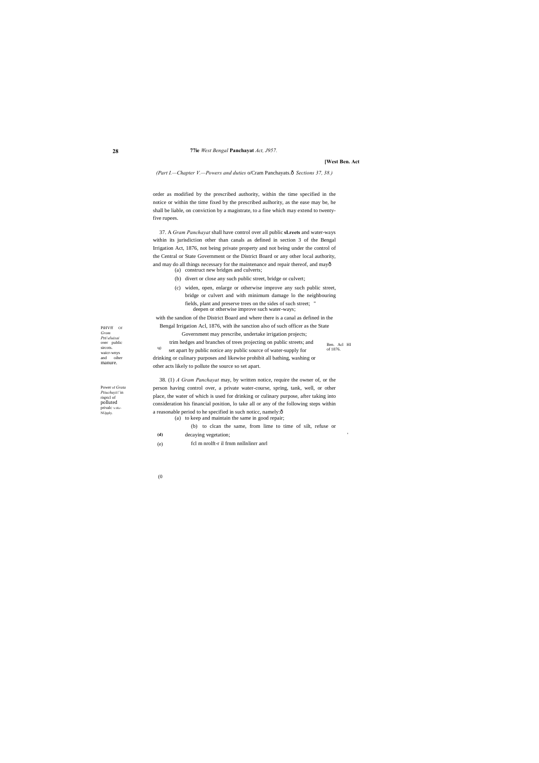order as modified by the prescribed authority, within the time specified in the notice or within the time fixed by the prescribed aulhority, as the ease may be, he shall be liable, on conviction by a magistrate, to a fine which may extend to twenty-five rupees.

PöHVff Of *Grom Prti|eluixai* over public sircots. waicr-wnys and oiher manure.

37. A *Gram Panchayat* shall have control over all public **sLreets** and water-ways within its jurisdiction other than canals as defined in section 3 of the Bengal Irrigation Act, 1876, not being private property and not being under the control of the Central or State Government or the District Board or any other local authority, and may do all things necessary for the maintenance and repair thereof, and mayð

(a) construct new bridges and culverts;

(b) divert or close any such public street, bridge or culvert;

(c) widen, open, enlarge or otherwise improve any such public street, bridge or culvert and with minimum damage lo the neighbouring fields, plant and preserve trees on the sides of such street; "

deepen or otherwise improve such water-ways;

with the sandion of the District Board and where there is a canal as defined in the Bengal Irrigation Acl, 1876, with ihe sanction also of such officer as the State Government may prescribe, undertake irrigation projects;

Ben. Acl Hl of 1876.

trim hedges and branches of trees projecting on public streets; and

(g) set apart by public notice any public source of water-supply for drinking or culinary purposes and likewise prohibit all bathing, washing or other acts likely to pollute the source so set apart.

Power of *Grata Ptiuchayii!* in risptcl of polluted privalc -viít.r-NUpply.

38. (1) *A Gram Panchayat* may, by written notice, require the owner of, or the person having control over, a private water-course, spring, tank, well, or other place, the water of which is used for drinking or culinary purpose, after taking into consideration his financial position, lo take all or any of the following steps within a reasonable period to he specified in such noticc, namely:ð

(a) to keep and maintain the same in good repair;

(b) to clcan the same, from lime to time of silt, refuse or

(d) decaying vegetation;

(e) fcl m nrolft-r il frnm nnllnlinrr anrl

(0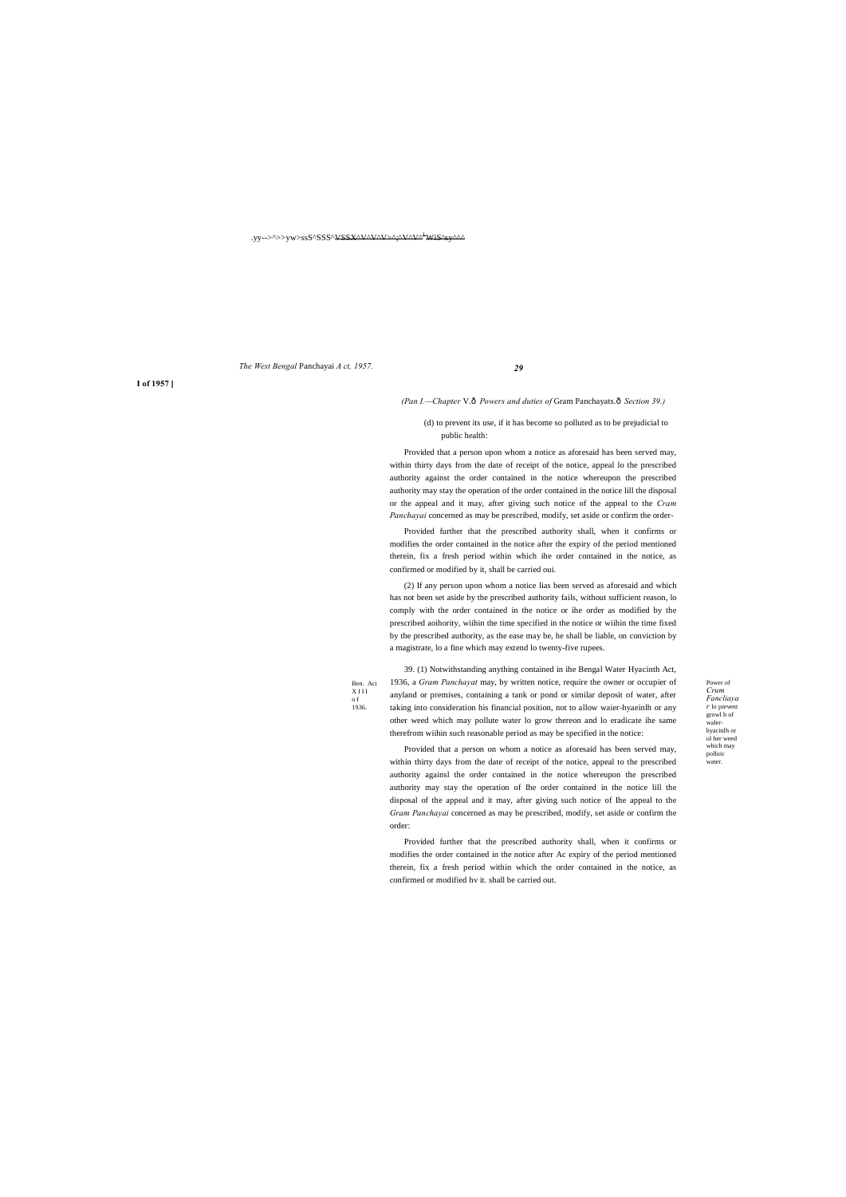(Part I.—Chapter V.—Powers and duties of Gram Panchayats.—Section 39.)

(d) to prevent its use, if it has become so polluted as to be prejudicial to public health:

Provided that a person upon whom a notice as aforesaid has been served may, within thirty days from the date of receipt of the notice, appeal lo the prescribed authority against the order contained in the notice whereupon the prescribed authority may stay the operation of the order contained in the notice lill the disposal or the appeal and it may, after giving such notice of the appeal to the *Cram Panchayai* concerned as may be prescribed, modify, set aside or confirm the order-

Provided further that the prescribed authority shall, when it confirms or modifies the order contained in the notice after the expiry of the period mentioned therein, fix a fresh period within which ihe order contained in the notice, as confirmed or modified by it, shall be carried oui.

(2) If any person upon whom a notice lias been served as aforesaid and which has not been set aside by the prescribed authority fails, without sufficient reason, lo comply with the order contained in the notice or ihe order as modified by the prescribed aoihority, wiihin the time specified in the notice or wiihin the time fixed by the prescribed authority, as the ease may be, he shall be liable, on conviction by a magistrate, lo a fine which may extend lo twenty-five rupees.

Power of *Crum Fancliayar* lo prevent growl h of waler-hyacinlh or ol her weed which may polluic water.

Ben. Aci XIII of 1936.

39. (1) Notwithstanding anything contained in ihe Bengal Water Hyacinth Act, 1936, a *Gram Panchayat* may, by written notice, require the owner or occupier of anyland or premises, containing a tank or pond or similar deposit of water, after taking into consideration his financial position, not to allow waier-hyaeinlh or any other weed which may pollute water lo grow thereon and lo eradicate ihe same therefrom wiihin such reasonable period as may be specified in the notice:

Provided that a person on whom a notice as aforesaid has been served may, within thirty days from the date of receipt of the notice, appeal to the prescribed authority againsl the order contained in the notice whereupon the prescribed authority may stay the operation of Ihe order contained in the notice lill the disposal of the appeal and it may, after giving such notice of Ihe appeal to the *Gram Panchayai* concerned as may be prescribed, modify, set aside or confirm the order:

Provided further that the prescribed authority shall, when it confirms or modifies the order contained in the notice after Ac expiry of the period mentioned therein, fix a fresh period within which the order contained in the notice, as confirmed or modified hv it. shall be carried out.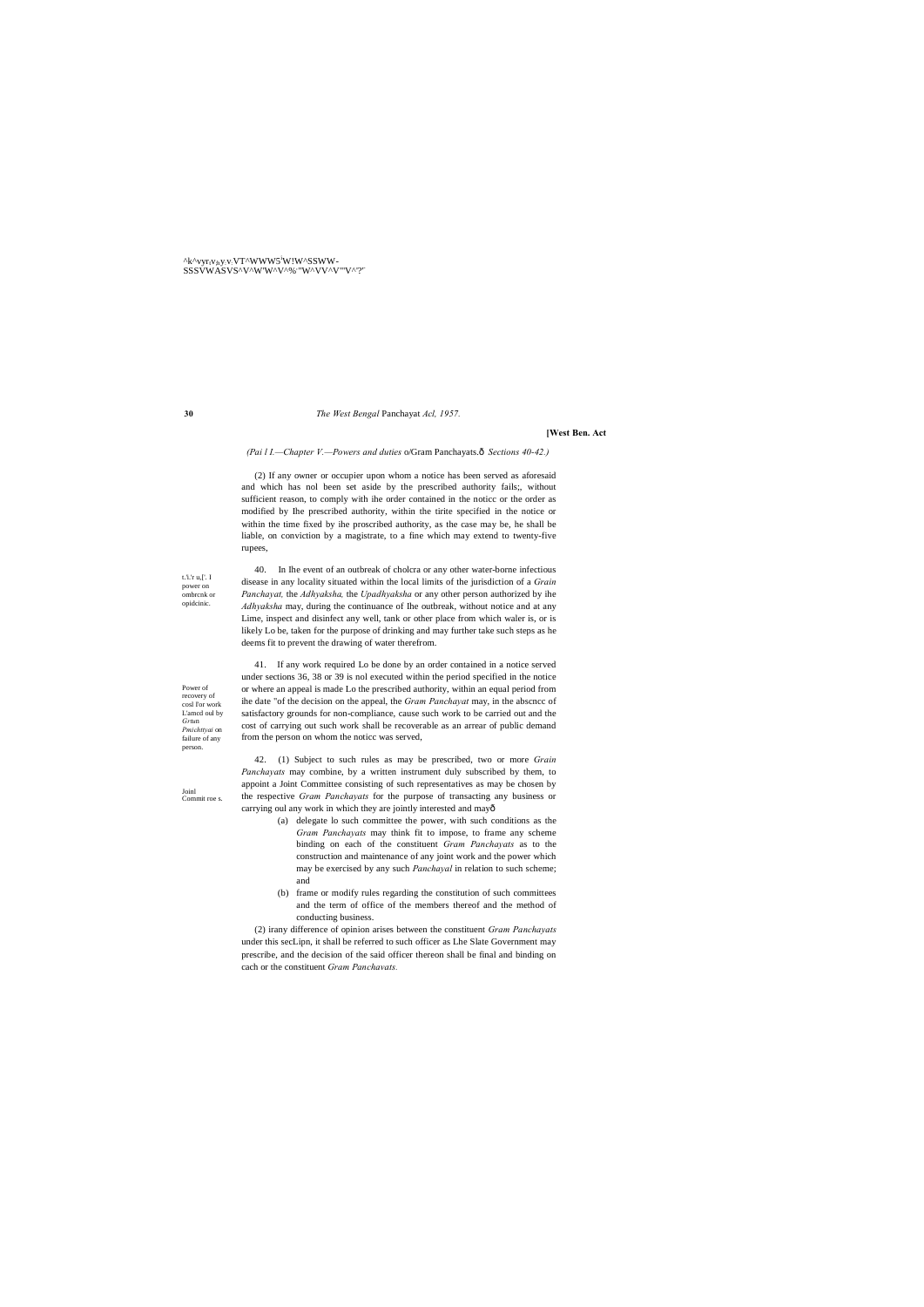^k^vyr,v,,y.v.VT^WWW5'W!W^SSWW-SSSVWASVS^V^W'W^V^%'"W^VV^V"'V^?'

*(Pai l I.—Chapter V.—Powers and duties* o/Gram Panchayats.ô *Sections 40-42.)*

(2) If any owner or occupier upon whom a notice has been served as aforesaid and which has nol been set aside by the prescribed authority fails;, without sufficient reason, to comply with ihe order contained in the noticc or the order as modified by Ihe prescribed authority, within the tirite specified in the notice or within the time fixed by ihe proscribed authority, as the case may be, he shall be liable, on conviction by a magistrate, to a fine which may extend to twenty-five rupees,

t.'l.'r u,[', I power on ombrcnk or opidcinic.

40. In Ihe event of an outbreak of cholcra or any other water-borne infectious disease in any locality situated within the local limits of the jurisdiction of a *Grain Panchayat,* the *Adhyaksha,* the *Upadhyaksha* or any other person authorized by ihe *Adhyaksha* may, during the continuance of Ihe outbreak, without notice and at any Lime, inspect and disinfect any well, tank or other place from which waler is, or is likely Lo be, taken for the purpose of drinking and may further take such steps as he deems fit to prevent the drawing of water therefrom.

Power of recovery of cosl for work L'amcd oul by *Grnn Pmichtyai* on failure of any person.

41. If any work required Lo be done by an order contained in a notice served under sections 36, 38 or 39 is nol executed within the period specified in the notice or where an appeal is made Lo the prescribed authority, within an equal period from ihe date "of the decision on the appeal, the *Gram Panchayat* may, in the abscncc of satisfactory grounds for non-compliance, cause such work to be carried out and the cost of carrying out such work shall be recoverable as an arrear of public demand from the person on whom the noticc was served,

Joinl Commit roe s.

42. (1) Subject to such rules as may be prescribed, two or more *Grain Panchayats* may combine, by a written instrument duly subscribed by them, to appoint a Joint Committee consisting of such representatives as may be chosen by the respective *Gram Panchayats* for the purpose of transacting any business or carrying oul any work in which they are jointly interested and mayô

- (a) delegate lo such committee the power, with such conditions as the *Gram Panchayats* may think fit to impose, to frame any scheme binding on each of the constituent *Gram Panchayats* as to the construction and maintenance of any joint work and the power which may be exercised by any such *Panchayal* in relation to such scheme; and
- (b) frame or modify rules regarding the constitution of such committees and the term of office of the members thereof and the method of conducting business.

(2) irany difference of opinion arises between the constituent *Gram Panchayats* under this secLipn, it shall be referred to such officer as Lhe Slate Government may prescribe, and the decision of the said officer thereon shall be final and binding on cach or the constituent *Gram Panchavats.*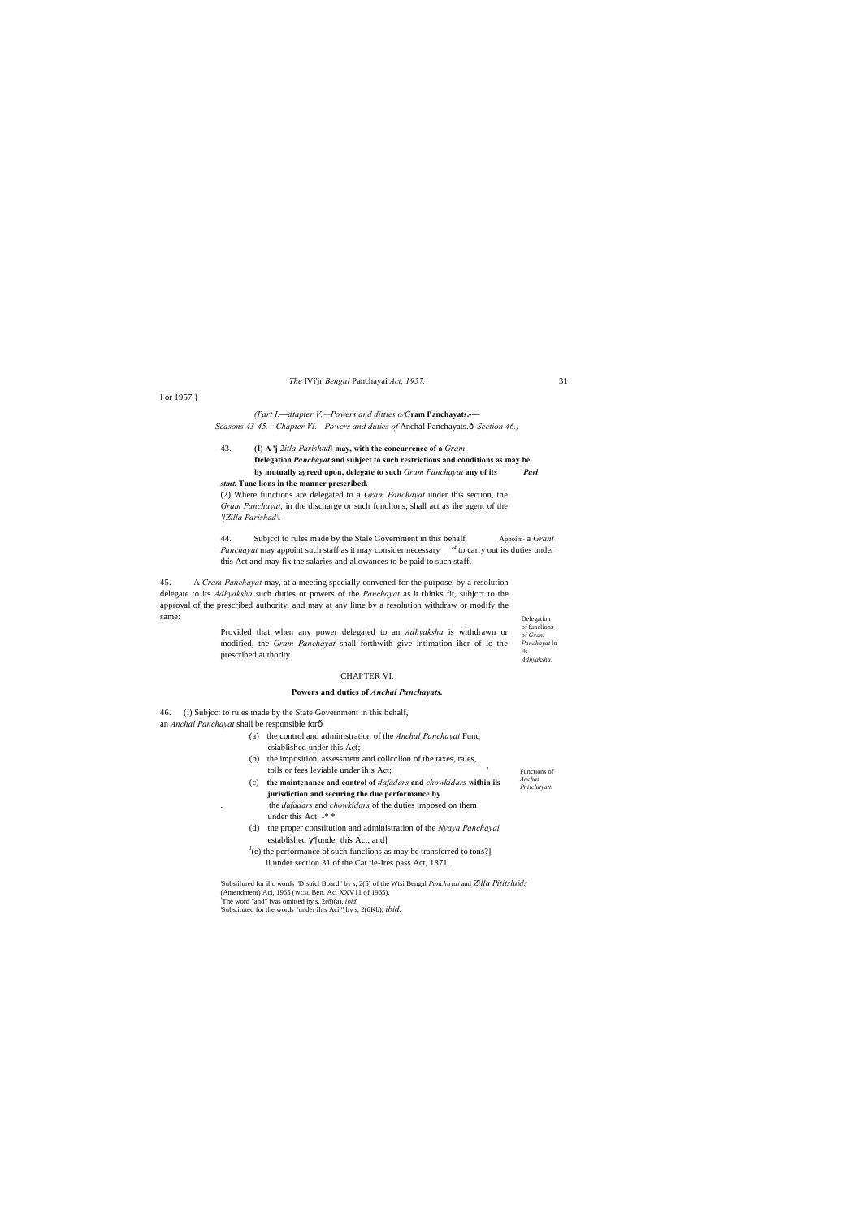I or 1957.]

*(Part I.—dtapter V.—Powers and ditties o/G***ram Panchayats.**—
*Seasons 43-45.—Chapter VI.—Powers and duties of* Anchal Panchayats.ô *Section 46.)*

43. **(I) A 'j** *2itla Parishad\* **may, with the concurrence of a** *Gram* **Delegation** ***Panchayat*** **and subject to such restrictions and conditions as may be by mutually agreed upon, delegate to such** *Gram Panchayat* **any of its** ***Pari stmt.*** **Tunc lions in the manner prescribed.**

(2) Where functions are delegated to a *Gram Panchayat* under this section, the *Gram Panchayat,* in the discharge or such funclions, shall act as ihe agent of the *'[Zilla Parishad\.*

44. Subjcct to rules made by the Stale Government in this behalf Appoim- a *Grant Panchayat* may appoint such staff as it may consider necessary to carry out its duties under this Act and may fix the salaries and allowances to be paid to such staff.

45. A *Cram Panchayat* may, at a meeting specially convened for the purpose, by a resolution delegate to its *Adhyaksha* such duties or powers of the *Panchayat* as it thinks fit, subjcct to the approval of the prescribed authority, and may at any lime by a resolution withdraw or modify the same:

Delegation of funclions of *Grant Panchayat* lo ils *Adhyaksha.*

Provided that when any power delegated to an *Adhyaksha* is withdrawn or modified, the *Gram Panchayat* shall forthwith give intimation ihcr of lo the prescribed authority.

CHAPTER VI.

**Powers and duties of *Anchal Panchayats.***

Functions of *Anchal Pnitclutyatt.*

46. (I) Subjcct to rules made by the State Government in this behalf, an *Anchal Panchayat* shall be responsible forô

(a) the control and administration of the *Anchal Panchayat* Fund csiablished under this Act;

(b) the imposition, assessment and collcclion of the taxes, rales, tolls or fees leviable under ihis Act;

(c) **the maintenance and control of** *dafadars* **and** *chowkidars* **within ils jurisdiction and securing the due performance by** the *dafadars* and *chowkidars* of the duties imposed on them under this Act; -* *

(d) the proper constitution and administration of the *Nyaya Panchayai* established ÿ'[under this Act; and]

[J](e) the performance of such funclions as may be transferred to tons?]. ii under section 31 of the Cat tie-Ires pass Act, 1871.

'Subsiilured for ihc words "Disuicl Board" by s, 2(5) of the Wtsi Bengal *Panchayai* and *Zilla Pititsluids* (Amendment) Aci, 1965 (WCSL Ben. Aci XXV11 of 1965).
[1]The word "and" ivas omitted by s. 2(6)(a). *ibid,*
'Substituted for the words "under ihis Aci." by s, 2(6Kb), *ibid.*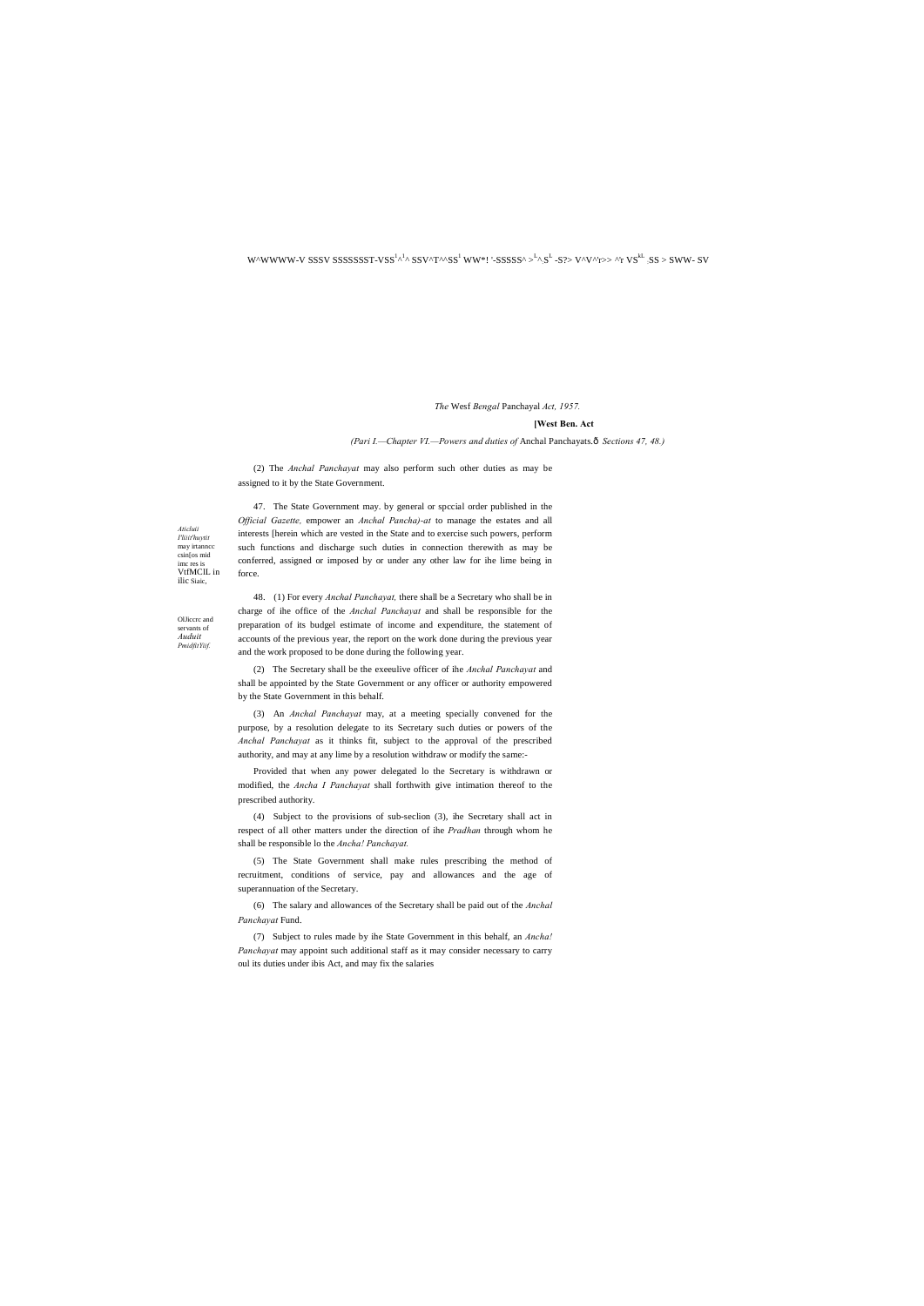W^WWWW-V SSSV SSSSSSST-VSS[1]^[1]^ SSV^T^^SS[1] WW*! '-SSSSS^ >[L]^,S[L] -S?> V^V^'r>> ^r VS[kL] .SS > SWW- SV

*The* Wesf *Bengal* Panchayal *Act, 1957.*

**[West Ben. Act**

*(Pari I.—Chapter VI.—Powers and duties of* Anchal Panchayats.ô *Sections 47, 48.)*

(2) The *Anchal Panchayat* may also perform such other duties as may be assigned to it by the State Government.

*Aiicluii I'liiit'hayiit* may irtanncc csin[os mid imc res is VtfMClL in ilic Siaic,

47. The State Government may. by general or spccial order published in the *Official Gazette,* empower an *Anchal Pancha)-at* to manage the estates and all interests [herein which are vested in the State and to exercise such powers, perform such functions and discharge such duties in connection therewith as may be conferred, assigned or imposed by or under any other law for ihe lime being in force.

OUiccrc and servants of *Auduit PmidfitYiif.*

48. (1) For every *Anchal Panchayat,* there shall be a Secretary who shall be in charge of ihe office of the *Anchal Panchayat* and shall be responsible for the preparation of its budgel estimate of income and expenditure, the statement of accounts of the previous year, the report on the work done during the previous year and the work proposed to be done during the following year.

(2) The Secretary shall be the exeeulive officer of ihe *Anchal Panchayat* and shall be appointed by the State Government or any officer or authority empowered by the State Government in this behalf.

(3) An *Anchal Panchayat* may, at a meeting specially convened for the purpose, by a resolution delegate to its Secretary such duties or powers of the *Anchal Panchayat* as it thinks fit, subject to the approval of the prescribed authority, and may at any lime by a resolution withdraw or modify the same:-

Provided that when any power delegated lo the Secretary is withdrawn or modified, the *Ancha I Panchayat* shall forthwith give intimation thereof to the prescribed authority.

(4) Subject to the provisions of sub-seclion (3), ihe Secretary shall act in respect of all other matters under the direction of ihe *Pradhan* through whom he shall be responsible lo the *Ancha! Panchayat.*

(5) The State Government shall make rules prescribing the method of recruitment, conditions of service, pay and allowances and the age of superannuation of the Secretary.

(6) The salary and allowances of the Secretary shall be paid out of the *Anchal Panchayat* Fund.

(7) Subject to rules made by ihe State Government in this behalf, an *Ancha! Panchayat* may appoint such additional staff as it may consider necessary to carry oul its duties under ibis Act, and may fix the salaries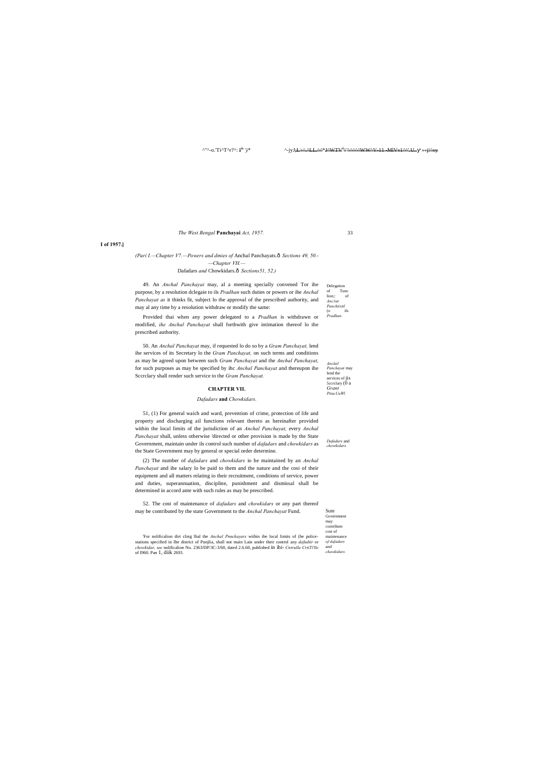(*Part I.—Chapter VI.—Powers and duties of* Anchal Panchayats.—*Sections 49, 50.—Chapter VII.—* Dafadars *and* Chowkidars.—*Sections 51, 52.*)

Delegation of functions of *Anchal Panchayat* to its *Pradhan.*

49. An *Anchal Panchayat* may, at a meeting specially convened for the purpose, by a resolution delegate to its *Pradhan* such duties or powers of the *Anchal Panchayat as* it thinks fit, subject to the approval of the prescribed authority, and may at any time by a resolution withdraw or modify the same:

Provided that when any power delegated to a *Pradhan* is withdrawn or modified, *the Anchal Panchayat* shall forthwith give intimation thereof to the prescribed authority.

*Anchal Panchayat* may lend the services of its Secretary to a *Gram Panchayat.*

50. An *Anchal Panchayat* may, if requested to do so by a *Gram Panchayat,* lend the services of its Secretary to the *Gram Panchayat,* on such terms and conditions as may be agreed upon between such *Gram Panchayat* and the *Anchal Panchayat,* for such purposes as may be specified by the *Anchal Panchayat* and thereupon the Secretary shall render such service to the *Gram Panchayat.*

## CHAPTER VII.

### *Dafadars* and *Chowkidars.*

*Dafadars* and *chowkidars.*

51. (1) For general watch and ward, prevention of crime, protection of life and property and discharging all functions relevant thereto as hereinafter provided within the local limits of the jurisdiction of an *Anchal Panchayat,* every *Anchal Panchayat* shall, unless otherwise 'directed or other provision is made by the State Government, maintain under its control such number of *dafadars* and *chowkidars* as the State Government may by general or special order determine.

(2) The number of *dafadars* and *chowkidars* to be maintained by an *Anchal Panchayat* and the salary to be paid to them and the nature and the cost of their equipment and all matters relating to their recruitment, conditions of service, power and duties, superannuation, discipline, punishment and dismissal shall be determined in accordance with such rules as may be prescribed.

State Government may contribute cost of maintenance *of dafadars* and *chowkidars.*

52. The cost of maintenance of *dafadars* and *chowkidars* or any part thereof may be contributed by the state Government to the *Anchal Panchayat* Fund.

'For notification directing that the *Anchal Panchayats* within the local limits of the police-stations specified in the district of Purulia, shall not maintain under their control any *dafadar* or *chowkidar, see* notification No. 2363/DP/3C-3/60, dated 2.6.60, published in the *Calcutta Gazette* of 1960. Part 1, page 2693.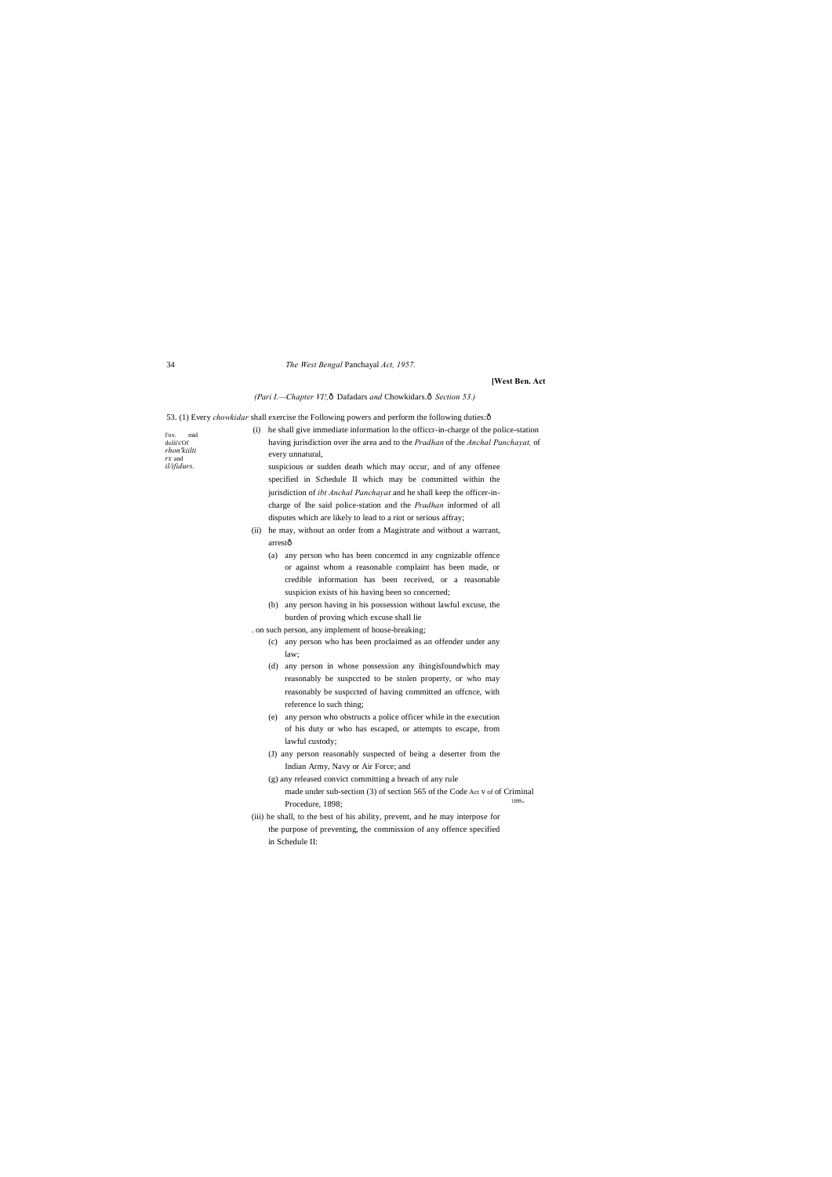*(Pari I.—Chapter VI!,*ô Dafadars *and* Chowkidars.ô *Section 53.)*

53. (1) Every *chowkidar* shall exercise the Following powers and perform the following duties:ô

I'ov. mid dulii's'Of *rhon'kiilti rx* and *il/ifidurs.*

(i) he shall give immediate information lo the officcr-in-charge of the police-station having jurisdiction over ihe area and to the *Pradhan* of the *Anchal Panchayat,* of every unnatural, suspicious or sudden death which may occur, and of any offenee specified in Schedule II which may be committed within the jurisdiction of *ibt Anchal Panchayat* and he shall keep the officer-in-charge of Ihe said police-station and the *Pradhan* informed of all disputes which are likely to lead to a riot or serious affray;

(ii) he may, without an order from a Magistrate and without a warrant, arrestô

(a) any person who has been concemcd in any cognizable offence or against whom a reasonable complaint has been made, or credible information has been received, or a reasonable suspicion exists of his having been so concerned;

(b) any person having in his possession without lawful excuse, the burden of proving which excuse shall lie on such person, any implement of house-breaking;

(c) any person who has been proclaimed as an offender under any law;

(d) any person in whose possession any ihingisfoundwhich may reasonably be suspccted to be stolen property, or who may reasonably be suspccted of having committed an offcnce, with reference lo such thing;

(e) any person who obstructs a police officer while in the execution of his duty or who has escaped, or attempts to escape, from lawful custody;

(J) any person reasonably suspected of being a deserter from the Indian Army, Navy or Air Force; and

(g) any released convict committing a breach of any rule made under sub-section (3) of section 565 of the Code of Criminal Procedure, 1898;

Act V of 1898.

(iii) he shall, to the best of his ability, prevent, and he may interpose for the purpose of preventing, the commission of any offence specified in Schedule II: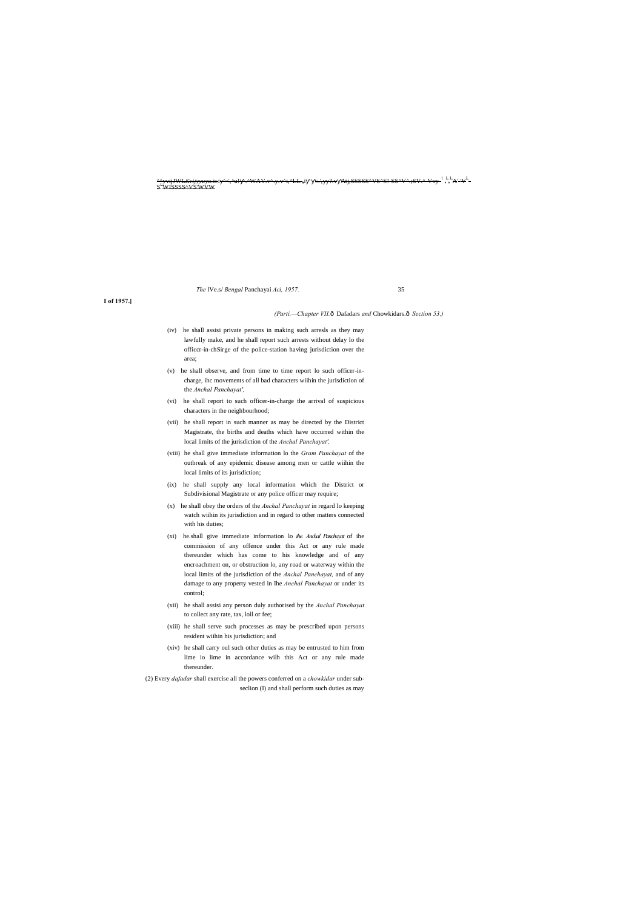(*Parti.—Chapter VII.*ô Dafadars *and* Chowkidars.ô *Section 53.)*

(iv) he shall assisi private persons in making such arresls as they may lawfully make, and he shall report such arrests without delay lo the officcr-in-chSirge of the police-station having jurisdiction over the area;

(v) he shall observe, and from time to time report lo such officer-in-charge, ihc movements of all bad characters wiihin the jurisdiction of the *Anchal Panchayat',*

(vi) he shall report to such officer-in-charge the arrival of suspicious characters in the neighbourhood;

(vii) he shall report in such manner as may be directed by the District Magistrate, the births and deaths which have occurred within the local limits of the jurisdiction of the *Anchal Panchayat',*

(viii) he shall give immediate information lo the *Gram Panchayat* of the outbreak of any epidemic disease among men or cattle wiihin the local limits of its jurisdiction;

(ix) he shall supply any local information which the District or Subdivisional Magistrate or any police officer may require;

(x) he shall obey the orders of the *Anchal Panchayat* in regard lo keeping watch wiihin its jurisdiction and in regard to other matters connected with his duties;

(xi) he.shall give immediate information lo *ihe. Anchal Panchayat* of ihe commission of any offence under this Act or any rule made thereunder which has come to his knowledge and of any encroachment on, or obstruction lo, any road or waterway within the local limits of the jurisdiction of the *Anchal Panchayat,* and of any damage to any property vested in Ihe *Anchal Panchayat* or under its control;

(xii) he shall assisi any person duly authorised by the *Anchal Panchayat* to collect any rate, tax, loll or fee;

(xiii) he shall serve such processes as may be prescribed upon persons resident wiihin his jurisdiction; and

(xiv) he shall carry oul such other duties as may be entrusted to him from lime io lime in accordance wilh this Act or any rule made thereunder.

(2) Every *dafadar* shall exercise all the powers conferred on a *chowkidar* under sub-seclion (I) and shall perform such duties as may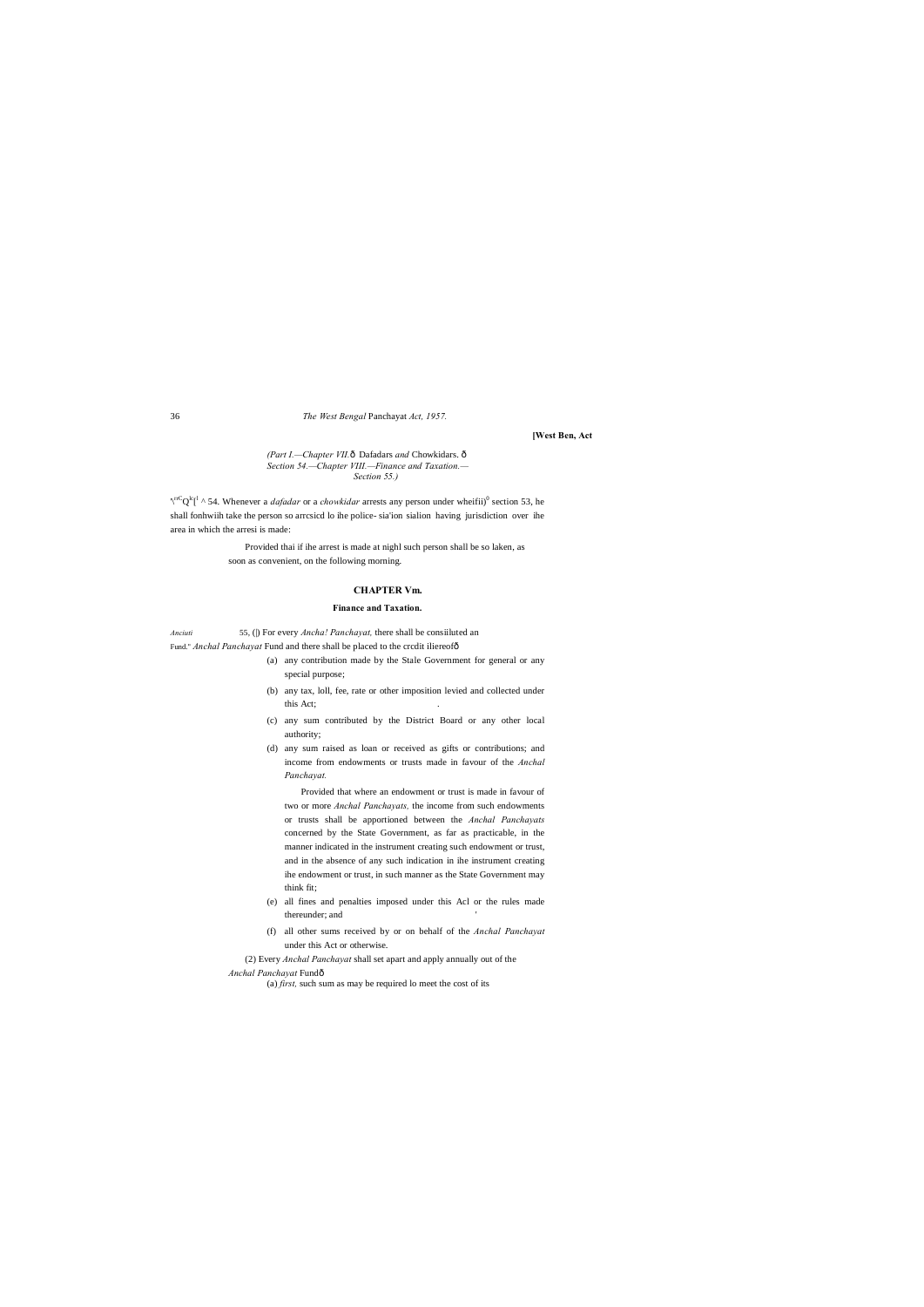[West Ben, Act

*(Part I.—Chapter VII.*ô Dafadars *and* Chowkidars. ô
*Section 54.—Chapter VIII.—Finance and Taxation.—*
*Section 55.)*

'\rtCQk[1 ^ 54. Whenever a *dafadar* or a *chowkidar* arrests any person under wheifii)0 section 53, he shall fonhwiih take the person so arrcsicd lo ihe police- sia'ion sialion having jurisdiction over ihe area in which the arresi is made:

Provided thai if ihe arrest is made at nighl such person shall be so laken, as soon as convenient, on the following morning.

## CHAPTER Vm.

### Finance and Taxation.

*Anciuti* Fund." 55, (|) For every *Ancha! Panchayat,* there shall be consiiluted an *Anchal Panchayat* Fund and there shall be placed to the crcdit iliereofô

(a) any contribution made by the Stale Government for general or any special purpose;

(b) any tax, loll, fee, rate or other imposition levied and collected under this Act;

(c) any sum contributed by the District Board or any other local authority;

(d) any sum raised as loan or received as gifts or contributions; and income from endowments or trusts made in favour of the *Anchal Panchayat.*

Provided that where an endowment or trust is made in favour of two or more *Anchal Panchayats,* the income from such endowments or trusts shall be apportioned between the *Anchal Panchayats* concerned by the State Government, as far as practicable, in the manner indicated in the instrument creating such endowment or trust, and in the absence of any such indication in ihe instrument creating ihe endowment or trust, in such manner as the State Government may think fit;

(e) all fines and penalties imposed under this Acl or the rules made thereunder; and

(f) all other sums received by or on behalf of the *Anchal Panchayat* under this Act or otherwise.

(2) Every *Anchal Panchayat* shall set apart and apply annually out of the *Anchal Panchayat* Fundô

(a) *first,* such sum as may be required lo meet the cost of its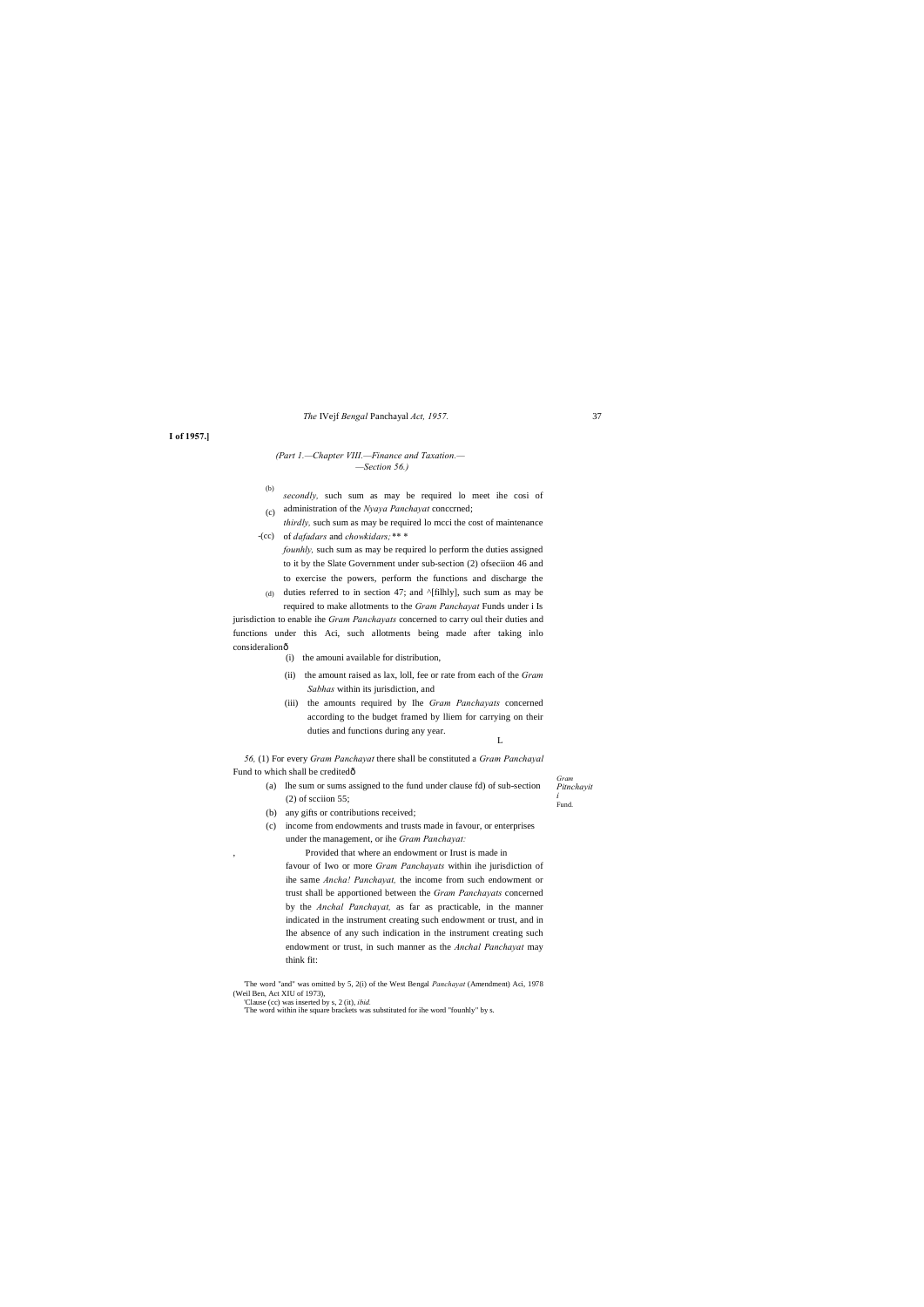**I of 1957.]**

*(Part 1.—Chapter VIII.—Finance and Taxation.—*
*—Section 56.)*

(b) *secondly,* such sum as may be required lo meet ihe cosi of administration of the *Nyaya Panchayat* conccrned;

(c) *thirdly,* such sum as may be required lo mcci the cost of maintenance

-(cc) of *dafadars* and *chowkidars;* ** *

*founhly,* such sum as may be required lo perform the duties assigned to it by the Slate Government under sub-section (2) ofseciion 46 and to exercise the powers, perform the functions and discharge the

(d) duties referred to in section 47; and ^[filhly], such sum as may be required to make allotments to the *Gram Panchayat* Funds under i Is jurisdiction to enable ihe *Gram Panchayats* concerned to carry oul their duties and functions under this Aci, such allotments being made after taking inlo considerationô

(i) the amouni available for distribution,

(ii) the amount raised as lax, loll, fee or rate from each of the *Gram Sabhas* within its jurisdiction, and

(iii) the amounts required by Ihe *Gram Panchayats* concerned according to the budget framed by lliem for carrying on their duties and functions during any year.

L

*Gram Pitnchayit i* Fund.

*56,* (1) For every *Gram Panchayat* there shall be constituted a *Gram Panchayal* Fund to which shall be creditedô

(a) Ihe sum or sums assigned to the fund under clause fd) of sub-section (2) of scciion 55;

(b) any gifts or contributions received;

(c) income from endowments and trusts made in favour, or enterprises under the management, or ihe *Gram Panchayat:*

Provided that where an endowment or Irust is made in favour of Iwo or more *Gram Panchayats* within ihe jurisdiction of ihe same *Ancha! Panchayat,* the income from such endowment or trust shall be apportioned between the *Gram Panchayats* concerned by the *Anchal Panchayat,* as far as practicable, in the manner indicated in the instrument creating such endowment or trust, and in Ihe absence of any such indication in the instrument creating such endowment or trust, in such manner as the *Anchal Panchayat* may think fit:

'The word "and" was omitted by 5, 2(i) of the West Bengal *Panchayat* (Amendment) Aci, 1978 (Weil Ben, Act XIU of 1973),
'Clause (cc) was inserted by s, 2 (it), *ibid.*
'The word within ihe square brackets was substituted for ihe word "founhly" by s.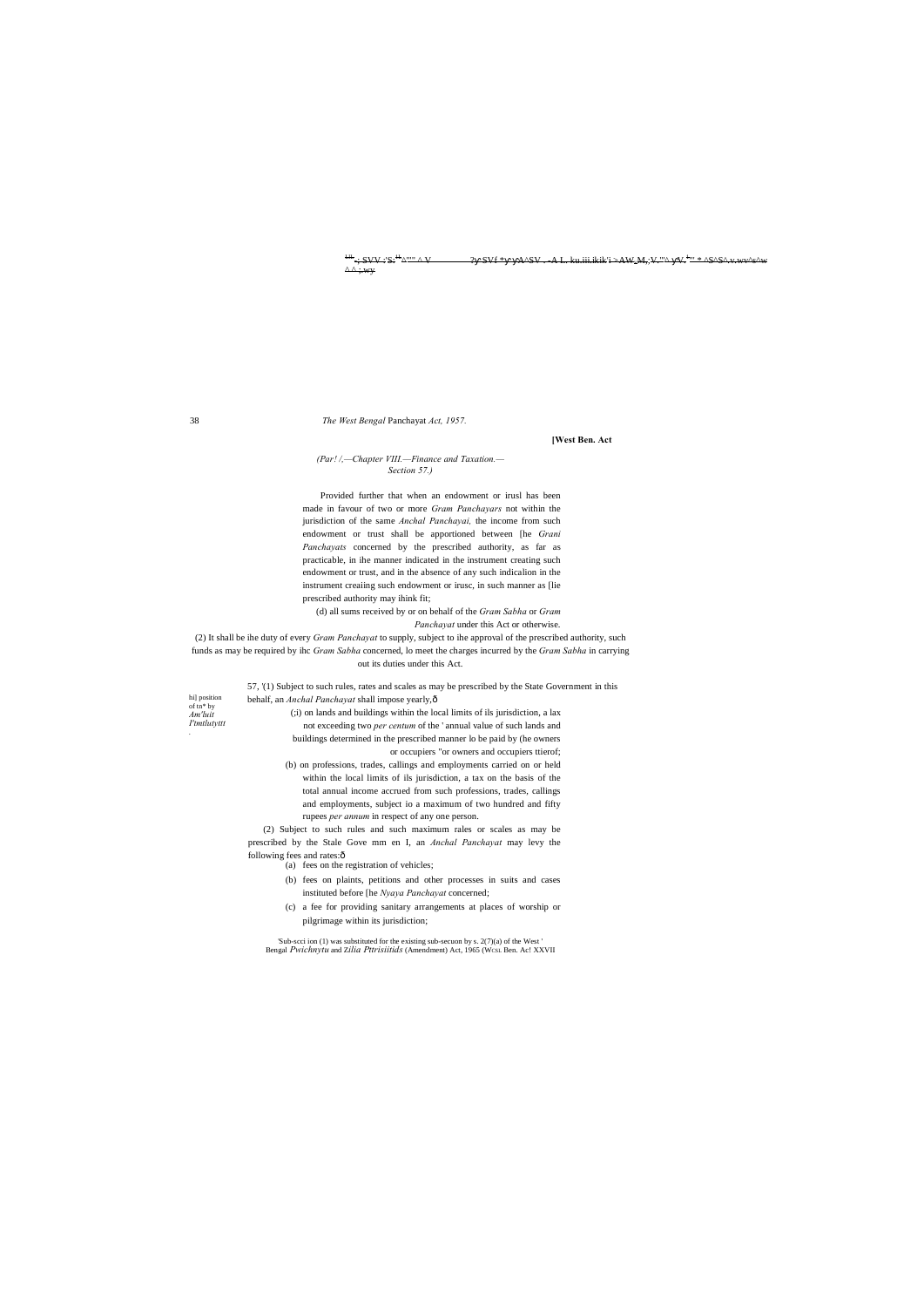*(Part I.—Chapter VIII.—Finance and Taxation.— Section 57.)*

Provided further that when an endowment or irusl has been made in favour of two or more *Gram Panchayars* not within the jurisdiction of the same *Anchal Panchayai,* the income from such endowment or trust shall be apportioned between [he *Grani Panchayats* concerned by the prescribed authority, as far as practicable, in ihe manner indicated in the instrument creating such endowment or trust, and in the absence of any such indicalion in the instrument creaiing such endowment or irusc, in such manner as [lie prescribed authority may ihink fit;

(d) all sums received by or on behalf of the *Gram Sabha* or *Gram Panchayat* under this Act or otherwise.

(2) It shall be ihe duty of every *Gram Panchayat* to supply, subject to ihe approval of the prescribed authority, such funds as may be required by ihc *Gram Sabha* concerned, lo meet the charges incurred by the *Gram Sabha* in carrying out its duties under this Act.

hi] position of tn* by *Am'luit I'tmllutyttt*

57, '(1) Subject to such rules, rates and scales as may be prescribed by the State Government in this behalf, an *Anchal Panchayat* shall impose yearly,—

(;i) on lands and buildings within the local limits of ils jurisdiction, a lax not exceeding two *per centum* of the ' annual value of such lands and buildings determined in the prescribed manner lo be paid by (he owners or occupiers "or owners and occupiers ttierof;

(b) on professions, trades, callings and employments carried on or held within the local limits of ils jurisdiction, a tax on the basis of the total annual income accrued from such professions, trades, callings and employments, subject io a maximum of two hundred and fifty rupees *per annum* in respect of any one person.

(2) Subject to such rules and such maximum rales or scales as may be prescribed by the Stale Gove mm en I, an *Anchal Panchayat* may levy the following fees and rates:—

(a) fees on the registration of vehicles;

(b) fees on plaints, petitions and other processes in suits and cases instituted before [he *Nyaya Panchayat* concerned;

(c) a fee for providing sanitary arrangements at places of worship or pilgrimage within its jurisdiction;

'Sub-scci ion (1) was substituted for the existing sub-secuon by s. 2(7)(a) of the West ' Bengal *Pwichnytu* and Z*ilia Pttrisiitids* (Amendment) Act, 1965 (W.si. Ben. Ac! XXVII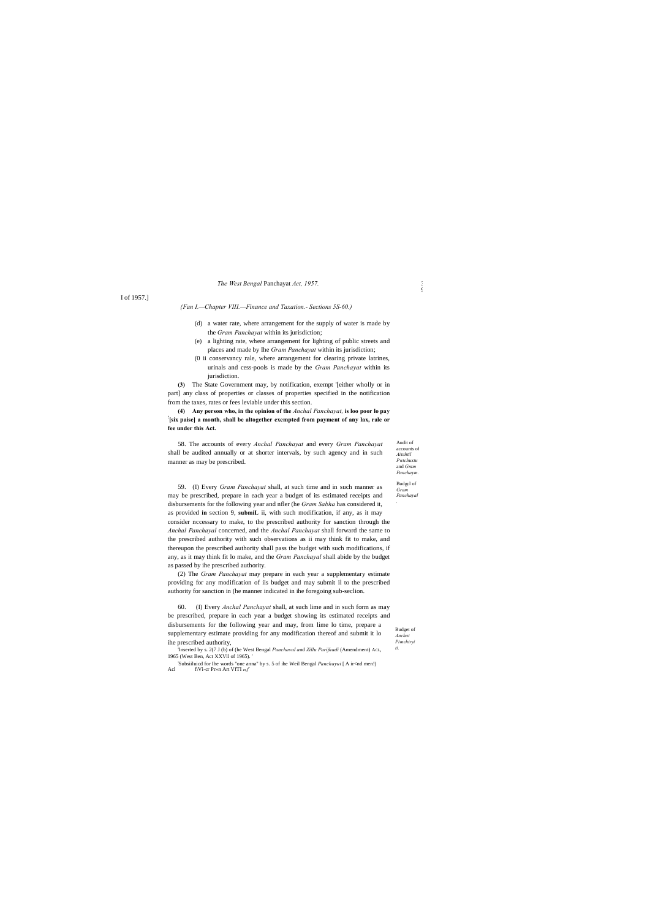*[Part I.—Chapter VIII.—Finance and Taxation.- Sections 58-60.)*

(d) a water rate, where arrangement for the supply of water is made by the *Gram Panchayat* within its jurisdiction;

(e) a lighting rate, where arrangement for lighting of public streets and places and made by Ihe *Gram Panchayat* within its jurisdiction;

(0 ii conservancy rale, where arrangement for clearing private latrines, urinals and cess-pools is made by the *Gram Panchayat* within its jurisdiction.

**(3)** The State Government may, by notification, exempt '[either wholly or in part] any class of properties or classes of properties specified in the notification from the taxes, rates or fees leviable under this section.

**(4) Any person who, in the opinion of the** *Anchal Panchayat,* **is loo poor lo pay [2][six paise] a month, shall be altogether exempted from payment of any lax, rale or fee under this Act.**

Audit of accounts of *Anchal Panchayat* and *Gram Panchayat.*

58. The accounts of every *Anchal Panchayat* and every *Gram Panchayat* shall be audited annually or at shorter intervals, by such agency and in such manner as may be prescribed.

Budget of *Gram Panchayat.*

59. (I) Every *Gram Panchayat* shall, at such time and in such manner as may be prescribed, prepare in each year a budget of its estimated receipts and disbursements for the following year and nfler (he *Gram Sabha* has considered it, as provided **in** section 9, **submiL** ii, with such modification, if any, as it may consider nccessary to make, to the prescribed authority for sanction through the *Anchal Panchayal* concerned, and the *Anchal Panchayat* shall forward the same to the prescribed authority with such observations as ii may think fit to make, and thereupon the prescribed authority shall pass the budget with such modifications, if any, as it may think fit lo make, and the *Gram Panchayal* shall abide by the budget as passed by ihe prescribed authority.

(2) The *Gram Panchayat* may prepare in each year a supplementary estimate providing for any modification of iis budget and may submit il to the prescribed authority for sanction in (he manner indicated in ihe foregoing sub-seclion.

Budget of *Anchal Panchayat.*

60. (I) Every *Anchal Panchayat* shall, at such lime and in such form as may be prescribed, prepare in each year a budget showing its estimated receipts and disbursements for the following year and may, from lime lo time, prepare a supplementary estimate providing for any modification thereof and submit it lo ihe prescribed authority,

[1]Inserted by s. 2(7 J (b) of (he West Bengal *Panchaval a*nd *Zillu Parijhadi* (Amendment) ACL, 1965 (West Ben, Act XXVll of 1965). '

[2]Subsiiluicd for Ihe words "one anna" by s. 5 of ihe Weil Bengal *Panchayui* [ A ir<nd men!) Acl f\Vi-cr Pr»n Art VfTI *o,f*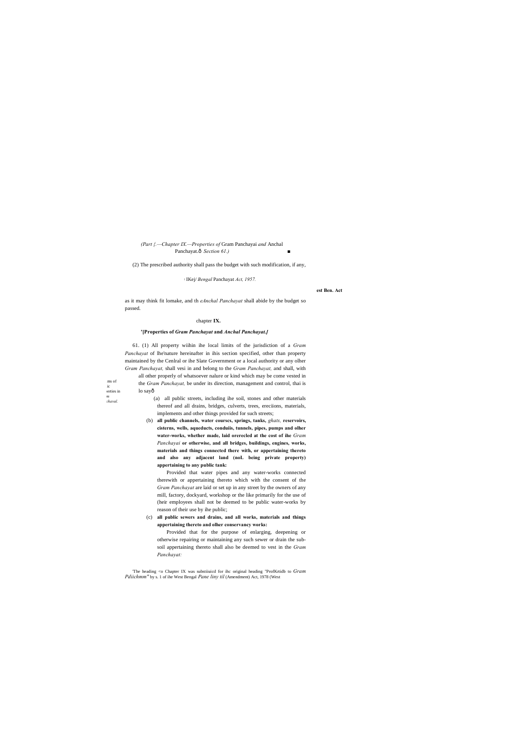(2) The prescribed authority shall pass the budget with such modification, if any,

as it may think fit lomake, and th *eAnchal Panchayat* shall abide by the budget so passed.

## chapter **IX.**

### '[Properties of *Gram Panchayat* and *Anchal Panchayat.]*

61. (1) All property wiihin ihe local limits of the jurisdiction of a *Gram Panchayat* of lhe'nature hereinafter in ihis section specified, other than property maintained by the Cenlral or ihe Slate Government or a local authority or any olher *Gram Panchayat,* shall vesi in and belong to the *Gram Panchayat,* and shall, with all other properly of whatsoever nalure or kind which may be come vested in the *Gram Panchayat,* be under its direction, management and control, thai is lo sayô

(a) all public streets, including ihe soil, stones and other materials thereof and all drains, bridges, culverts, trees, ereciions, materials, implements and other things provided for such streets;

(b) **all public channels, water courscs, springs, tanks,** *ghats,* **reservoirs, cisterns, wells, aqueducts, conduiis, tunnels, pipes, pumps and olher water-works, whether made, laid orerecled at the cost of ihe** *Gram Panchayai* **or otherwise, and all bridges, buildings, engines, works, materials and things connected there with, or appertaining thereto and also any adjacent land (noL being private property) appertaining to any public tank:**

Provided that water pipes and any water-works connected therewith or appertaining thereto which with the consent of the *Gram Panchayat* are laid or set up in any street by the owners of any mill, factory, dockyard, workshop or the like primarily for the use of (heir employees shall not be deemed to be public water-works by reason of their use by ihe public;

(c) **all public sewers and drains, and all works, materials and things appertaining thereto and olher conservancy works:**

Provided that for the purpose of enlarging, deepening or otherwise repairing or maintaining any such sewer or drain the sub-soil appertaining thereto shall also be deemed to vest in the *Gram Panchayat:*

'The heading <o Chapter IX was substiiuicd for ihc original heading "ProfKrtidb to *Gram Pdiichmm"* by s. 1 of ihe West Bengal *Pane liny til* (Amendment) Act, 1978 (West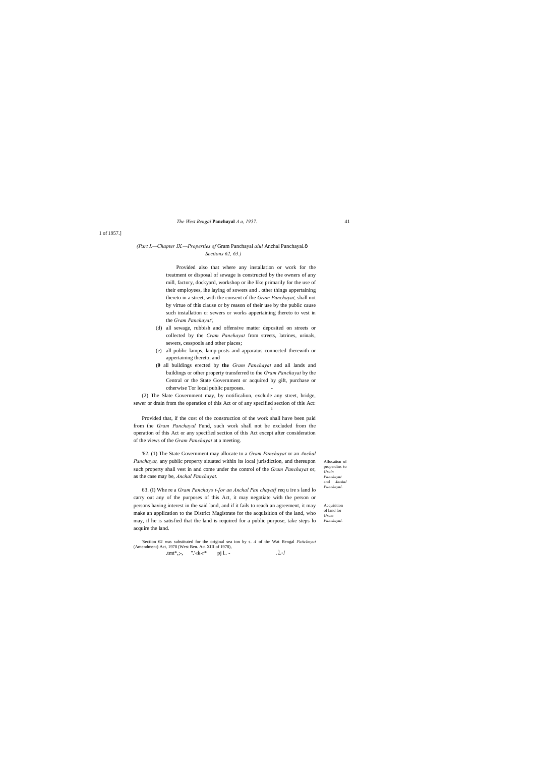(Part I.—Chapter IX.—Properties of Gram Panchayal aiul Anchal Panchayal.—*Sections 62, 63.)*

Provided also that where any installation or work for the treatment or disposal of sewage is constructed by the owners of any mill, factory, dockyard, workshop or ihe like primarily for the use of their employees, ihe laying of sowers and . other things appertaining thereto in a street, with the consent of the *Gram Panchayat,* shall not by virtue of this clause or by reason of their use by the public cause such installation or sewers or works appertaining thereto to vest in the *Gram Panchayat',*

(d) all sewage, rubbish and offensive matter deposited on streets or collected by the *Cram Panchayat* from streets, latrines, urinals, sewers, cesspools and other places;

(e) all public lamps, lamp-posts and apparatus connected therewith or appertaining thereto; and

**(0** all buildings erected by **the** *Gram Panchayat* and all lands and buildings or other property transferred to the *Gram Panchayat* by the Central or the State Government or acquired by gift, purchase or otherwise Tor local public purposes.

(2) The Slate Government may, by notification, exclude any street, bridge, sewer or drain from the operation of this Act or of any specified section of this Act:

Provided that, if the cost of the construction of the work shall have been paid from the *Gram Panchayal* Fund, such work shall not be excluded from the operation of this Act or any specified section of this Act except after consideration of the views of the *Gram Panchayat* at a meeting.

Allocation of properties to *Grain Panchayat* and *Anchal Panchayal.*

'62. (1) The State Government may allocate to a *Gram Panchayat* or an *Anchal Panchayat,* any public property situated within its local jurisdiction, and thereupon such property shall vest in and come under the control of the *Gram Panchayat* or, as the case may be, *Anchal Panchayat.*

Acquisition of land for *Gram Panchayal.*

63. (I) Whe re a *Gram Panchayo t-[or an Anchal Pan chayat]* req u ire s land lo carry out any of the purposes of this Act, it may negotiate with the person or persons having interest in the said land, and if it fails to reach an agreement, it may make an application to the District Magistrate for the acquisition of the land, who may, if he is satisfied that the land is required for a public purpose, take steps lo acquire the land.

'Section 62 was substituted for the original sea ion by s. *A* of the Wat Bengal *Paiiclmyut* (Amendment) Act, 1978 (West Ben. Aci XIII of 1978),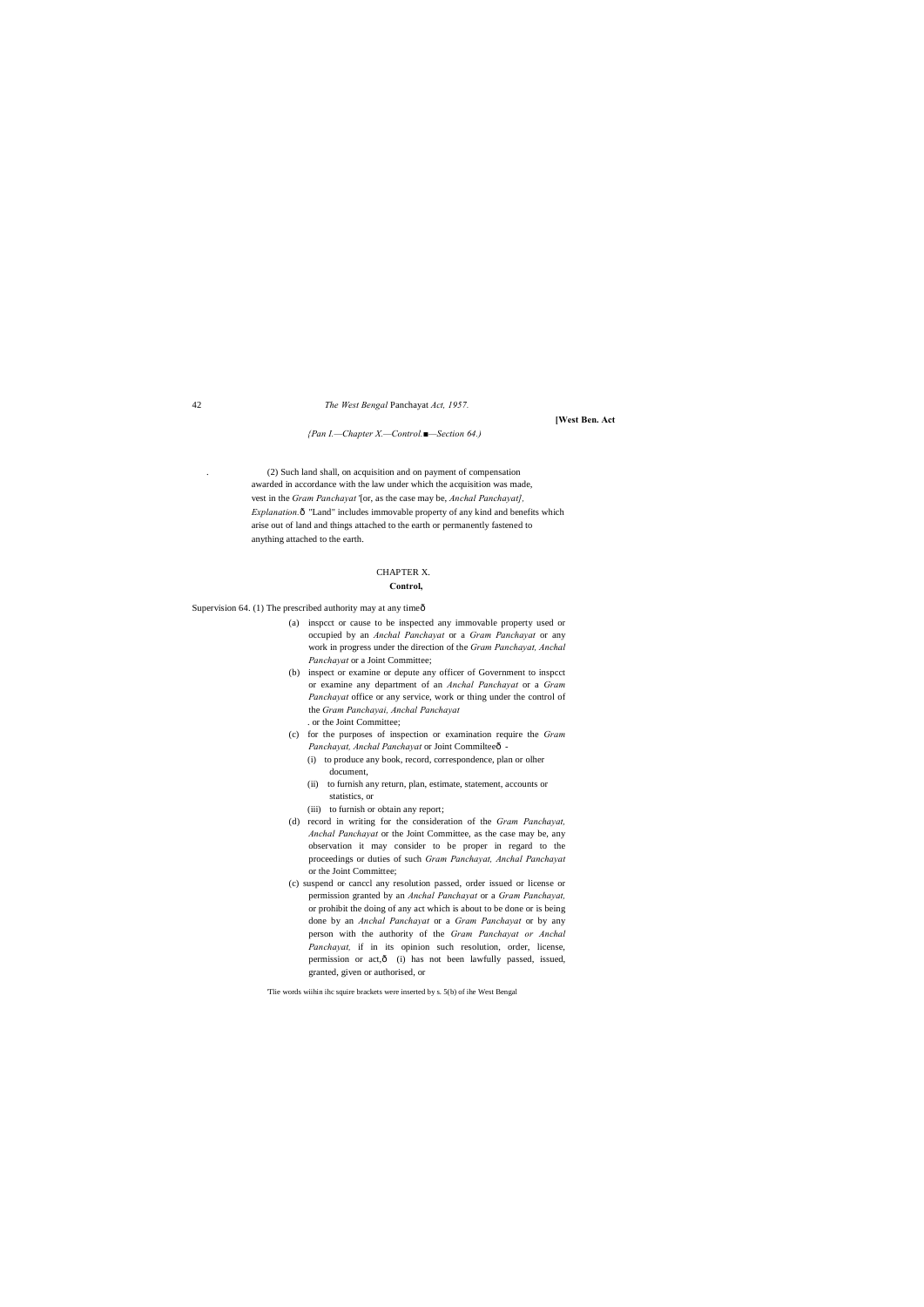(2) Such land shall, on acquisition and on payment of compensation awarded in accordance with the law under which the acquisition was made, vest in the *Gram Panchayat* '[or, as the case may be, *Anchal Panchayat],*

*Explanation.*ô "Land" includes immovable property of any kind and benefits which arise out of land and things attached to the earth or permanently fastened to anything attached to the earth.

## CHAPTER X.

### Control,

Supervision 64. (1) The prescribed authority may at any timeô

(a) inspcct or cause to be inspected any immovable property used or occupied by an *Anchal Panchayat* or a *Gram Panchayat* or any work in progress under the direction of the *Gram Panchayat, Anchal Panchayat* or a Joint Committee;

(b) inspect or examine or depute any officer of Government to inspcct or examine any department of an *Anchal Panchayat* or a *Gram Panchayat* office or any service, work or thing under the control of the *Gram Panchayai, Anchal Panchayat* . or the Joint Committee;

(c) for the purposes of inspection or examination require the *Gram Panchayat, Anchal Panchayat* or Joint Commilteeô -

(i) to produce any book, record, correspondence, plan or olher document,

(ii) to furnish any return, plan, estimate, statement, accounts or statistics, or

(iii) to furnish or obtain any report;

(d) record in writing for the consideration of the *Gram Panchayat, Anchal Panchayat* or the Joint Committee, as the case may be, any observation it may consider to be proper in regard to the proceedings or duties of such *Gram Panchayat, Anchal Panchayat* or the Joint Committee;

(c) suspend or canccl any resolution passed, order issued or license or permission granted by an *Anchal Panchayat* or a *Gram Panchayat,* or prohibit the doing of any act which is about to be done or is being done by an *Anchal Panchayat* or a *Gram Panchayat* or by any person with the authority of the *Gram Panchayat or Anchal Panchayat,* if in its opinion such resolution, order, license, permission or act,ô (i) has not been lawfully passed, issued, granted, given or authorised, or

'Tlie words wiihin ihc squire brackets were inserted by s. 5(b) of ihe West Bengal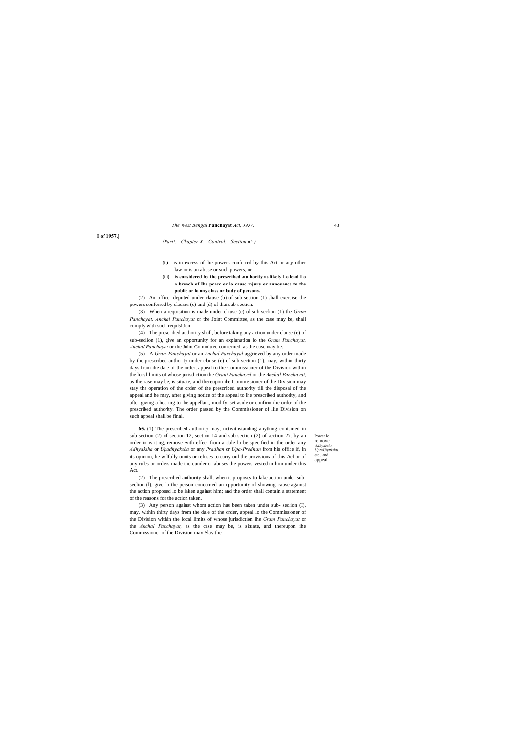(Pari!.—Chapter X.—Control.—Section 65.)

**(ii)** is in excess of ihe powers conferred by this Act or any other law or is an abuse or such powers, or

**(iii) is considered by the prescribed .authority as likely Lo lead Lo a breach of Ihe pcacc or lo causc injury or annoyance to the public or lo any class or body of persons.**

(2) An officer deputed under clause (b) of sub-section (1) shall exercise the powers conferred by clauses (c) and (d) of thai sub-section.

(3) When a requisition is made under clausc (c) of sub-seclion (1) the *Gram Panchayat, Anchal Panchayat* or the Joint Committee, as the case may be, shall comply with such requisition.

(4) The prescribed authority shall, before taking any action under clause (e) of sub-seclion (1), give an opportunity for an explanation lo the *Gram Panchayat, Anchal Panchayat* or the Joint Committee concerned, as the case may be.

(5) A *Gram Panchayat* or an *Anchal Panchayal* aggrieved by any order made by the prescribed authority under clause (e) of sub-section (1), may, within thirty days from ihe dale of the order, appeal to the Commissioner of the Division within the local limits of whose jurisdiction the *Grant Panchayal* or the *Anchal Panchayat,* as Ihe case may be, is situate, and thereupon ihe Commissioner of the Division may stay the operation of the order of the prescribed authority till the disposal of the appeal and he may, after giving notice of the appeal to ihe prescribed authority, and after giving a hearing to ihe appellant, modify, set aside or confirm ihe order of the prescribed authority. The order passed by the Commissioner of liie Division on such appeal shall be final.

Power lo remove *Adhyaksha, UptuUiyttkshti.* etc., and appeal.

**65.** (1) The prescribed authority may, notwithstanding anything contained in sub-section (2) of section 12, section 14 and sub-section (2) of section 27, by an order in writing, remove with effect from a dale lo be specified in the order any *Adhyaksha* or *Upadhyaksha* or any *Pradhan* or *Upa-Pradhan* from his office if, in its opinion, he wilfully omits or refuses to carry oul the provisions of this Acl or of any rules or orders made thereunder or abuses the powers vested in him under this Act.

(2) The prescribed authority shall, when it proposes to lake action under sub-seclion (l), give lo the person concerned an opportunity of showing cause against the action proposed lo be laken against him; and the order shall contain a statement of the reasons for the action taken.

(3) Any person against whom action has been taken under sub- seclion (I), may, within thirty days from the dale of the order, appeal lo the Commissioner of the Division within the local limits of whose jurisdiction ihe *Gram Panchayat* or the *Anchal Panchayat,* as the case may be, is situate, and thereupon ihe Commissioner of the Division mav Slav the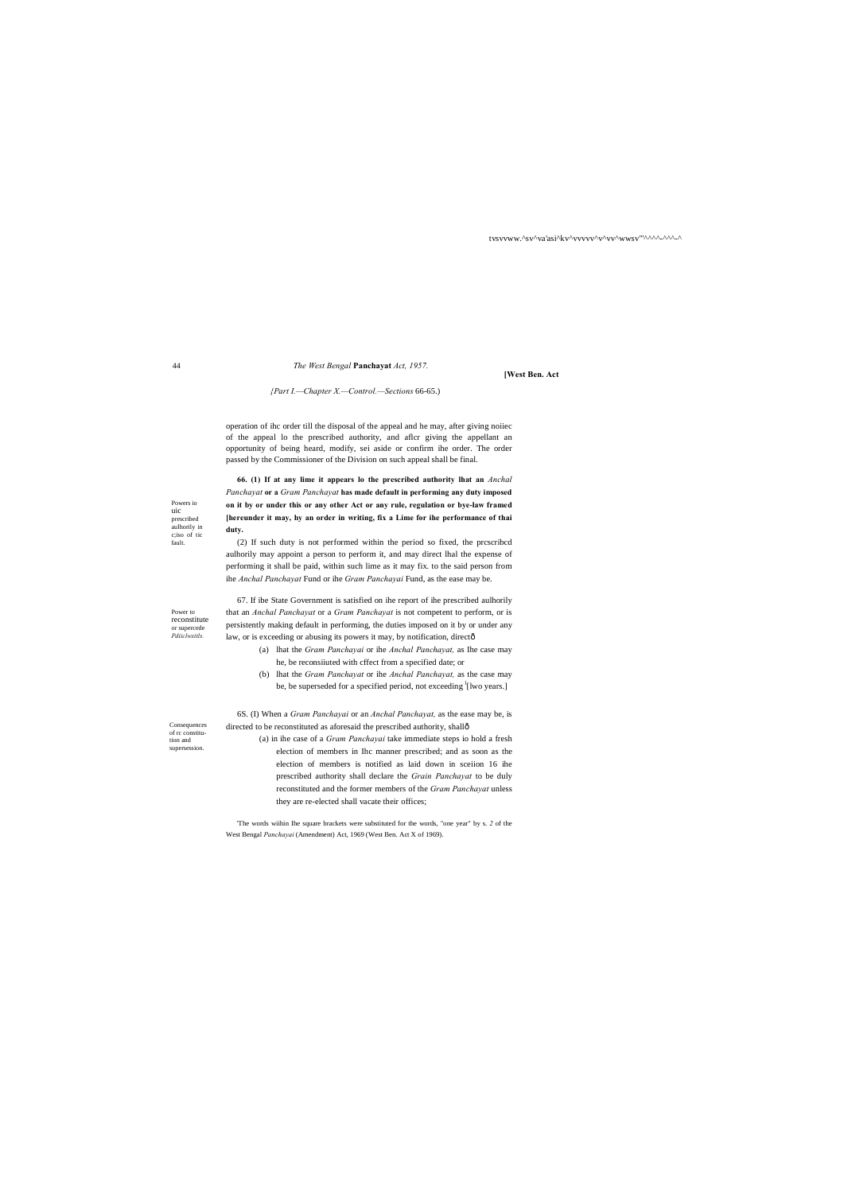*{Part I.—Chapter X.—Control.—Sections* 66-65.)

operation of ihc order till the disposal of the appeal and he may, after giving noiiec of the appeal lo the prescribed authority, and aflcr giving the appellant an opportunity of being heard, modify, sei aside or confirm ihe order. The order passed by the Commissioner of the Division on such appeal shall be final.

Powers io uic prescribed aulhorily in c;iso of tic fault.

**66. (1) If at any lime it appears lo the prescribed authority lhat an** ***Anchal Panchayat*** **or a** ***Gram Panchayat*** **has made default in performing any duty imposed on it by or under this or any other Act or any rule, regulation or bye-law framed [hereunder it may, hy an order in writing, fix a Lime for ihe performance of thai duty.**

(2) If such duty is not performed within the period so fixed, the prcscribcd aulhorily may appoint a person to perform it, and may direct lhal the expense of performing it shall be paid, within such lime as it may fix. to the said person from ihe *Anchal Panchayat* Fund or ihe *Gram Panchayai* Fund, as the ease may be.

Power to reconstitute or supercede *Pdiiclwtitls.*

67. If ibe State Government is satisfied on ihe report of ihe prescribed aulhorily that an *Anchal Panchayat* or a *Gram Panchayat* is not competent to perform, or is persistently making default in performing, the duties imposed on it by or under any law, or is exceeding or abusing its powers it may, by notification, directô

(a) lhat the *Gram Panchayai* or ihe *Anchal Panchayat,* as Ihe case may he, be reconsiiuted with cffect from a specified date; or

(b) lhat the *Gram Panchayat* or ihe *Anchal Panchayat,* as the case may be, be superseded for a specified period, not exceeding [1][lwo years.]

Consequences of rc constitu-tion and supersession.

6S. (I) When a *Gram Panchayai* or an *Anchal Panchayat,* as the ease may be, is directed to be reconstituted as aforesaid the prescribed authority, shallô

(a) in ihe case of a *Gram Panchayai* take immediate steps io hold a fresh election of members in Ihc manner prescribed; and as soon as the election of members is notified as laid down in sceiion 16 ihe prescribed authority shall declare the *Grain Panchayat* to be duly reconstituted and the former members of the *Gram Panchayat* unless they are re-elected shall vacate their offices;

[1]The words wiihin Ihe square brackets were substituted for the words, "one year" by s. *2* of the West Bengal *Panchayai* (Amendment) Act, 1969 (West Ben. Act X of 1969).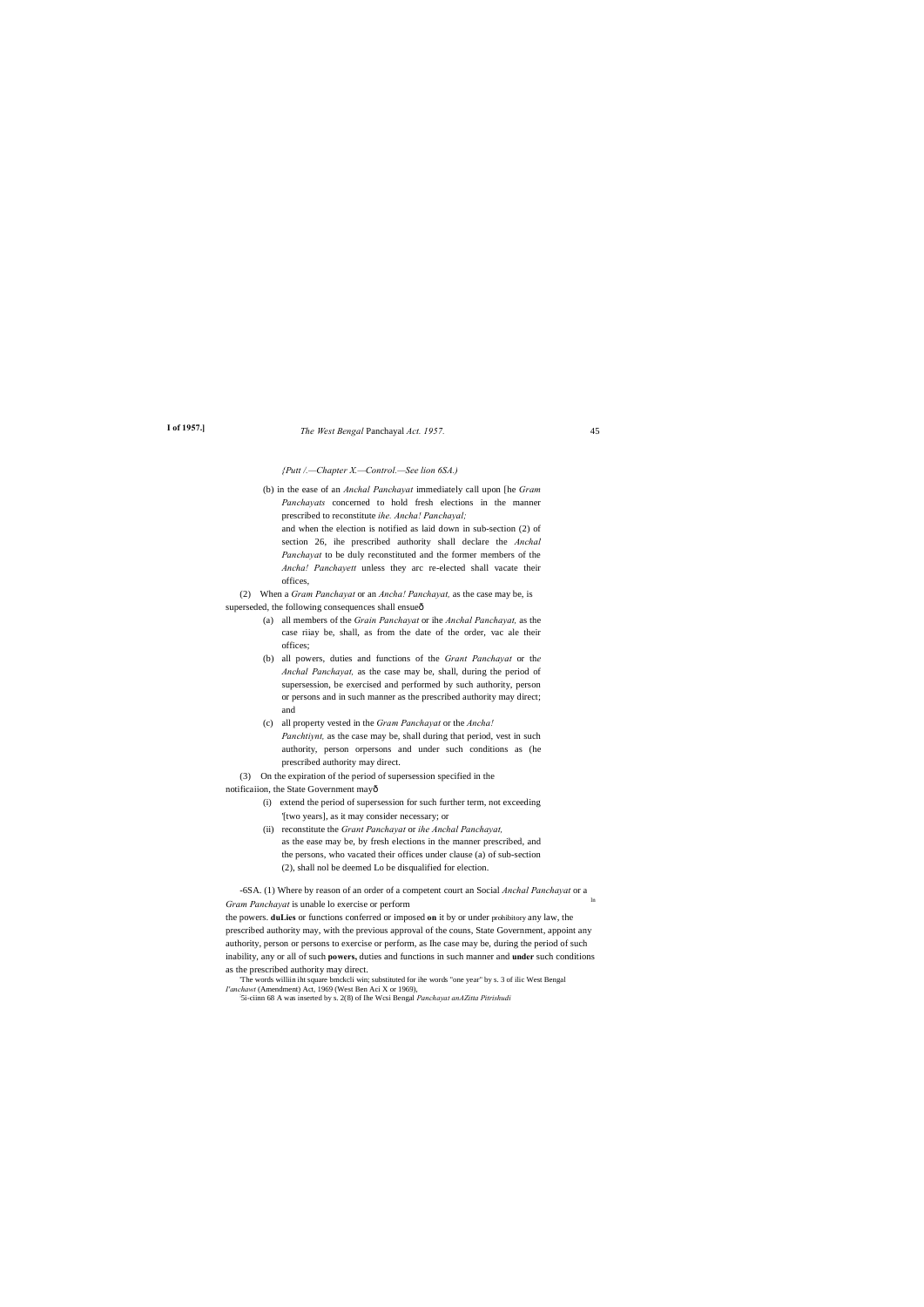*{Putt /.—Chapter X.—Control.—See lion 6SA.)*

(b) in the ease of an *Anchal Panchayat* immediately call upon [he *Gram Panchayats* concerned to hold fresh elections in the manner prescribed to reconstitute *ihe. Ancha! Panchayal;*

and when the election is notified as laid down in sub-section (2) of section 26, ihe prescribed authority shall declare the *Anchal Panchayat* to be duly reconstituted and the former members of the *Ancha! Panchayett* unless they arc re-elected shall vacate their offices,

(2) When a *Gram Panchayat* or an *Ancha! Panchayat,* as the case may be, is superseded, the following consequences shall ensueô

(a) all members of the *Grain Panchayat* or ihe *Anchal Panchayat,* as the case riiay be, shall, as from the date of the order, vac ale their offices;

(b) all powers, duties and functions of the *Grant Panchayat* or the *Anchal Panchayat,* as the case may be, shall, during the period of supersession, be exercised and performed by such authority, person or persons and in such manner as the prescribed authority may direct; and

(c) all property vested in the *Gram Panchayat* or the *Ancha! Panchtiynt,* as the case may be, shall during that period, vest in such authority, person orpersons and under such conditions as (he prescribed authority may direct.

(3) On the expiration of the period of supersession specified in the notificaiion, the State Government mayô

(i) extend the period of supersession for such further term, not exceeding '[two years], as it may consider necessary; or

(ii) reconstitute the *Grant Panchayat* or *ihe Anchal Panchayat,* as the ease may be, by fresh elections in the manner prescribed, and the persons, who vacated their offices under clause (a) of sub-section (2), shall nol be deemed Lo be disqualified for election.

-6SA. (1) Where by reason of an order of a competent court an Social *Anchal Panchayat* or a *Gram Panchayat* is unable lo exercise or perform ln the powers. **duLies** or functions conferred or imposed **on** it by or under prohibitory any law, the prescribed authority may, with the previous approval of the couns, State Government, appoint any authority, person or persons to exercise or perform, as Ihe case may be, during the period of such inability, any or all of such **powers,** duties and functions in such manner and **under** such conditions as the prescribed authority may direct.

'The words williin iht square bmckcli win; substituted for ihe words "one year" by s. 3 of ilic West Bengal *I'anchawt* (Amendment) Act, 1969 (West Ben Aci X or 1969),

'5i-ciinn 68 A was inserted by s. 2(8) of Ihe Wcsi Bengal *Panchayat anAZitta Pitrishudi*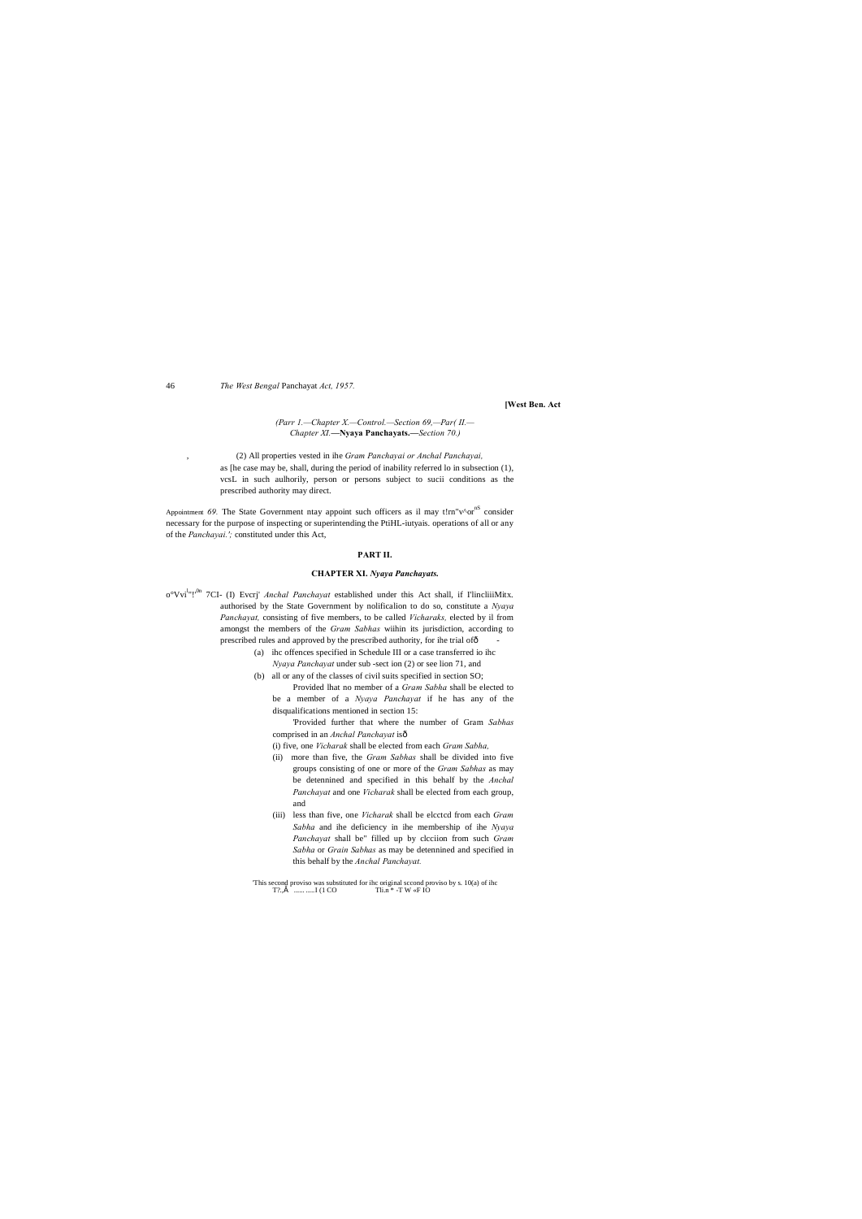**[West Ben. Act**

*(Parr 1.—Chapter X.—Control.—Section 69,—Par( II.— Chapter XI.*—**Nyaya Panchayats.**—*Section 70.)*

(2) All properties vested in ihe *Gram Panchayai or Anchal Panchayai,* as [he case may be, shall, during the period of inability referred lo in subsection (1), vcsL in such aulhorily, person or persons subject to sucii conditions as the prescribed authority may direct.

Appointment *69.* The State Government ntay appoint such officers as il may t!rn"v^or[uS] consider necessary for the purpose of inspecting or superintending the PtiHL-iutyais. operations of all or any of the *Panchayai.';* constituted under this Act,

## PART II.

### CHAPTER XI. *Nyaya Panchayats.*

o"Vvi[l]![0n] 7CI- (I) Evcrj' *Anchal Panchayat* established under this Act shall, if I'lincliiiMitx. authorised by the State Government by nolificalion to do so, constitute a *Nyaya Panchayat,* consisting of five members, to be called *Vicharaks,* elected by il from amongst the members of the *Gram Sabhas* wiihin its jurisdiction, according to prescribed rules and approved by the prescribed authority, for ihe trial ofô -

(a) ihc offences specified in Schedule III or a case transferred io ihc *Nyaya Panchayat* under sub -sect ion (2) or see lion 71, and

(b) all or any of the classes of civil suits specified in section SO;

Provided lhat no member of a *Gram Sabha* shall be elected to be a member of a *Nyaya Panchayat* if he has any of the disqualifications mentioned in section 15:

'Provided further that where the number of Gram *Sabhas* comprised in an *Anchal Panchayat* isô

(i) five, one *Vicharak* shall be elected from each *Gram Sabha,*

(ii) more than five, the *Gram Sabhas* shall be divided into five groups consisting of one or more of the *Gram Sabhas* as may be detennined and specified in this behalf by the *Anchal Panchayat* and one *Vicharak* shall be elected from each group, and

(iii) less than five, one *Vicharak* shall be elcctcd from each *Gram Sabha* and ihe deficiency in ihe membership of ihe *Nyaya Panchayat* shall be" filled up by clcciion from such *Gram Sabha* or *Grain Sabhas* as may be detennined and specified in this behalf by the *Anchal Panchayat.*

'This second proviso was substituted for ihc original sccond proviso by s. 10(a) of ihc T?.,Ã ...... .....I (1 CO Tli.n * -T W «F IO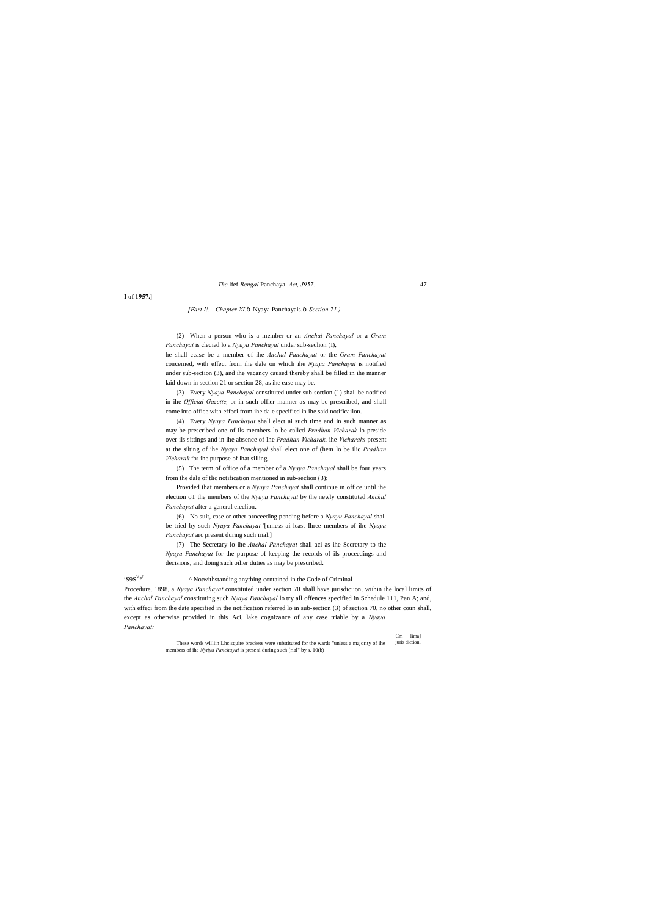**I of 1957.]**

*[Fart I!.—Chapter XI.*ô Nyaya Panchayais.ô *Section 71.)*

(2) When a person who is a member or an *Anchal Panchayal* or a *Gram Panchayat* is clecied lo a *Nyaya Panchayat* under sub-seclion (I),
he shall ccase be a member of ihe *Anchal Panchayat* or the *Gram Panchayat* concerned, with effect from ihe dale on which ihe *Nyaya Panchayat* is notified under sub-section (3), and ihe vacancy caused thereby shall be filled in ihe manner laid down in section 21 or section 28, as ihe ease may be.

(3) Every *Nyaya Panchayal* constituted under sub-section (1) shall be notified in ihe *Official Gazette,* or in such olfier manner as may be prescribed, and shall come into office with effeci from ihe dale specified in ihe said notificaiion.

(4) Every *Nyaya Panchayat* shall elect ai such time and in such manner as may be prescribed one of ils members lo be callcd *Pradhan Vicharak* lo preside over ils sittings and in ihe absence of Ihe *Pradhan Vicharak,* ihe *Vicharaks* present at the silting of ihe *Nyaya Panchayal* shall elect one of (hem lo be ilic *Pradhan Vicharak* for ihe purpose of lhat silling.

(5) The term of office of a member of a *Nyaya Panchayal* shall be four years from the dale of tlic notification mentioned in sub-seclion (3):

Provided that members or a *Nyaya Panchayat* shall continue in office until ihe election oT the members of the *Nyaya Panchayat* by the newly constituted *Anchal Panchayat* after a general elecl­ion.

(6) No suit, case or other proceeding pending before a *Nyayu Panchayal* shall be tried by such *Nyaya Panchayat* '[unless ai least Ihree members of ihe *Nyaya Panchayat* arc present during such irial.]

(7) The Secretary lo ihe *Anchal Panchayat* shall aci as ihe Secretary to the *Nyaya Panchayat* for the purpose of keeping the records of ils proceedings and decisions, and doing such oilier duties as may be prescribed.

iS9S^V^a^f ^ Notwithstanding anything contained in the Code of Criminal Procedure, 1898, a *Nyaya Panchayat* constituted under section 70 shall have jurisdiciion, wiihin ihe local limits of the *Anchal Panchayal* constituting such *Nyaya Panchayal* lo try all offences specified in Schedule 111, Pan A; and, with effeci from the date specified in the notification referred lo in sub-section (3) of section 70, no other coun shall, except as otherwise provided in this Aci, lake cognizance of any case triable by a *Nyaya Panchayat:*

Cm lima] juris diction.

These words williin Lhc squire brackets were substituted for the wards "unless a majority of ihe members of ihe *Nytiya Panchayal* is preseni during such [rial" by s. 10(b)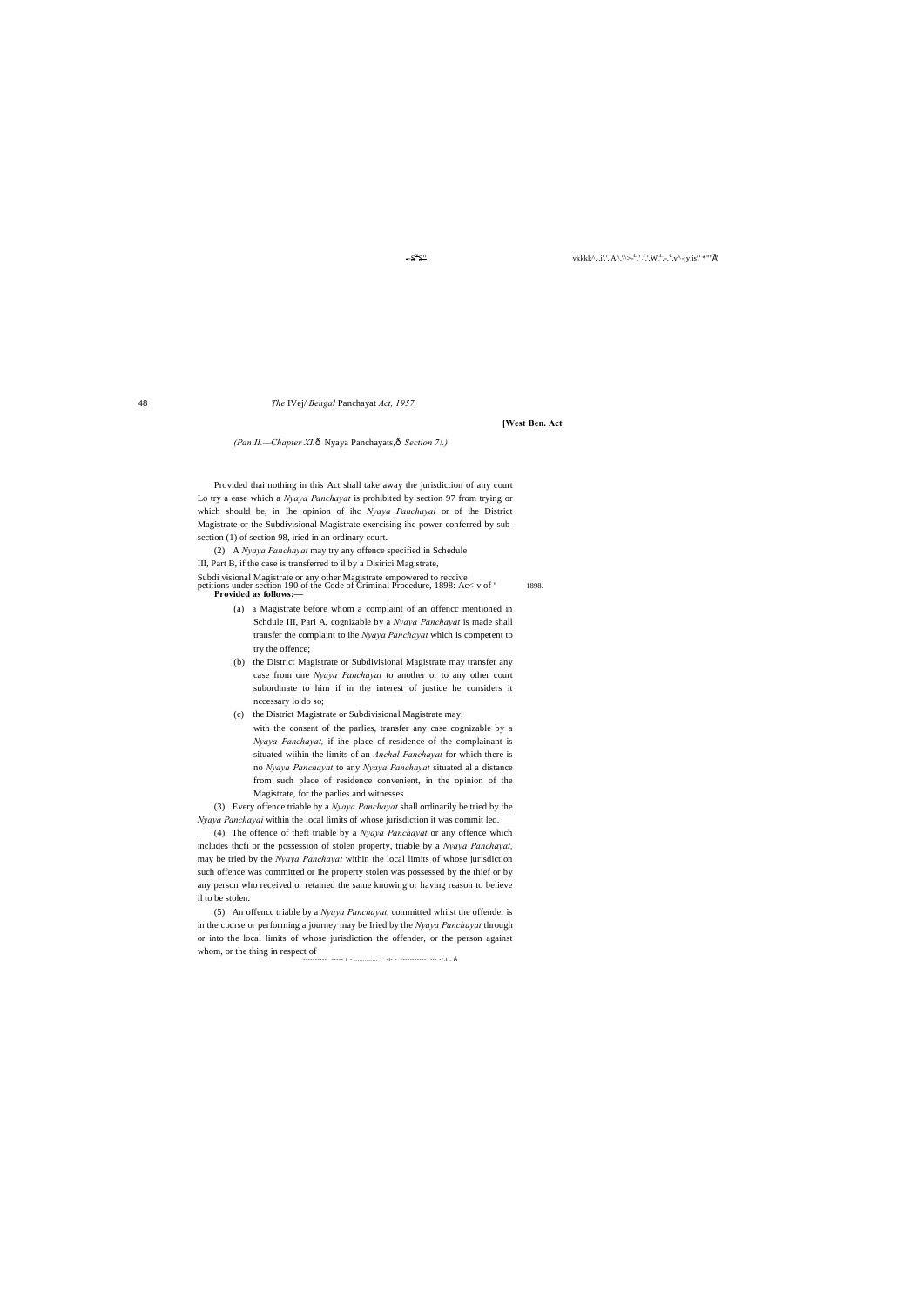(Pan II.—Chapter XI.—Nyaya Panchayats,—Section 7!.)

Provided thai nothing in this Act shall take away the jurisdiction of any court Lo try a ease which a *Nyaya Panchayat* is prohibited by section 97 from trying or which should be, in Ihe opinion of ihc *Nyaya Panchayai* or of ihe District Magistrate or the Subdivisional Magistrate exercising ihe power conferred by sub-section (1) of section 98, iried in an ordinary court.

(2) A *Nyaya Panchayat* may try any offence specified in Schedule III, Part B, if the case is transferred to il by a Disirici Magistrate, Subdi visional Magistrate or any other Magistrate empowered to reccive petitions under section 190 of the Code of Criminal Procedure, 1898: Ac< v of 1898.

**Provided as follows:—**

(a) a Magistrate before whom a complaint of an offencc mentioned in Schdule III, Pari A, cognizable by a *Nyaya Panchayat* is made shall transfer the complaint to ihe *Nyaya Panchayat* which is competent to try the offence;

(b) the District Magistrate or Subdivisional Magistrate may transfer any case from one *Nyaya Panchayat* to another or to any other court subordinate to him if in the interest of justice he considers it nccessary lo do so;

(c) the District Magistrate or Subdivisional Magistrate may, with the consent of the parlies, transfer any case cognizable by a *Nyaya Panchayat,* if ihe place of residence of the complainant is situated wiihin the limits of an *Anchal Panchayat* for which there is no *Nyaya Panchayat* to any *Nyaya Panchayat* situated al a distance from such place of residence convenient, in the opinion of the Magistrate, for the parlies and witnesses.

(3) Every offence triable by a *Nyaya Panchayat* shall ordinarily be tried by the *Nyaya Panchayai* within the local limits of whose jurisdiction it was commit led.

(4) The offence of theft triable by a *Nyaya Panchayat* or any offence which includes thcfi or the possession of stolen property, triable by a *Nyaya Panchayat,* may be tried by the *Nyaya Panchayat* within the local limits of whose jurisdiction such offence was committed or ihe property stolen was possessed by the thief or by any person who received or retained the same knowing or having reason to believe il to be stolen.

(5) An offencc triable by a *Nyaya Panchayat,* committed whilst the offender is in the course or performing a journey may be Iried by the *Nyaya Panchayat* through or into the local limits of whose jurisdiction the offender, or the person against whom, or the thing in respect of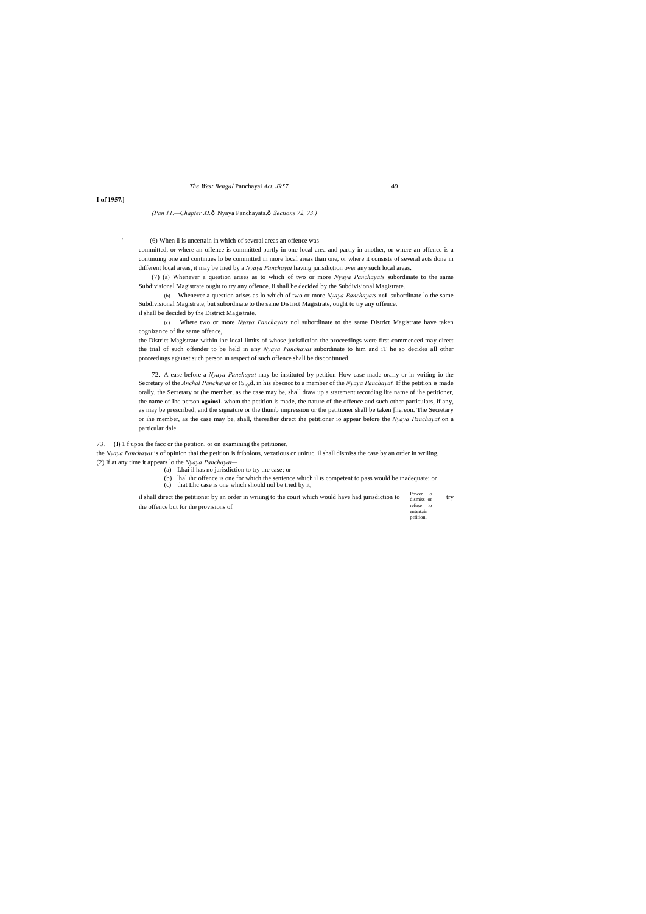(Pan 11.—Chapter XI.ô Nyaya Panchayats.ô Sections 72, 73.)

(6) When ii is uncertain in which of several areas an offence was committed, or where an offence is committed partly in one local area and partly in another, or where an offencc is a continuing one and continues lo be committed in more local areas than one, or where it consists of several acts done in different local areas, it may be tried by a *Nyaya Panchayat* having jurisdiction over any such local areas.

(7) (a) Whenever a question arises as to which of two or more *Nyaya Panchayats* subordinate to the same Subdivisional Magistrate ought to try any offence, ii shall be decided by the Subdivisional Magistrate.

(b) Whenever a question arises as lo which of two or more *Nyaya Panchayats* **noL** subordinate lo the same Subdivisional Magistrate, but subordinate to the same District Magistrate, ought to try any offence, il shall be decided by the District Magistrate.

(c) Where two or more *Nyaya Panchayats* nol subordinate to the same District Magistrate have taken cognizance of ihe same offence, the District Magistrate within ihc local limits of whose jurisdiction the proceedings were first commenced may direct the trial of such offender to be held in any *Nyaya Panchayat* subordinate to him and iT he so decides all other proceedings against such person in respect of such offence shall be discontinued.

How case made.

72. A ease before a *Nyaya Panchayat* may be instituted by petition orally or in writing io the Secretary of the *Anchal Panchayat* or !S$_{ua}$d. in his abscncc to a member of the *Nyaya Panchayat.* If the petition is made orally, the Secretary or (he member, as the case may be, shall draw up a statement recording lite name of ihe petitioner, the name of Ihc person **againsL** whom the petition is made, the nature of the offence and such other particulars, if any, as may be prescribed, and the signature or the thumb impression or the petitioner shall be taken [hereon. The Secretary or ihe member, as the case may be, shall, thereafter direct ihe petitioner io appear before the *Nyaya Panchayat* on a particular dale.

Power lo dismiss or refuse io entertain petition.

73. (I) 1 f upon the facc or the petition, or on examining the petitioner, the *Nyaya Panchayat* is of opinion thai the petition is fribolous, vexatious or uniruc, il shall dismiss the case by an order in wriiing,

(2) If at any time it appears lo the *Nyaya Panchayat*—

(a) Lhai il has no jurisdiction to try the case; or

(b) lhal ihc offence is one for which the sentence which il is competent to pass would be inadequate; or

(c) that Lhc case is one which should nol be tried by it,

il shall direct the petitioner by an order in wriiing to the court which would have had jurisdiction to try ihe offence but for ihe provisions of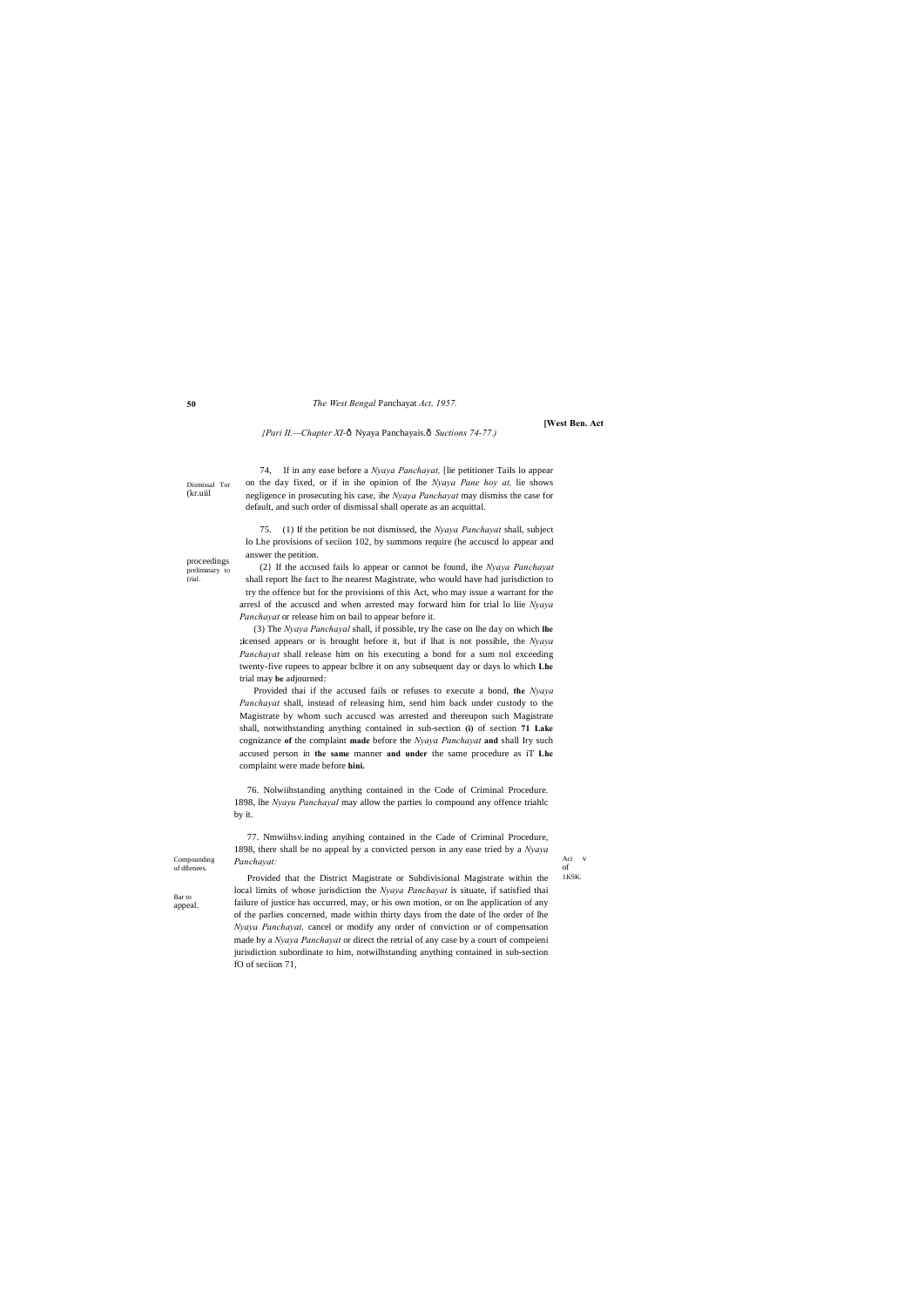[West Ben. Act

{Pari II.—Chapter XI-ô Nyaya Panchayais.ô Suctions 74-77.)

Dismissal Tor (kr.uiil

74, If in any ease before a *Nyaya Panchayat,* [lie petitioner Tails lo appear on the day fixed, or if in ihe opinion of Ihe *Nyaya Pane hoy at,* lie shows negligence in prosecuting his case, ihe *Nyaya Panchayat* may dismiss the case for default, and such order of dismissal shall operate as an acquittal.

proceedings preliminary to (rial.

75. (1) If the petition be not dismissed, the *Nyaya Panchayat* shall, subject lo Lhe provisions of seciion 102, by summons require (he accuscd lo appear and answer the petition.

(2} If the accused fails lo appear or cannot be found, ihe *Nyaya Panchayat* shall report lhe fact to lhe nearest Magistrate, who would have had jurisdiction to try the offence but for the provisions of this Act, who may issue a warrant for the arresl of the accuscd and when arrested may forward him for trial lo liie *Nyaya Panchayat* or release him on bail to appear before it.

(3) The *Nyaya Panchayal* shall, if possible, try lhe case on lhe day on which **lhe** ;icensed appears or is brought before it, but if lhat is not possible, the *Nyaya Panchayat* shall release him on his executing a bond for a sum nol exceeding twenty-five rupees to appear bclbre it on any subsequent day or days lo which **Lhe** trial may **be** adjourned:

Provided thai if the accused fails or refuses to execute a bond, **the** *Nyaya Panchayat* shall, instead of releasing him, send him back under custody to the Magistrate by whom such accuscd was arrested and thereupon such Magistrate shall, notwithstanding anything contained in sub-section **(i)** of section **71 Lake** cognizance **of** the complaint **made** before the *Nyaya Panchayat* **and** shall Iry such accused person in **the same** manner **and under** the same procedure as iT **Lhe** complaint were made before **hini.**

Compounding of dflenees.

76. Nolwiihstanding anything contained in the Code of Criminal Procedure. 1898, lhe *Nyayu Panchayal* may allow the parties lo compound any offence triahlc by it.

Bar to appeal.

Aci V of 1K9K.

77. Nmwiihsv.inding anyihing contained in the Cade of Criminal Procedure, 1898, there shall be no appeal by a convicted person in any ease tried by a *Nyaya Panchayat:*

Provided that the District Magistrate or Subdivisional Magistrate within the local limits of whose jurisdiction the *Nyaya Panchayat* is situate, if satisfied thai failure of justice has occurred, may, or his own motion, or on lhe application of any of the parlies concerned, made within thirty days from the date of lhe order of lhe *Nyaya Panchayat,* cancel or modify any order of conviction or of compensation made by a *Nyaya Panchayat* or direct the retrial of any case by a court of compeieni jurisdiction subordinate to him, notwilhstanding anything contained in sub-section fO of seciion 71,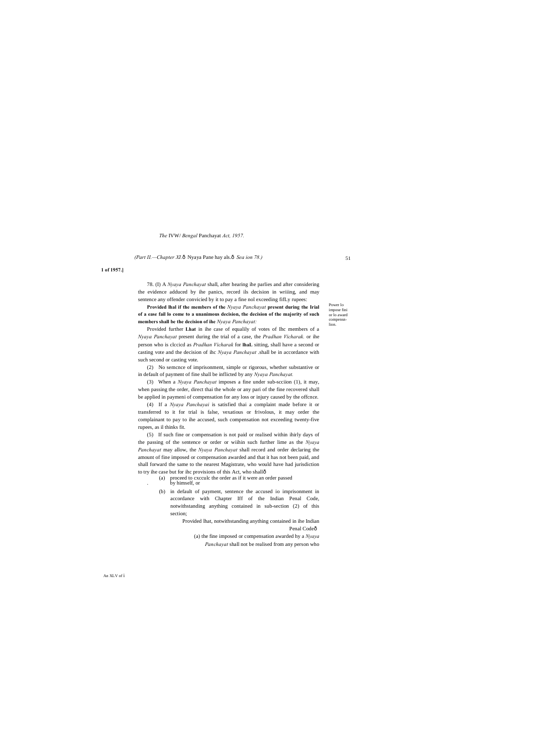78. (I) A *Nyaya Panchayat* shall, after hearing ihe parlies and after considering the evidence adduced by ihe panics, record ils decision in wriiing, and may sentence any offender convicied by it to pay a fine nol exceeding fifLy rupees:

Power lo impose fini or lo award compensn-lion.

**Provided lhal if the members of the** *Nyaya Panchayat* **present during the Irial of a ease fail lo come to a unanimous decision, the decision of the majority of such members shall be the decision of ihe** *Nyaya Panchayat:*

Provided further **Lhat** in ihe case of equalily of votes of Ihc members of a *Nyaya Panchayat* present during the trial of a case, the *Pradhan Vicharak.* or ihe person who is clccicd as *Pradhan Vicharak* for **lhaL** sitting, shall have a second or casting vote and the decision of ihc *Nyaya Panchayat* .shall be in accordance with such second or casting vote.

(2) No semcnce of imprisonment, simple or rigorous, whether substantive or in default of payment of fine shall be inflicted by any *Nyaya Panchayat.*

(3) When a *Nyaya Panchayat* imposes a fine under sub-scciion (1), it may, when passing the order, direct thai the whole or any pari of the fine recovered shall be applied in paymeni of compensation for any loss or injury caused by the offcnce.

(4) If a *Nyaya Panchayai* is satisfied thai a complaint made before it or transferred to it for trial is false, vexatious or frivolous, it may order the complainant to pay to ihe accused, such compensation not exceeding twenty-five rupees, as il thinks fit.

(5) If such fine or compensation is not paid or realised within ihirly days of the passing of the sentence or order or wiihin such further lime as the *Nyaya Panchayat* may allow, the *Nyaya Panchayat* shall record and order declaring the amount of fine imposed or compensation awarded and that it has not been paid, and shall forward the same to the nearest Magistrate, who would have had jurisdiction to try ihe case but for ihc provisions of this Act, who shallô

(a) proceed to cxcculc the order as if it were an order passed by himself, or

(b) in default of payment, sentence the accused io imprisonment in accordance with Chapter Iff of the Indian Penal Code, notwithstanding anything contained in sub-section (2) of this section;

Provided lhat, notwithstanding anything contained in ihe Indian Penal Codeô

(a) the fine imposed or compensation awarded hy a *Nyaya Panchayat* shall not be realised from any person who

An XLV of i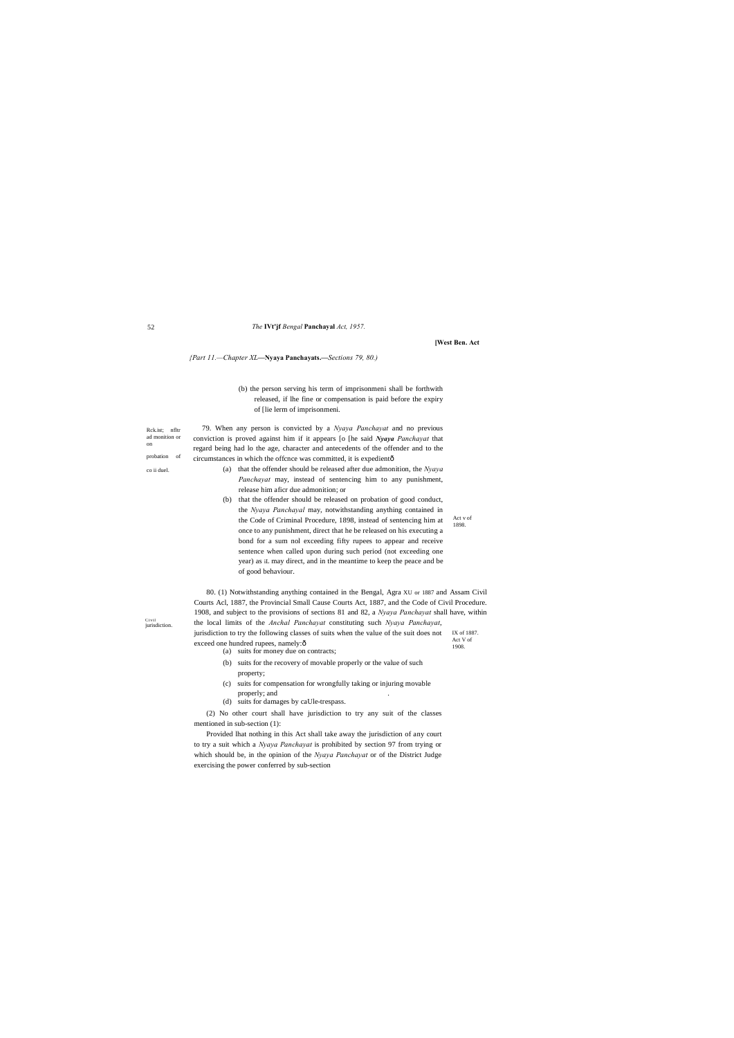*{Part 11.—Chapter XL—***Nyaya Panchayats.—***Sections 79, 80.)*

(b) the person serving his term of imprisonmeni shall be forthwith released, if lhe fine or compensation is paid before the expiry of [lie lerm of imprisonmeni.

Rck.ist; nfltr ad monition or on probation of co ii duel.

79. When any person is convicted by a *Nyaya Panchayat* and no previous conviction is proved against him if it appears [o [he said ***Nyaya*** *Panchayat* that regard being had lo the age, character and antecedents of the offender and to the circumstances in which the offcnce was committed, it is expedientô

(a) that the offender should be released after due admonition, the *Nyaya Panchayat* may, instead of sentencing him to any punishment, release him aficr due admonition; or

(b) that the offender should be released on probation of good conduct, the *Nyaya Panchayal* may, notwithstanding anything contained in the Code of Criminal Procedure, 1898, instead of sentencing him at once to any punishment, direct that he be released on his executing a bond for a sum nol exceeding fifty rupees to appear and receive sentence when called upon during such period (not exceeding one year) as iL may direct, and in the meantime to keep the peace and be of good behaviour.

Act v of 1898.

Civil jurisdiction.

80. (1) Notwithstanding anything contained in the Bengal, Agra XU or 1887 and Assam Civil Courts Acl, 1887, the Provincial Small Cause Courts Act, 1887, and the Code of Civil Procedure. 1908, and subject to the provisions of sections 81 and 82, a *Nyaya Panchayat* shall have, within the local limits of the *Anchal Panchayat* constituting such *Nyaya Panchayat*, jurisdiction to try the following classes of suits when the value of the suit does not exceed one hundred rupees, namely:ô

IX of 1887. Act V of 1908.

(a) suits for money due on contracts;

(b) suits for the recovery of movable properly or the value of such properly;

(c) suits for compensation for wrongfully taking or injuring movable properly; and

(d) suits for damages by caUle-trespass.

(2) No other court shall have jurisdiction to try any suit of the classes mentioned in sub-section (1):

Provided lhat nothing in this Act shall take away the jurisdiction of any court to try a suit which a *Nyaya Panchayat* is prohibited by section 97 from trying or which should be, in the opinion of the *Nyaya Panchayat* or of the District Judge exercising the power conferred by sub-section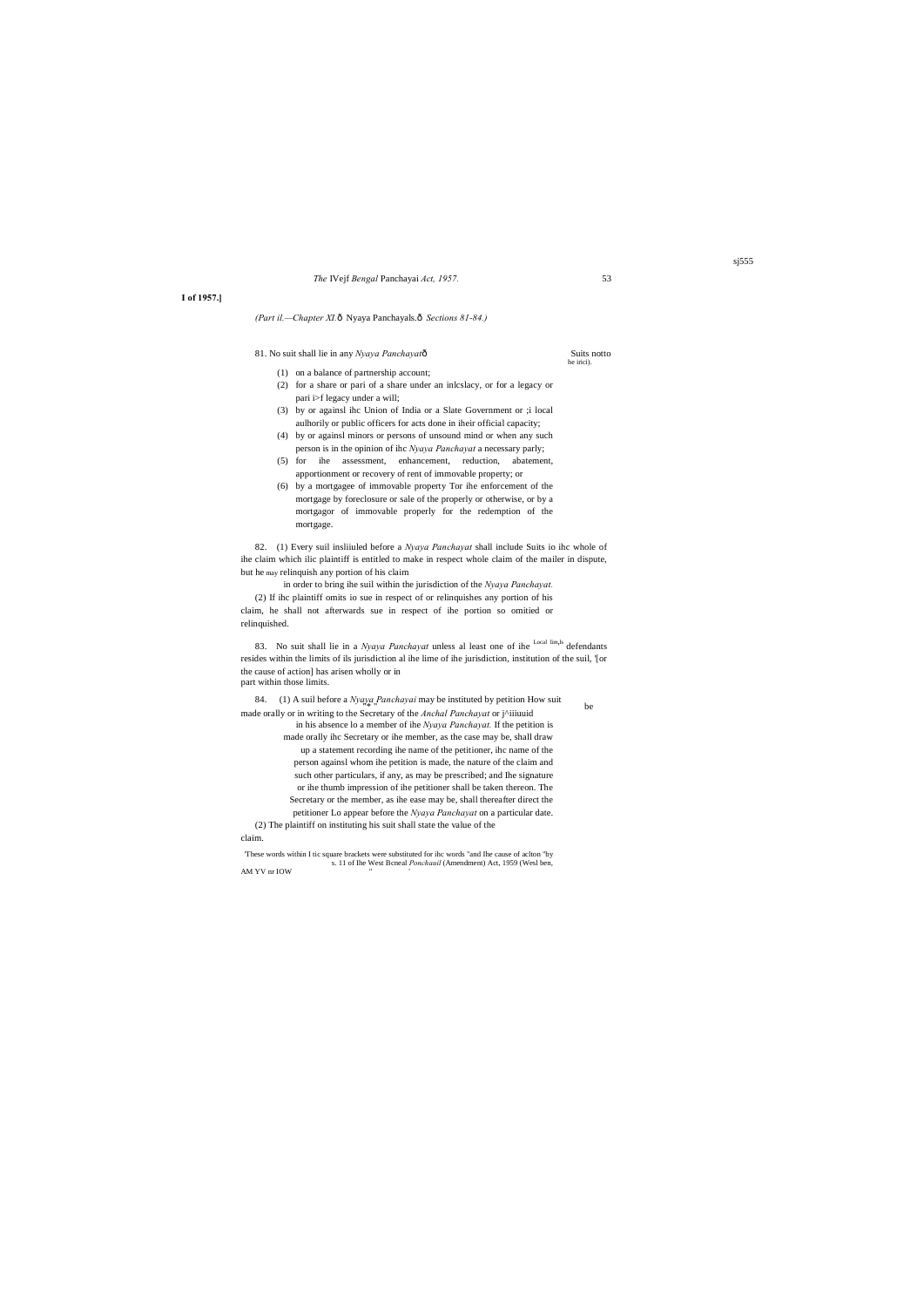(Part II.—Chapter XI.—Nyaya Panchayats.—Sections 81-84.)

Suits not to be tried.

81. No suit shall lie in any *Nyaya Panchayat*—

(1) on a balance of partnership account;

(2) for a share or pari of a share under an inlcslacy, or for a legacy or pari i>f legacy under a will;

(3) by or againsl ihc Union of India or a Slate Government or ;i local aulhorily or public officers for acts done in iheir official capacity;

(4) by or againsl minors or persons of unsound mind or when any such person is in the opinion of ihc *Nyaya Panchayat* a necessary parly;

(5) for ihe assessment, enhancement, reduction, abatement, apportionment or recovery of rent of immovable property; or

(6) by a mortgagee of immovable property Tor ihe enforcement of the mortgage by foreclosure or sale of the properly or otherwise, or by a mortgagor of immovable properly for the redemption of the mortgage.

82. (1) Every suil insliiuled before a *Nyaya Panchayat* shall include Suits io ihc whole of ihe claim which ilic plaintiff is entitled to make in respect whole claim of the mailer in dispute, but he may relinquish any portion of his claim in order to bring ihe suil within the jurisdiction of the *Nyaya Panchayat.*

(2) If ihc plaintiff omits io sue in respect of or relinquishes any portion of his claim, he shall not afterwards sue in respect of ihe portion so omitied or relinquished.

Local limits.

83. No suit shall lie in a *Nyaya Panchayat* unless al least one of ihe defendants resides within the limits of ils jurisdiction al ihe lime of ihe jurisdiction, institution of the suil, [1][or the cause of action] has arisen wholly or in part within those limits.

How suit be made.

84. (1) A suil before a *Nyaya Panchayai* may be instituted by petition made orally or in writing to the Secretary of the *Anchal Panchayat* or j^iiiuuid in his absence lo a member of ihe *Nyaya Panchayat.* If the petition is made orally ihc Secretary or ihe member, as the case may be, shall draw up a statement recording ihe name of the petitioner, ihc name of the person againsl whom ihe petition is made, the nature of the claim and such other particulars, if any, as may be prescribed; and Ihe signature or ihe thumb impression of ihe petitioner shall be taken thereon. The Secretary or the member, as ihe ease may be, shall thereafter direct the petitioner Lo appear before the *Nyaya Panchayat* on a particular date.

(2) The plaintiff on instituting his suit shall state the value of the claim.

[1]These words within I tic square brackets were substituted for ihc words "and Ihe cause of acltion "by s. 11 of Ihe West Bcneal *Ponchauif* (Amendment) Act, 1959 (Wesl ben, AM YV nr IOW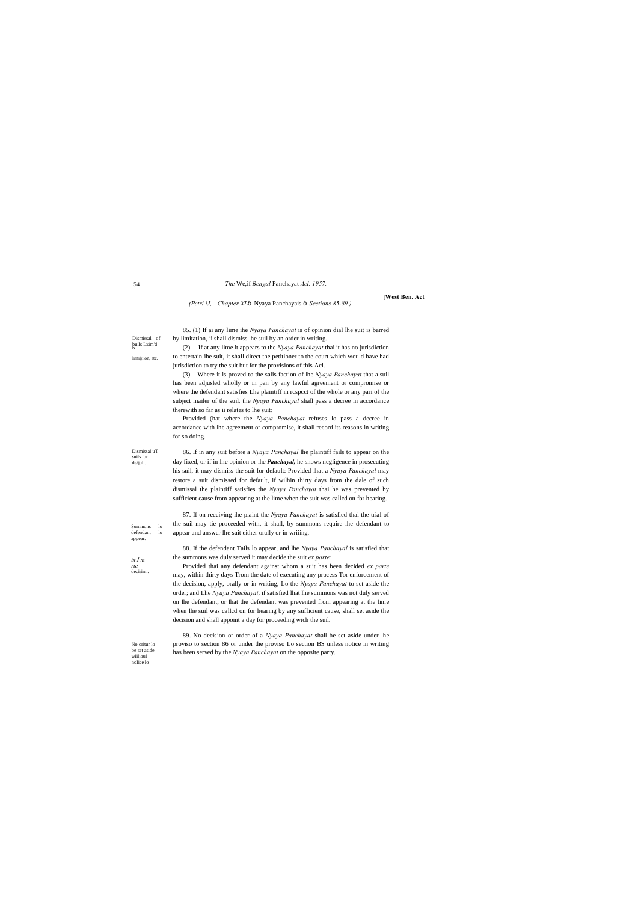(Petri iJ,—Chapter XLô Nyaya Panchayais.ô Sections 85-89.)

Dismissal of buils Lxim'd b. limiljiion, etc.

85. (1) If ai any lime ihe *Nyaya Panchayat* is of opinion dial lhe suit is barred by limitation, ii shall dismiss lhe suil by an order in writing.

(2) If at any lime it appears to the *Nyaya Panchayat* thai it has no jurisdiction to entertain ihe suit, it shall direct the petitioner to the court which would have had jurisdiction to try the suit but for the provisions of this Acl.

(3) Where it is proved to the salis faction of lhe *Nyaya Panchayat* that a suil has been adjusled wholly or in pan by any lawful agreement or compromise or where the defendant satisfies Lhe plaintiff in rcspcct of the whole or any pari of the subject mailer of the suil, the *Nyaya Panchayal* shall pass a decree in accordance therewith so far as ii relates to lhe suit:

Provided (hat where the *Nyaya Panchayat* refuses lo pass a decree in accordance with lhe agreement or compromise, it shall record its reasons in writing for so doing.

Dismissal uT suils for de/juli.

86. If in any suit before a *Nyaya Panchayal* lhe plaintiff fails to appear on the day fixed, or if in lhe opinion or lhe ***Panchayal,*** he shows ncgligence in prosecuting his suil, it may dismiss the suit for default: Provided lhat a *Nyaya Panchayal* may restore a suit dismissed for default, if wilhin thirty days from the dale of such dismissal the plaintiff satisfies the *Nyaya Panchayat* thai he was prevented by sufficient cause from appearing at the lime when the suit was callcd on for hearing.

Summons lo defendant lo appear.

87. If on receiving ihe plaint the *Nyaya Panchayat* is satisfied thai the trial of the suil may tie proceeded with, it shall, by summons require lhe defendant to appear and answer lhe suit either orally or in wriiing.

*tx I m rte* decisinn.

88. If the defendant Tails lo appear, and lhe *Nyaya Panchayal* is satisfied that the summons was duly served it may decide the suit *ex parte:*

Provided thai any defendant against whom a suit has been decided *ex parte* may, within thirty days Trom the date of executing any process Tor enforcement of the decision, apply, orally or in writing, Lo the *Nyaya Panchayat* to set aside the order; and Lhe *Nyaya Panchayat*, if satisfied lhat lhe summons was not duly served on lhe defendant, or lhat the defendant was prevented from appearing at the lime when the suil was callcd on for hearing by any sufficient cause, shall set aside the decision and shall appoint a day for proceeding wich the suil.

No oritur lo be set aside wiiliout nolice lo

89. No decision or order of a *Nyaya Panchayat* shall be set aside under lhe proviso to section 86 or under the proviso Lo section BS unless notice in writing has been served by the *Nyaya Panchayat* on the opposite party.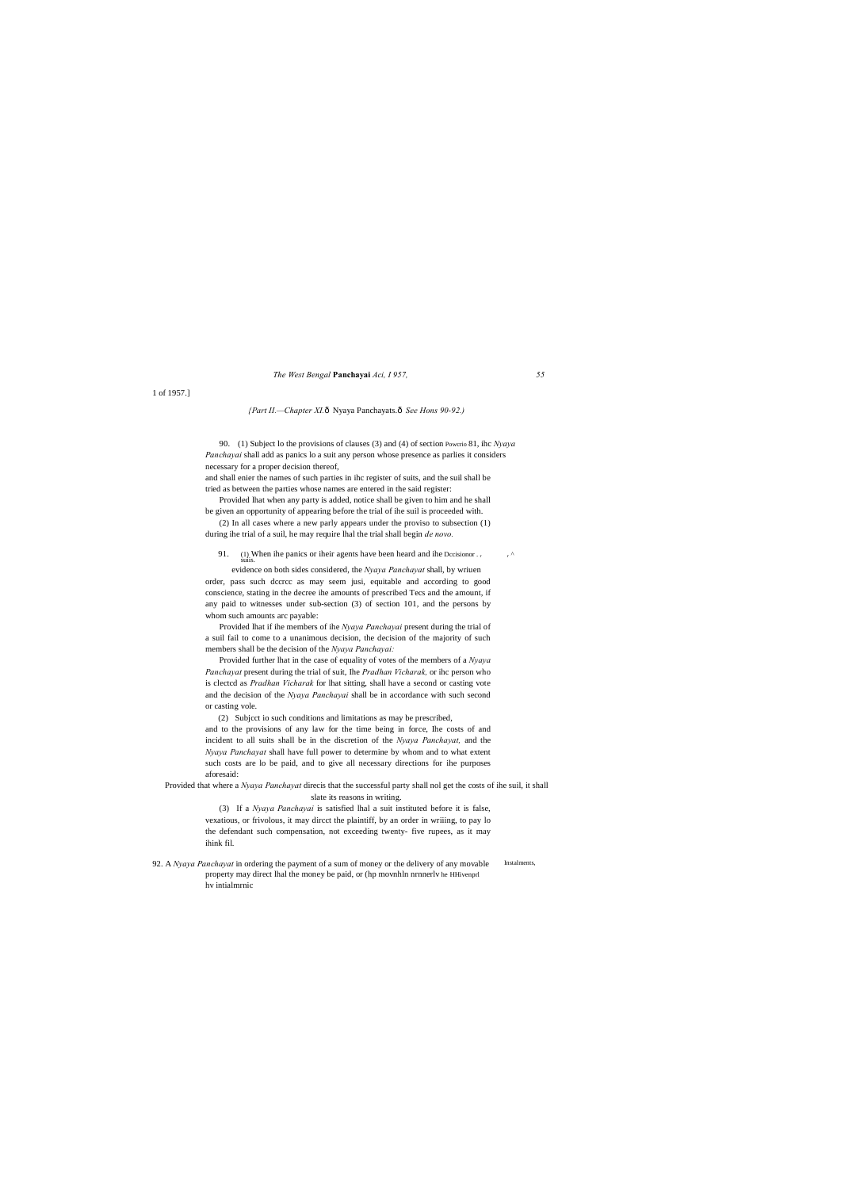1 of 1957.]

*{Part II.—Chapter XI.*ô Nyaya Panchayats.ô *See Hons 90-92.)*

90. (1) Subject lo the provisions of clauses (3) and (4) of section Powcrio 81, ihc *Nyaya Panchayai* shall add as panics lo a suit any person whose presence as parlies it considers necessary for a proper decision thereof,

and shall enier the names of such parties in ihc register of suits, and the suil shall be tried as between the parties whose names are entered in the said register:

Provided lhat when any party is added, notice shall be given to him and he shall be given an opportunity of appearing before the trial of ihe suil is proceeded with.

(2) In all cases where a new parly appears under the proviso to subsection (1) during ihe trial of a suil, he may require lhal the trial shall begin *de novo.*

91. (1) When ihe panics or iheir agents have been heard and ihe Dccisionor . , suiis. evidence on both sides considered, the *Nyaya Panchayat* shall, by wriuen order, pass such dccrcc as may seem jusi, equitable and according to good conscience, stating in the decree ihe amounts of prescribed Tecs and the amount, if any paid to witnesses under sub-section (3) of section 101, and the persons by whom such amounts arc payable:

Provided lhat if ihe members of ihe *Nyaya Panchayai* present during the trial of a suil fail to come to a unanimous decision, the decision of the majority of such members shall be the decision of the *Nyaya Panchayai:*

Provided further lhat in the case of equality of votes of the members of a *Nyaya Panchayat* present during the trial of suit, Ihe *Pradhan Vicharak,* or ihc person who is clectcd as *Pradhan Vicharak* for lhat sitting, shall have a second or casting vote and the decision of the *Nyaya Panchayai* shall be in accordance with such second or casting vole.

(2) Subjcct io such conditions and limitations as may be prescribed, and to the provisions of any law for the time being in force, Ihe costs of and incident to all suits shall be in the discretion of the *Nyaya Panchayat,* and the *Nyaya Panchayat* shall have full power to determine by whom and to what extent such costs are lo be paid, and to give all necessary directions for ihe purposes aforesaid:

Provided that where a *Nyaya Panchayat* direcis that the successful party shall nol get the costs of ihe suil, it shall slate its reasons in writing.

(3) If a *Nyaya Panchayai* is satisfied lhal a suit instituted before it is false, vexatious, or frivolous, it may dircct the plaintiff, by an order in wriiing, to pay lo the defendant such compensation, not exceeding twenty- five rupees, as it may ihink fil.

92. A *Nyaya Panchayat* in ordering the payment of a sum of money or the delivery of any movable Instalments. property may direct lhal the money be paid, or (hp movnhln nrnnerlv he HHivenprl hv intialmrnic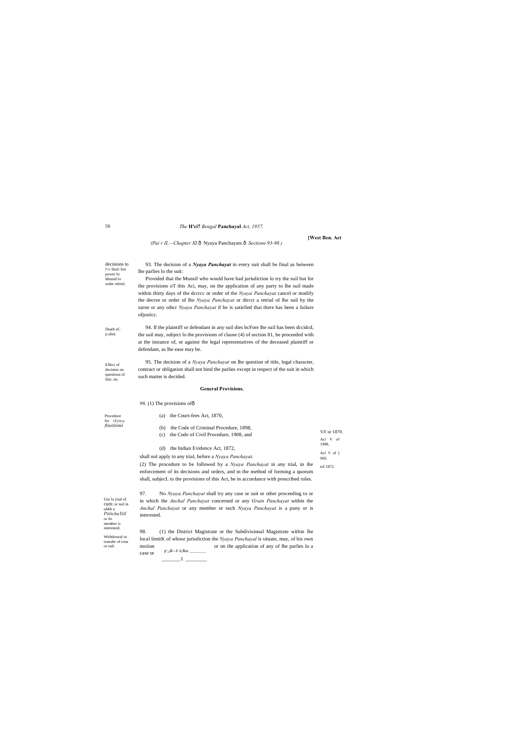[West Ben. Act

*(Pai r II,—Chapter XI.ô* Nyaya Panchayats.ô *Sections 93-98.)*

decisions to l>c final: bin power lo Munsif lo order retrinl.

93. The decision of a ***Nyaya Panchayat*** in every suit shall be final as beiween lhe parlies lo the suit:

Provided thai the Munsif who would have had jurisdiction lo try the suil but for the provisions oT this Aci, may, on the application of any party to lhe suil made within thirty days of the dccrcc or order of the *Nyaya Panchayat* cancel or modify the decree or order of lhe *Nyaya Panchayat* or dircct a retrial of lhe suil by the sarne or any oihcr *Nyaya Panchayat* if he is satisfied thai there has been a failure ofjusticc.

Death aC p.uliei.

94. If the plaintiff or defendant in any suil dies bcFore lhe suil has been dccidcd, the suil may, subject lo the provisions of clause (4) of section 81, be proceeded with at the instance of, or against the legal representatives of the deceased plaintiff or defendant, as lhe ease may be.

Effect of decision on questions of litlc. tie.

95. The decision of a *Nyaya Panchayat* on lhe question of title, legal character, contract or obligation shall not bind the parlies except in respect of the suit in which such matter is decided.

### General Provisions.

Procedure for *tXyitya ftiutiitiml.*

*96.* (1) The provisions ofô

(a) the Court-fees Act, 1870,

(b) the Code of Criminal Procedure, 1898,

(c) the Code of Civil Procedure, 1908, and

(d) the Indian Evidence Act, 1872,

VI! or 1870.

Aci V of 1998,

Acl V of ] 90S.

tof 1872.

shall nol apply to any trial, before a *Nyaya Panchayat.*

(2) The procedure to be followed by a *Nyaya Panchayat* in any trial, in ihe enforcement of its decisions and orders, and in the method of forming a quorum shall, subjecL to the provisions of this Act, be in accordance with prescribed rules.

Unr lo (rial of cum: or suil in uhkh a *PiiitchaYitl* or ils member is interested.

97. No *Nyaya Panchayat* shall try any case or suit or other proceeding to or in which the *Anchal Panchayat* concerned or any *Grain Panchayat* within the *Anchal Panchayat* or any member or such *Nyaya Panchayat* is a puny or is interested.

Withdrawal or transfer of cose or suil.

98. (1) the District Magistrate or the Subdivisional Magistrate within lhe local limitK of whose jurisdiction the *Nyaya Panchayal* is situate, may, of his own moiion or on the application of any of lhe parlies lo a case or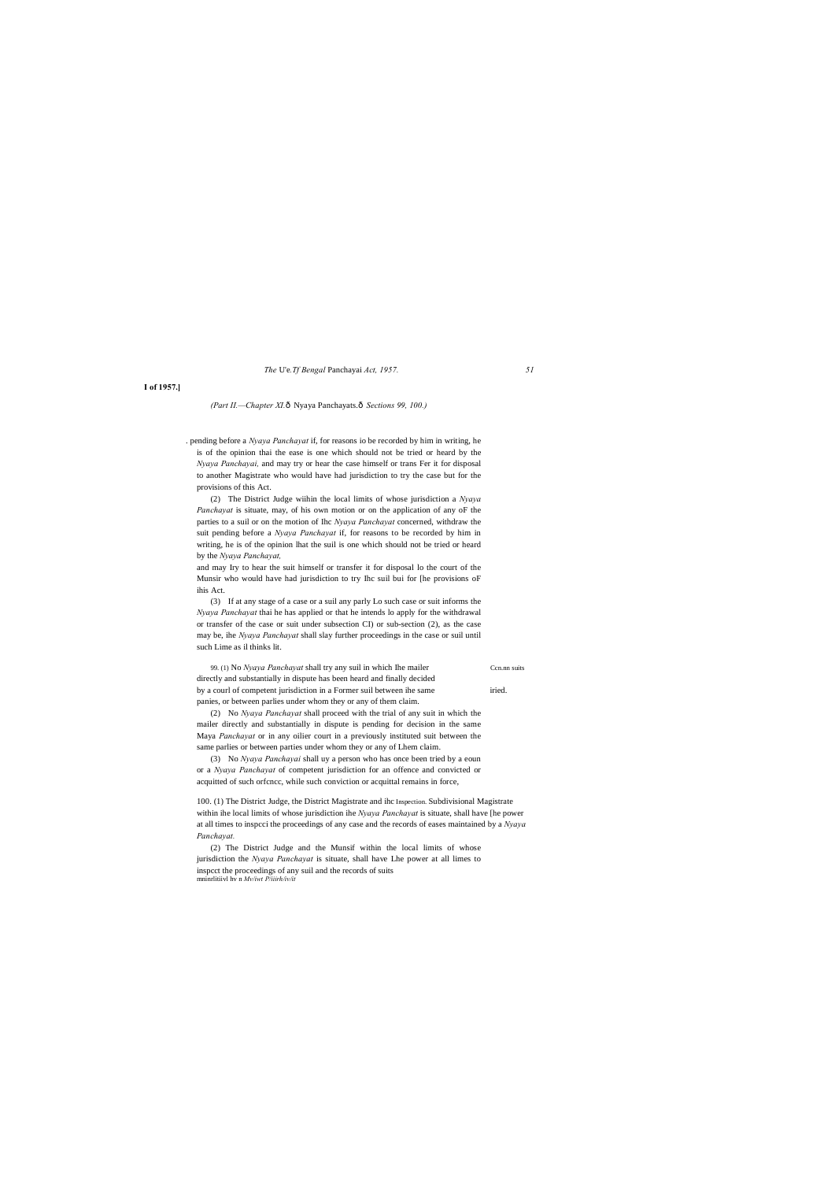(Part II.—Chapter XI.ô Nyaya Panchayats.ô Sections 99, 100.)

. pending before a *Nyaya Panchayat* if, for reasons io be recorded by him in writing, he is of the opinion thai the ease is one which should not be tried or heard by the *Nyaya Panchayai,* and may try or hear the case himself or trans Fer it for disposal to another Magistrate who would have had jurisdiction to try the case but for the provisions of this Act.

(2) The District Judge wiihin the local limits of whose jurisdiction a *Nyaya Panchayat* is situate, may, of his own motion or on the application of any oF the parties to a suil or on the motion of Ihc *Nyaya Panchayat* concerned, withdraw the suit pending before a *Nyaya Panchayat* if, for reasons to be recorded by him in writing, he is of the opinion lhat the suil is one which should not be tried or heard by the *Nyaya Panchayat,*

and may Iry to hear the suit himself or transfer it for disposal lo the court of the Munsir who would have had jurisdiction to try Ihc suil bui for [he provisions oF ihis Act.

(3) If at any stage of a case or a suil any parly Lo such case or suit informs the *Nyaya Panchayat* thai he has applied or that he intends lo apply for the withdrawal or transfer of the case or suit under subsection CI) or sub-section (2), as the case may be, ihe *Nyaya Panchayat* shall slay further proceedings in the case or suil until such Lime as il thinks lit.

Ccn.nn suits iried.

99. (1) No *Nyaya Panchayat* shall try any suil in which Ihe mailer directly and substantially in dispute has been heard and finally decided by a courl of competent jurisdiction in a Former suil between ihe same panies, or between parlies under whom they or any of them claim.

(2) No *Nyaya Panchayat* shall proceed with the trial of any suit in which the mailer directly and substantially in dispute is pending for decision in the same Maya *Panchayat* or in any oilier court in a previously instituted suit between the same parlies or between parties under whom they or any of Lhem claim.

(3) No *Nyaya Panchayai* shall uy a person who has once been tried by a eoun or a *Nyaya Panchayat* of competent jurisdiction for an offence and convicted or acquitted of such orfcncc, while such conviction or acquittal remains in force,

Inspection.

100. (1) The District Judge, the District Magistrate and ihc Subdivisional Magistrate within ihe local limits of whose jurisdiction ihe *Nyaya Panchayat* is situate, shall have [he power at all times to inspcci the proceedings of any case and the records of eases maintained by a *Nyaya Panchayat.*

(2) The District Judge and the Munsif within the local limits of whose jurisdiction the *Nyaya Panchayat* is situate, shall have Lhe power at all limes to inspcct the proceedings of any suil and the records of suits mninrlitiivl hv n *Mv/iwt P/iiirh/iv/it*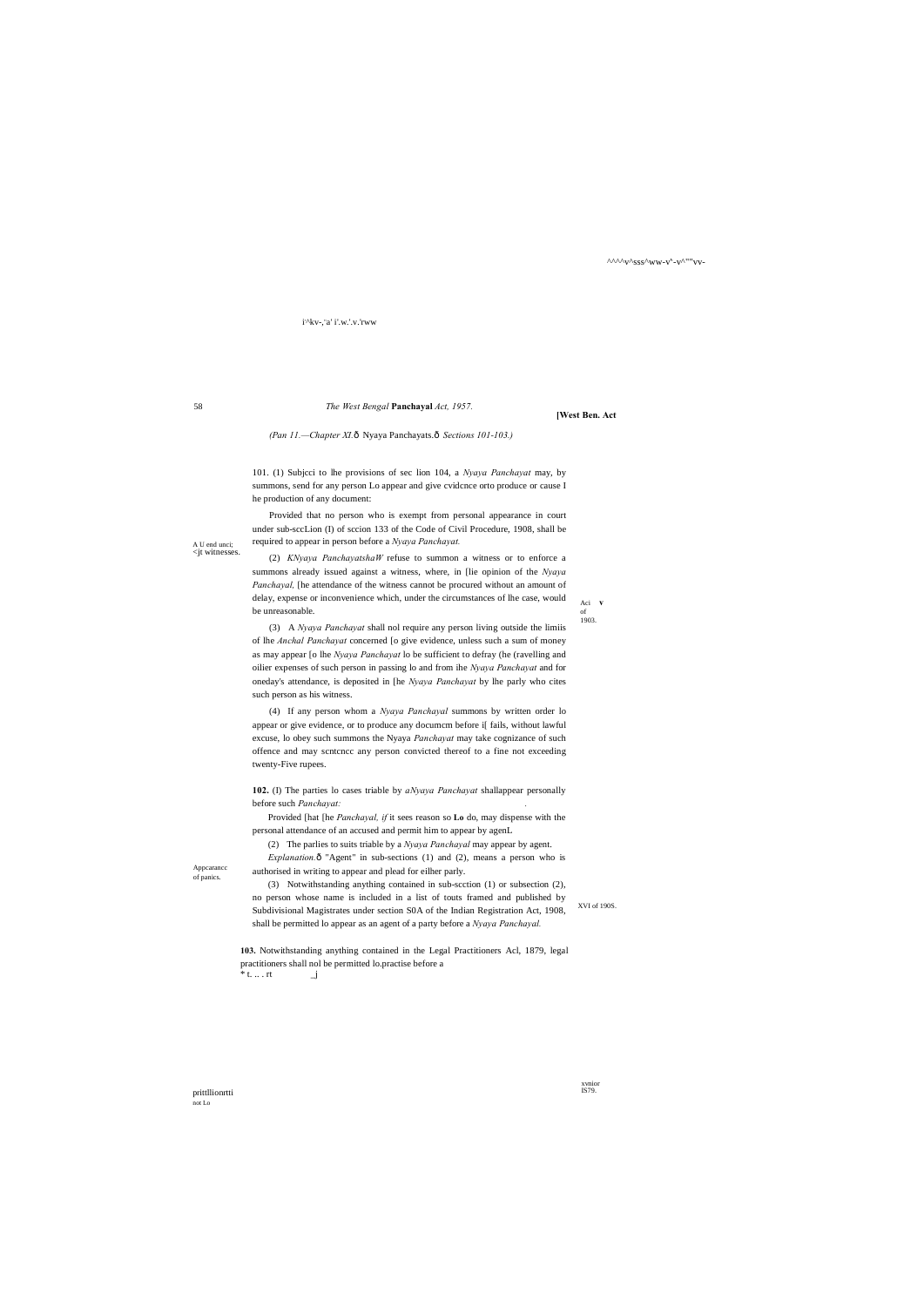*(Part II.—Chapter XI.—Nyaya Panchayats.—Sections 101-103.)*

A U end unci; <jt witnesses.

101. (1) Subjcci to lhe provisions of sec lion 104, a *Nyaya Panchayat* may, by summons, send for any person Lo appear and give cvidcnce orto produce or cause I he production of any document:

Provided that no person who is exempt from personal appearance in court under sub-seccLion (I) of sccion 133 of the Code of Civil Procedure, 1908, shall be required to appear in person before a *Nyaya Panchayat.*

Aci V of 1903.

(2) *KNyaya PanchayatshaW* refuse to summon a witness or to enforce a summons already issued against a witness, where, in [lie opinion of the *Nyaya Panchayal,* [he attendance of the witness cannot be procured without an amount of delay, expense or inconvenience which, under the circumstances of lhe case, would be unreasonable.

(3) A *Nyaya Panchayat* shall nol require any person living outside the limiis of lhe *Anchal Panchayat* concerned [o give evidence, unless such a sum of money as may appear [o lhe *Nyaya Panchayat* lo be sufficient to defray (he (ravelling and oilier expenses of such person in passing lo and from ihe *Nyaya Panchayat* and for oneday's attendance, is deposited in [he *Nyaya Panchayat* by lhe parly who cites such person as his witness.

(4) If any person whom a *Nyaya Panchayal* summons by written order lo appear or give evidence, or to produce any documcm before i[ fails, without lawful excuse, lo obey such summons the Nyaya *Panchayat* may take cognizance of such offence and may scntcncc any person convicted thereof to a fine not exceeding twenty-Five rupees.

Appcarancc of panics.

**102.** (I) The parties lo cases triable by *aNyaya Panchayat* shallappear personally before such *Panchayat:*

Provided [hat [he *Panchayal, if* it sees reason so **Lo** do, may dispense with the personal attendance of an accused and permit him to appear by agenL

(2) The parlies to suits triable by a *Nyaya Panchayal* may appear by agent.

*Explanation.*—"Agent" in sub-sections (1) and (2), means a person who is authorised in writing to appear and plead for eilher parly.

(3) Notwithstanding anything contained in sub-scction (1) or subsection (2), no person whose name is included in a list of touts framed and published by Subdivisional Magistrates under section S0A of the Indian Registration Act, 1908, shall be permitted lo appear as an agent of a party before a *Nyaya Panchayal.*

XVI of 190S.

prittllionrtti not Lo

**103.** Notwithstanding anything contained in the Legal Practitioners Acl, 1879, legal practitioners shall nol be permitted lo.practise before a

xvnior lS79.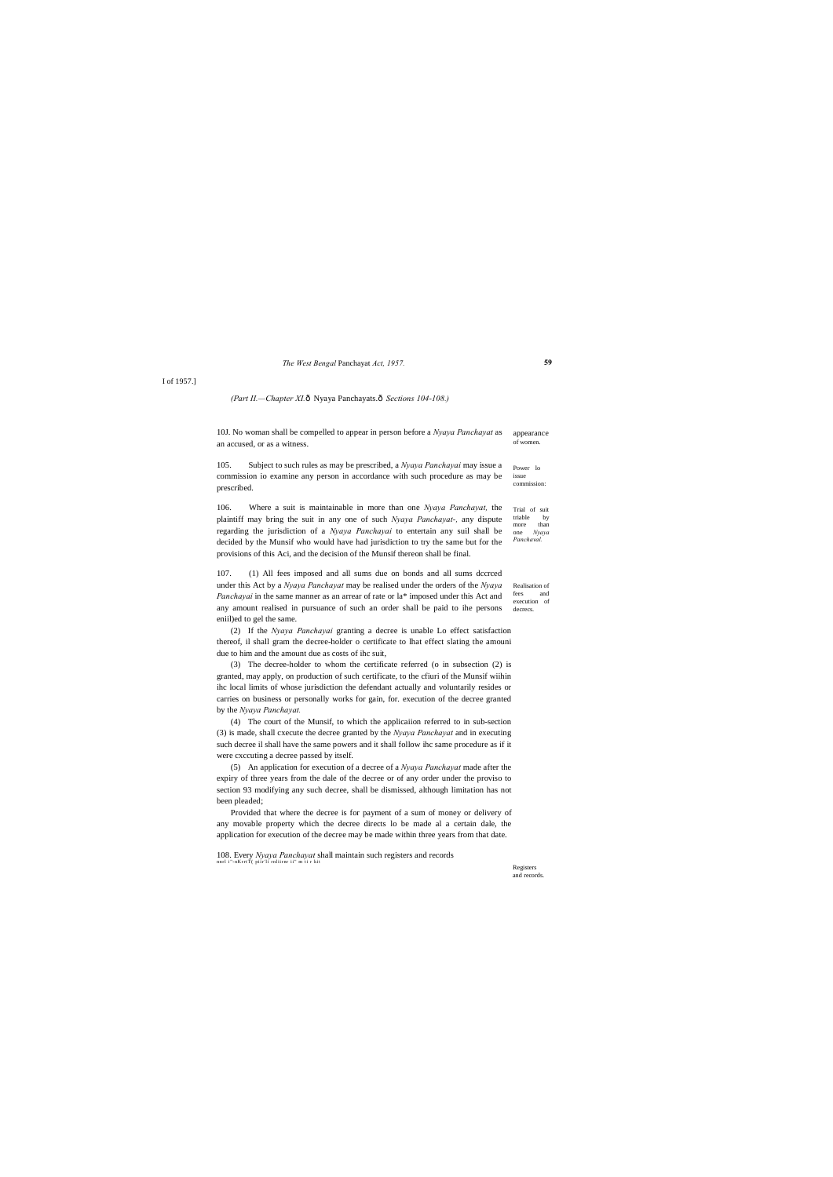I of 1957.]

*(Part II.—Chapter XI.*ô Nyaya Panchayats.ô *Sections 104-108.)*

10J. No woman shall be compelled to appear in person before a *Nyaya Panchayat* as an accused, or as a witness.

appearance of women.

105. Subject to such rules as may be prescribed, a *Nyaya Panchayai* may issue a commission io examine any person in accordance with such procedure as may be prescribed.

Power lo issue commission:

106. Where a suit is maintainable in more than one *Nyaya Panchayat,* the plaintiff may bring the suit in any one of such *Nyaya Panchayat-,* any dispute regarding the jurisdiction of a *Nyaya Panchayai* to entertain any suil shall be decided by the Munsif who would have had jurisdiction to try the same but for the provisions of this Aci, and the decision of the Munsif thereon shall be final.

Trial of suit triable by more than one *Nyaya Panchayai.*

107. (1) All fees imposed and all sums due on bonds and all sums dccrced under this Act by a *Nyaya Panchayat* may be realised under the orders of the *Nyaya Panchayai* in the same manner as an arrear of rate or la* imposed under this Act and any amount realised in pursuance of such an order shall be paid to ihe persons eniil)ed to gel the same.

Realisation of fees and execution of decrecs.

(2) If the *Nyaya Panchayai* granting a decree is unable Lo effect satisfaction thereof, il shall gram the decree-holder o certificate to lhat effect slating the amouni due to him and the amount due as costs of ihc suit,

(3) The decree-holder to whom the certificate referred (o in subsection (2) is granted, may apply, on production of such certificate, to the cfiuri of the Munsif wiihin ihc local limits of whose jurisdiction the defendant actually and voluntarily resides or carries on business or personally works for gain, for. execution of the decree granted by the *Nyaya Panchayat.*

(4) The court of the Munsif, to which the applicaiion referred to in sub-section (3) is made, shall cxecute the decree granted by the *Nyaya Panchayat* and in executing such decree il shall have the same powers and it shall follow ihc same procedure as if it were cxccuting a decree passed by itself.

(5) An application for execution of a decree of a *Nyaya Panchayat* made after the expiry of three years from the dale of the decree or of any order under the proviso to section 93 modifying any such decree, shall be dismissed, although limitation has not been pleaded;

Provided that where the decree is for payment of a sum of money or delivery of any movable property which the decree directs lo be made al a certain dale, the application for execution of the decree may be made within three years from that date.

108. Every *Nyaya Panchayat* shall maintain such registers and records
nnrl i'-nKrn I'( piir'il rnliirnr ii" m ti r kit

Registers and records.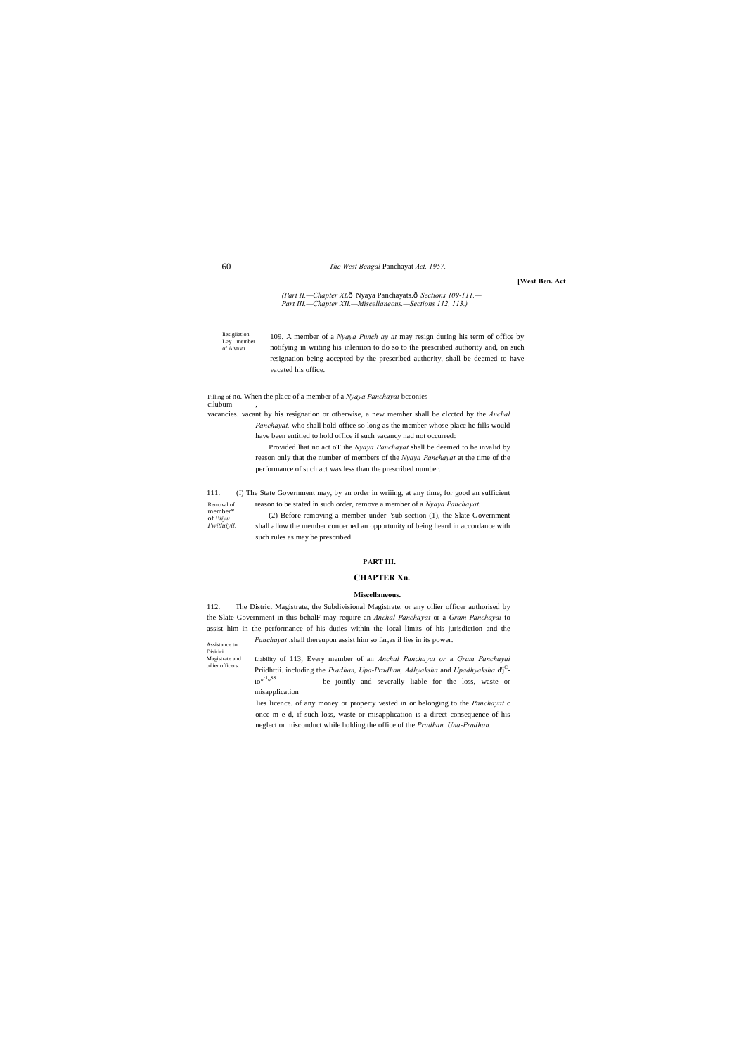**[West Ben. Act**

*(Part II.—Chapter XI.*ð Nyaya Panchayats.ð *Sections 109-111.—*
*Part III.—Chapter XII.—Miscellaneous.—Sections 112, 113.)*

liesigiiation L>y member of A'nvu

109. A member of a *Nyaya Punch ay at* may resign during his term of office by notifying in writing his inleniion to do so to the prescribed authority and, on such resignation being accepted by the prescribed authority, shall be deemed to have vacated his office.

Filling of no. When the placc of a member of a *Nyaya Panchayat* bcconies cilubum ,

vacancies. vacant by his resignation or otherwise, a new member shall be clcctcd by the *Anchal Panchayat.* who shall hold office so long as the member whose placc he fills would have been entitled to hold office if such vacancy had not occurred:

Provided lhat no act oT ihe *Nyaya Panchayat* shall be deemed to be invalid by reason only that the number of members of the *Nyaya Panchayat* at the time of the performance of such act was less than the prescribed number.

Removal of member* of *\\iiyu I'witluiyil.*

111. (I) The State Government may, by an order in wriiing, at any time, for good an sufficient reason to be stated in such order, remove a member of a *Nyaya Panchayat.*

(2) Before removing a member under "sub-section (1), the Slate Government shall allow the member concerned an opportunity of being heard in accordance with such rules as may be prescribed.

## PART III.

## CHAPTER Xn.

### Miscellaneous.

Assistance to Disirici Magistrate and oilier officers.

112. The District Magistrate, the Subdivisional Magistrate, or any oilier officer authorised by the Slate Government in this behalF may require an *Anchal Panchayat* or a *Gram Panchayai* to assist him in the performance of his duties within the local limits of his jurisdiction and the *Panchayat* .shall thereupon assist him so far,as il lies in its power.

Liability of 113, Every member of an *Anchal Panchayat or* a *Gram Panchayai* Priidhttii. including the *Pradhan, Upa-Pradhan, Adhyaksha* and *Upadhyaksha* d'j'C-io''1oSS be jointly and severally liable for the loss, waste or misapplication

lies licence. of any money or property vested in or belonging to the *Panchayat* c once m e d, if such loss, waste or misapplication is a direct consequence of his neglect or misconduct while holding the office of the *Pradhan. Una-Pradhan.*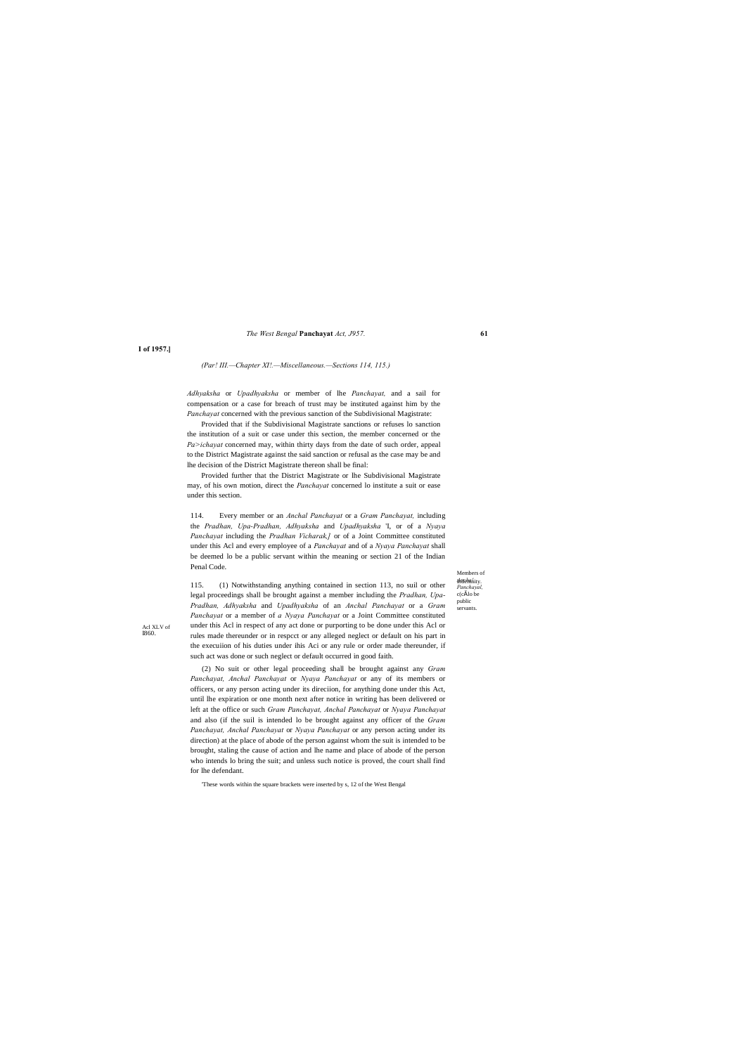(Par! III.—Chapter XI!.—Miscellaneous.—Sections 114, 115.)

*Adhyaksha* or *Upadhyaksha* or member of lhe *Panchayat,* and a sail for compensation or a case for breach of trust may be instituted against him by the *Panchayat* concerned with the previous sanction of the Subdivisional Magistrate:

Provided that if the Subdivisional Magistrate sanctions or refuses lo sanction the institution of a suit or case under this section, the member concerned or the *Pa>ichayat* concerned may, within thirty days from the date of such order, appeal to the District Magistrate against the said sanction or refusal as the case may be and lhe decision of the District Magistrate thereon shall be final:

Provided further that the District Magistrate or lhe Subdivisional Magistrate may, of his own motion, direct the *Panchayat* concerned lo institute a suit or ease under this section.

Members of *Panchayal,* c(cÂlo be public servants.

114. Every member or an *Anchal Panchayat* or a *Gram Panchayat,* including the *Pradhan, Upa-Pradhan, Adhyaksha* and *Upadhyaksha* 'I, or of a *Nyaya Panchayat* including the *Pradhan Vicharak,]* or of a Joint Committee constituted under this Acl and every employee of a *Panchayat* and of a *Nyaya Panchayat* shall be deemed lo be a public servant within the meaning or section 21 of the Indian Penal Code.

Acl XLV of l860.

Indemnity.

115. (1) Notwithstanding anything contained in section 113, no suil or other legal proceedings shall be brought against a member including the *Pradhan, Upa-Pradhan, Adhyaksha* and *Upadhyaksha* of an *Anchal Panchayat* or a *Gram Panchayat* or a member of *a Nyaya Panchayat* or a Joint Committee constituted under this Acl in respect of any act done or purporting to be done under this Acl or rules made thereunder or in respcct of any alleged neglect or default on his part in the execuiion of his duties under ihis Aci or any rule or order made thereunder, if such act was done or such neglect or default occurred in good faith.

(2) No suit or other legal proceeding shall be brought against any *Gram Panchayat, Anchal Panchayat* or *Nyaya Panchayat* or any of its members or officers, or any person acting under its direciion, for anything done under this Act, until lhe expiration or one month next after notice in writing has been delivered or left at the office or such *Gram Panchayat, Anchal Panchayat* or *Nyaya Panchayat* and also (if the suil is intended lo be brought against any officer of the *Gram Panchayat, Anchal Panchayat* or *Nyaya Panchayat* or any person acting under its direction) at the place of abode of the person against whom the suit is intended to be brought, staling the cause of action and lhe name and place of abode of the person who intends lo bring the suit; and unless such notice is proved, the court shall find for lhe defendant.

'These words within the square brackets were inserted by s, 12 of the West Bengal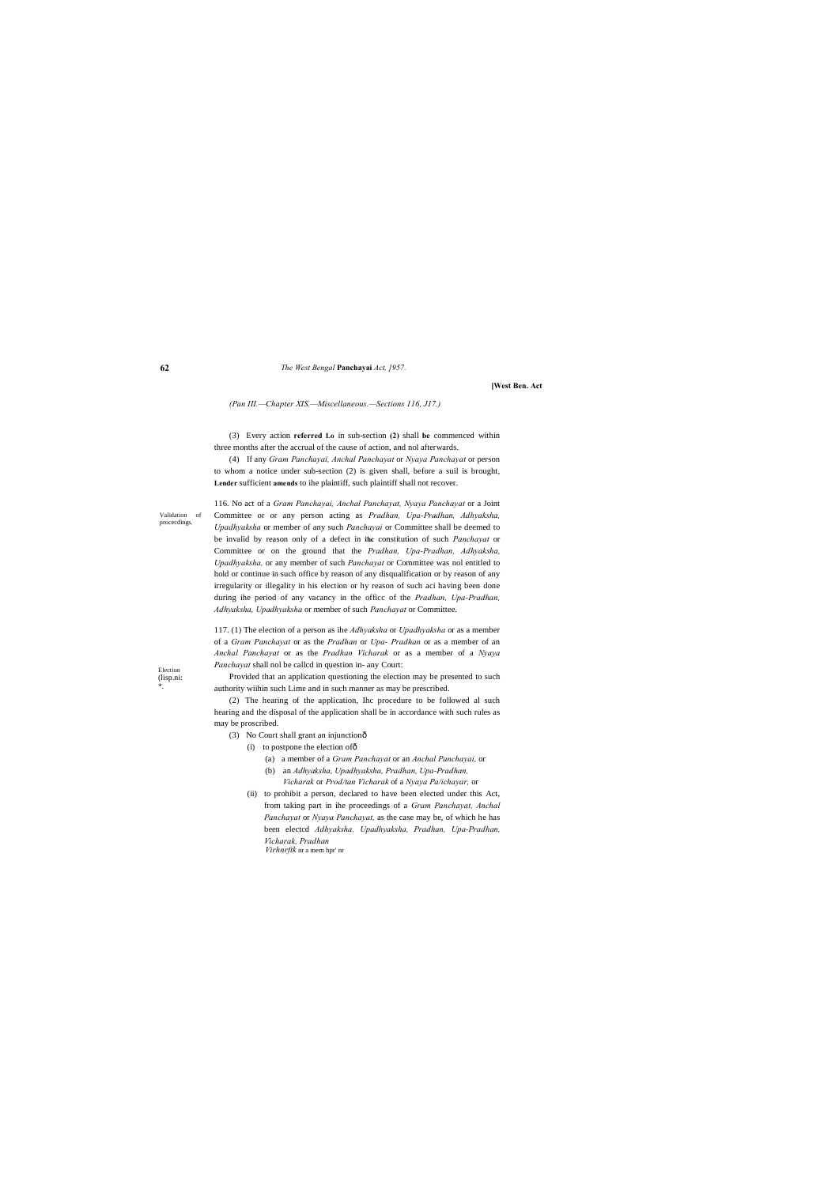*(Pan III.—Chapter XIS.—Miscellaneous.—Sections 116, J17.)*

(3) Every action **referred Lo** in sub-section **(2)** shall **be** commenced within three months after the accrual of the cause of action, and nol afterwards.

(4) If any *Gram Panchayai, Anchal Panchayat* or *Nyaya Panchayat* or person to whom a notice under sub-section (2) is given shall, before a suil is brought, **Lender** sufficient **amends** to ihe plaintiff, such plaintiff shall not recover.

Validation of procecdings.

116. No act of a *Gram Panchayai, Anchal Panchayat, Nyaya Panchayat* or a Joint Committee or or any person acting as *Pradhan, Upa-Pradhan, Adhyaksha, Upadhyaksha* or member of any such *Panchayai* or Committee shall be deemed to be invalid by reason only of a defect in **ihc** constitution of such *Panchayat* or Committee or on the ground that the *Pradhan, Upa-Pradhan, Adhyaksha, Upadhyaksha,* or any member of such *Panchayat* or Committee was nol entitled to hold or continue in such office by reason of any disqualification or by reason of any irregularity or illegality in his election or hy reason of such aci having been done during ihe period of any vacancy in the officc of the *Pradhan, Upa-Pradhan, Adhyaksha, Upadhyaksha* or member of such *Panchayat* or Committee.

Election (lisp.ni: *.

117. (1) The election of a person as ihe *Adhyaksha* or *Upadhyaksha* or as a member of a *Gram Panchayat* or as the *Pradhan* or *Upa- Pradhan* or as a member of an *Anchal Panchayat* or as the *Pradhan Vicharak* or as a member of a *Nyaya Panchayat* shall nol be callcd in question in- any Court:

Provided that an application questioning the election may be presented to such authority wiihin such Lime and in such manner as may be prescribed.

(2) The hearing of the application, Ihc procedure to be followed al such hearing and the disposal of the application shall be in accordance with such rules as may be proscribed.

(3) No Court shall grant an injunctionô

(i) to postpone the election ofô

(a) a member of a *Gram Panchayat* or an *Anchal Panchayai,* or

(b) an *Adhyaksha, Upadhyaksha, Pradhan, Upa-Pradhan, Vicharak* or *Prod/tan Vicharak* of a *Nyaya Pa/ichayar,* or

(ii) to prohibit a person, declared to have been elected under this Act, from taking part in ihe proceedings of a *Gram Panchayat, Anchal Panchayat* or *Nyaya Panchayat,* as the case may be, of which he has been electcd *Adhyaksha. Upadhyaksha, Pradhan, Upa-Pradhan, Vicharak, Pradhan Virhnrftk* nr a mem hpr' nr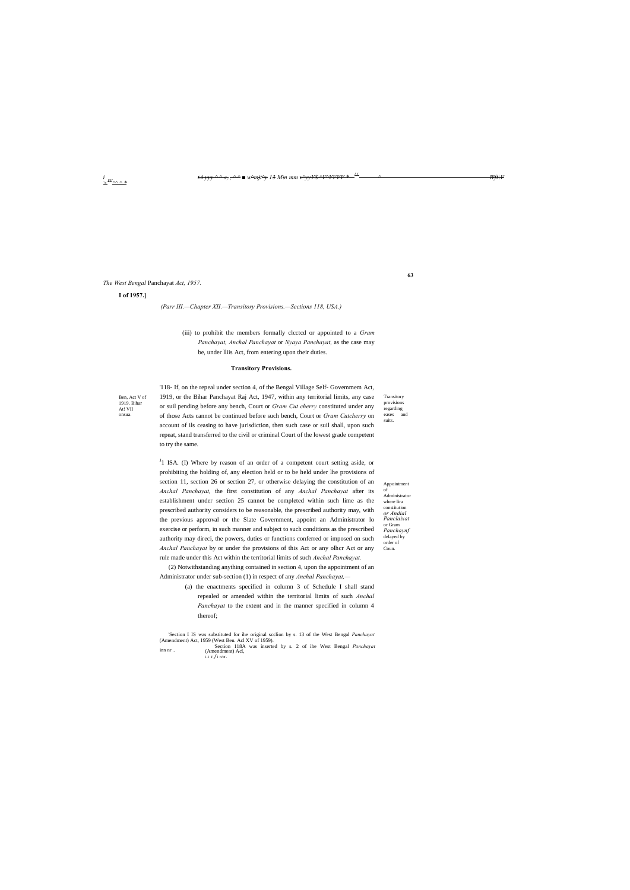*The West Bengal* Panchayat *Act, 1957.*

**I of 1957.]**

*(Parr III.—Chapter XII.—Transitory Provisions.—Sections 118, USA.)*

(iii) to prohibit the members formally clcctcd or appointed to a *Gram Panchayat, Anchal Panchayat* or *Nyaya Panchayat,* as the case may be, under lliis Act, from entering upon their duties.

**Transitory Provisions.**

Ben, Act V of 1919. Bihar At! VII onsua.

Transitory provisions regarding eases and suits.

'118- If, on the repeal under section 4, of the Bengal Village Self- Govemmem Act, 1919, or the Bihar Panchayat Raj Act, 1947, within any territorial limits, any case or suil pending before any bench, Court or *Gram Cut cherry* constituted under any of those Acts cannot be continued before such bench, Court or *Gram Cutcherry* on account of ils ceasing to have jurisdiction, then such case or suil shall, upon such repeal, stand transferred to the civil or criminal Court of the lowest grade competent to try the same.

Appointment of Administrator where lira constitution *or Andial Panclaixat* or Gram *Panchaynf* delayed by order of Coun.

[J]1 ISA. (I) Where by reason of an order of a competent court setting aside, or prohibiting the holding of, any election held or to be held under lhe provisions of section 11, section 26 or section 27, or otherwise delaying the constitution of an *Anchal Panchayat,* the first constitution of any *Anchal Panchayat* after its establishment under section 25 cannot be completed within such lime as the prescribed authority considers to be reasonable, the prescribed authority may, with the previous approval or the Slate Government, appoint an Administrator lo exercise or perform, in such manner and subject to such conditions as the prescribed authority may direci, the powers, duties or functions conferred or imposed on such *Anchal Panchayat* by or under the provisions of this Act or any olhcr Act or any rule made under this Act within the territorial limits of such *Anchal Panchayat.*

(2) Notwithstanding anything contained in section 4, upon the appointment of an Administrator under sub-section (1) in respect of any *Anchal Panchayat,—*

(a) the enactments specified in column 3 of Schedule I shall stand repealed or amended within the territorial limits of such *Anchal Panchayat* to the extent and in the manner specified in column 4 thereof;

'Section I IS was substituted for ihe original scclion by s. 13 of the West Bengal *Panchayat* (Amendment) Act, 1959 (West Ben. Acl XV of 1959).

inn nr .. Section 118A was inserted by s. 2 of ihe West Bengal *Panchayat* (Amendment) Acl, i-i *V f* i n/n\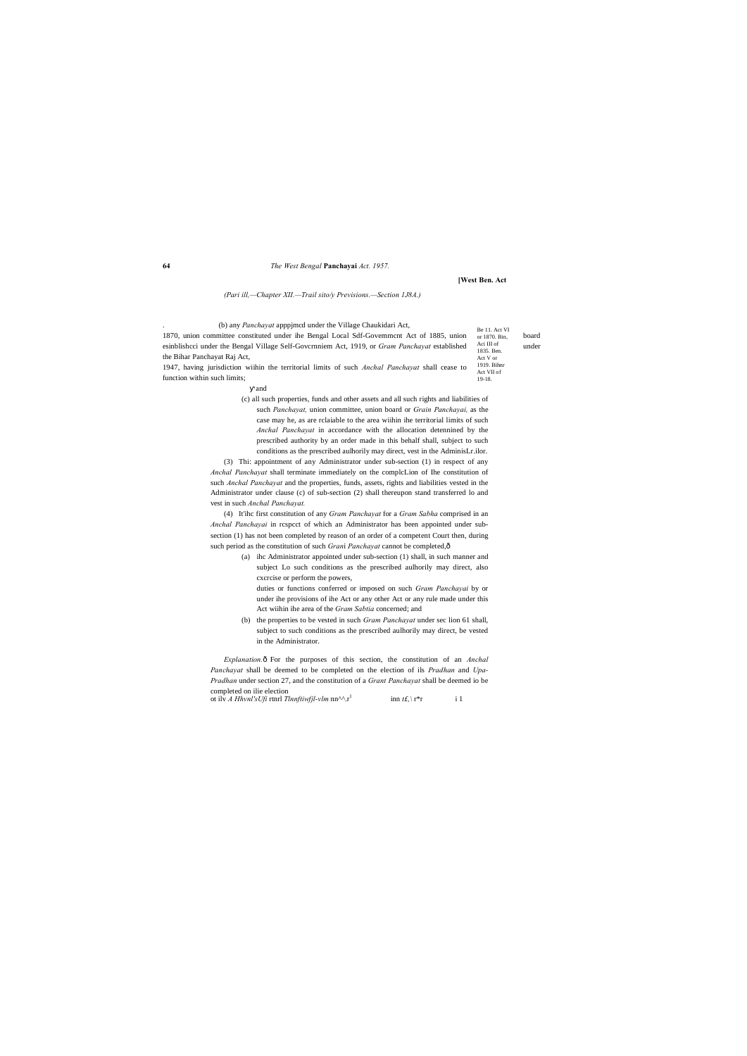*(Pari ill,—Chapter XII.—Trail sito/y Previsions.—Section 1J8A.)*

. (b) any *Panchayat* apppjmcd under the Village Chaukidari Act, 1870, union committee constituted under ihe Bengal Local Sdf-Govemmcnt Act of 1885, union board esinblishcci under the Bengal Village Self-Govcrnniem Act, 1919, or *Gram Panchayat* established under the Bihar Panchayat Raj Act, 1947, having jurisdiction wiihin the territorial limits of such *Anchal Panchayat* shall cease to function within such limits;

Be 11. Act Vl or 1870. Bin, Aci III of 1835. Ben. Act V or 1919. Bihnr Act VII of 19-18.

ү·and

(c) all such properties, funds and other assets and all such rights and liabilities of such *Panchayat,* union committee, union board or *Grain Panchayai,* as the case may he, as are rclaiable to the area wiihin ihe territorial limits of such *Anchal Panchayat* in accordance with the allocation detennined by the prescribed authority by an order made in this behalf shall, subject to such conditions as the prescribed aulhorily may direct, vest in the AdminisLr.ilor.

(3) Thi: appointment of any Administrator under sub-section (1) in respect of any *Anchal Panchayat* shall terminate immediately on the complcLion of Ihe constitution of such *Anchal Panchayat* and the properties, funds, assets, rights and liabilities vested in the Administrator under clause (c) of sub-section (2) shall thereupon stand transferred lo and vest in such *Anchal Panchayat.*

(4) It'ihc first constitution of any *Gram Panchayat* for a *Gram Sabha* comprised in an *Anchal Panchayai* in rcspcct of which an Administrator has been appointed under sub-section (1) has not been completed by reason of an order of a competent Court then, during such period as the constitution of such *Grani Panchayat* cannot be completed,ð

(a) ihc Administrator appointed under sub-section (1) shall, in such manner and subject Lo such conditions as the prescribed aulhorily may direct, also cxcrcise or perform the powers, duties or functions conferred or imposed on such *Gram Panchayai* by or under ihe provisions of ihe Act or any other Act or any rule made under this Act wiihin ihe area of the *Gram Sabtia* concerned; and

(b) the properties to be vested in such *Gram Panchayat* under sec lion 61 shall, subject to such conditions as the prescribed aulhorily may direct, be vested in the Administrator.

*Explanation.*ð For the purposes of this section, the constitution of an *Anchal Panchayat* shall be deemed to be completed on the election of ils *Pradhan* and *Upa-Pradhan* under section 27, and the constitution of a *Grant Panchayat* shall be deemed io be completed on ilie election ot ilv *A Hhvnl'sUfi* rtnrl *Tlnnftiwfjl-vlm* nn^^.r[1] inn *t£,\* r*r i 1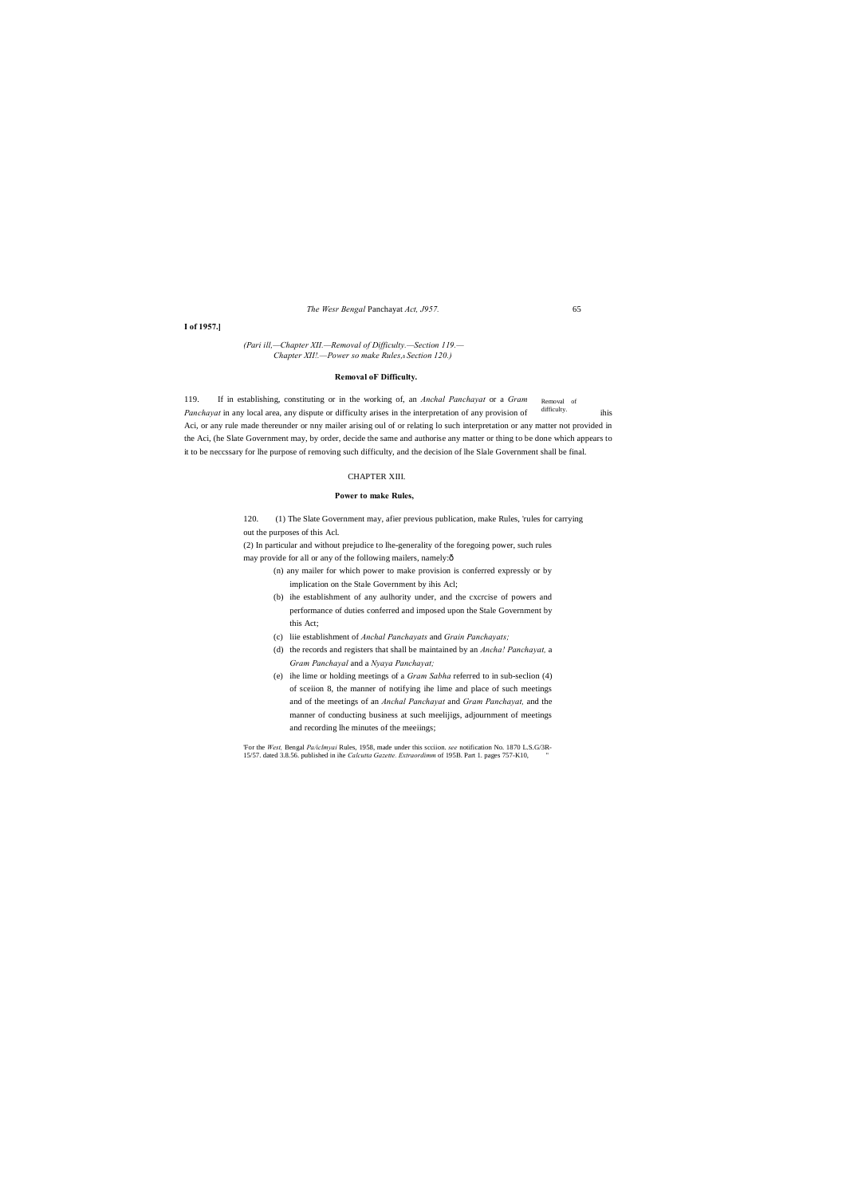**I of 1957.]**

*(Pari ill,—Chapter XII.—Removal of Difficulty.—Section 119.—Chapter XII!.—Power so make Rules,s Section 120.)*

### Removal oF Difficulty.

119. If in establishing, constituting or in the working of, an *Anchal Panchayat* or a *Gram Panchayat* in any local area, any dispute or difficulty arises in the interpretation of any provision of ihis Aci, or any rule made thereunder or nny mailer arising oul of or relating lo such interpretation or any matter not provided in the Aci, (he Slate Government may, by order, decide the same and authorise any matter or thing to be done which appears to it to be neccssary for lhe purpose of removing such difficulty, and the decision of lhe Slale Government shall be final.

Removal of difficulty.

## CHAPTER XIII.

### Power to make Rules,

120. (1) The Slate Government may, afier previous publication, make Rules, [1]rules for carrying out the purposes of this Acl.

(2) In particular and without prejudice to lhe-generality of the foregoing power, such rules may provide for all or any of the following mailers, namely:—

(n) any mailer for which power to make provision is conferred expressly or by implication on the Stale Government by ihis Acl;

(b) ihe establishment of any aulhority under, and the cxcrcise of powers and performance of duties conferred and imposed upon the Stale Government by this Act;

(c) liie establishment of *Anchal Panchayats* and *Grain Panchayats;*

(d) the records and registers that shall be maintained by an *Ancha! Panchayat,* a *Gram Panchayal* and a *Nyaya Panchayat;*

(e) ihe lime or holding meetings of a *Gram Sabha* referred to in sub-seclion (4) of sceiion 8, the manner of notifying ihe lime and place of such meetings and of the meetings of an *Anchal Panchayat* and *Gram Panchayat,* and the manner of conducting business at such meelijigs, adjournment of meetings and recording lhe minutes of the meeiings;

[1]For the *West,* Bengal *Pa/iclmyai* Rules, 1958, made under this scciion. *see* notification No. 1870 L.S.G/3R-15/57. dated 3.8.56. published in ihe *Calcutta Gazette. Extraordimm* of 195B. Part 1. pages 757-K10,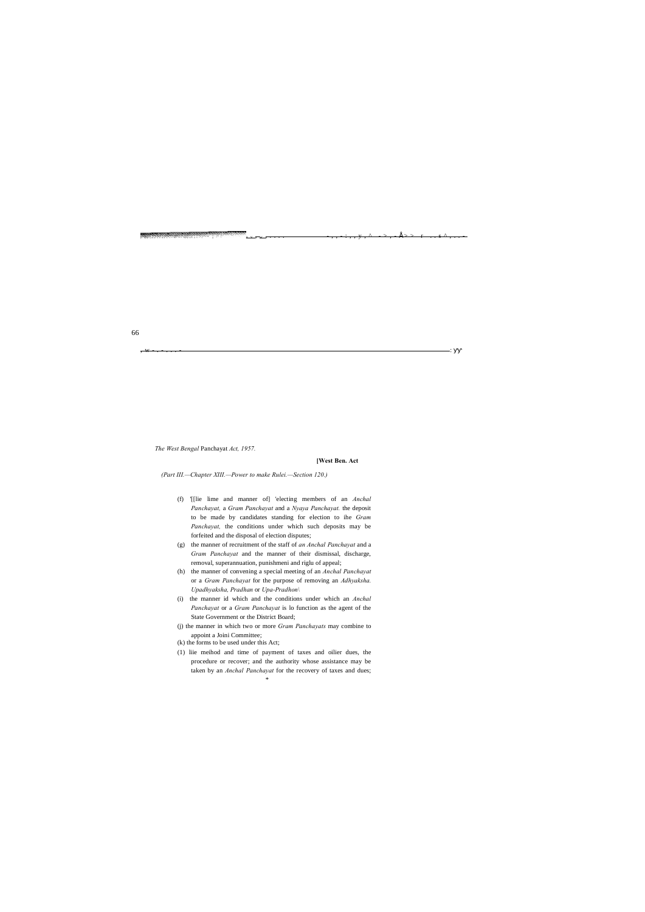(f) '[[lie lime and manner of] 'electing members of an *Anchal Panchayat,* a *Gram Panchayat* and a *Nyaya Panchayat.* the deposit to be made by candidates standing for election to ihe *Gram Panchayat,* the conditions under which such deposits may be forfeited and the disposal of election disputes;

(g) the manner of recruitment of the staff of *an Anchal Panchayat* and a *Gram Panchayat* and the manner of their dismissal, discharge, removal, superannuation, punishmeni and riglu of appeal;

(h) the manner of convening a special meeting of an *Anchal Panchayat* or a *Gram Panchayat* for the purpose of removing an *Adhyaksha. Upadhyaksha, Pradhan* or *Upa-Pradhon\*

(i) the manner id which and the conditions under which an *Anchal Panchayat* or a *Gram Panchayat* is lo function as the agent of the State Government or the District Board;

(j) the manner in which two or more *Gram Panchayats* may combine to appoint a Joini Committee;

(k) the forms to be used under this Act;

(1) liie meihod and time of payment of taxes and oilier dues, the procedure or recover; and the authority whose assistance may be taken by an *Anchal Panchayat* for the recovery of taxes and dues;

*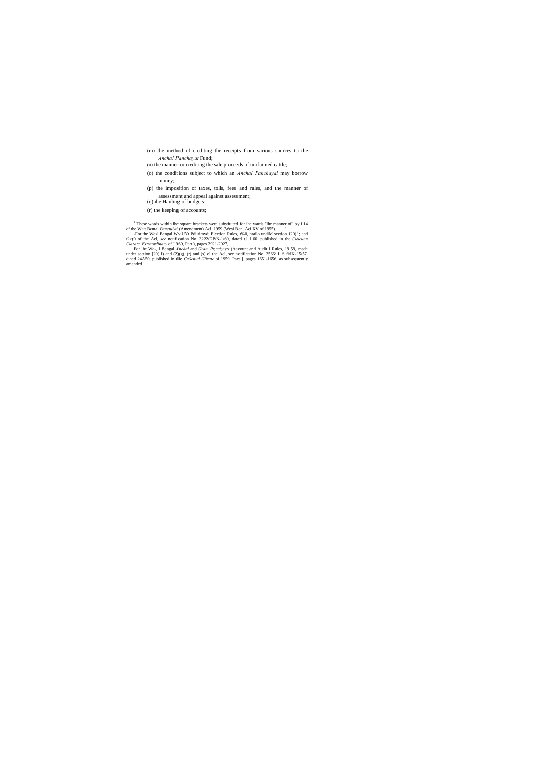(m) the method of crediting the receipts from various sources to the *Ancha! Panchayat* Fund;

(n) the manner or crediting the sale proceeds of unclaimed cattle;

(o) the conditions subject to which an *Anchal Panchayal* may borrow money;

(p) the imposition of taxes, tolls, fees and rales, and the manner of assessment and appeal against assessment;

(q) ihe Hauling of budgets;

(r) the keeping of accounts;

[1] These words within ihe square brackets were substituted for ihe wards "lhe manner of" by i 14 of the Watt Bcntal *Panctuiwi* (Amendment) Acl, 1959 (Wesi Ben. Aci XV of 1955).

-For the Wesl Bengal WviUYt Pdiirimyd; Election Rules, t%0, nrailo undiM section 120(1; and t2>(0 of the Acl, *see* notification No. 3222/DP/N-1/60, dated t.l 1.60. published in the *Culcunn Ciazatc. Extraordinary* of J 960, Part ), pages 2921-2927,

For lhe We-, I Bengal *Anchal* and *Gram Pr,nci;ny:t* (Account and Audit I Rules, 19 59, made under section [20( I) and (2)(g). (r) and (s) ol the Acl, see notification No. 3566/ L S fi/IK-15/57. dined 24A50, published in tlie *CuScnud Giizate* of 1959. Part ]. pages 1651-1656. as subsequently amended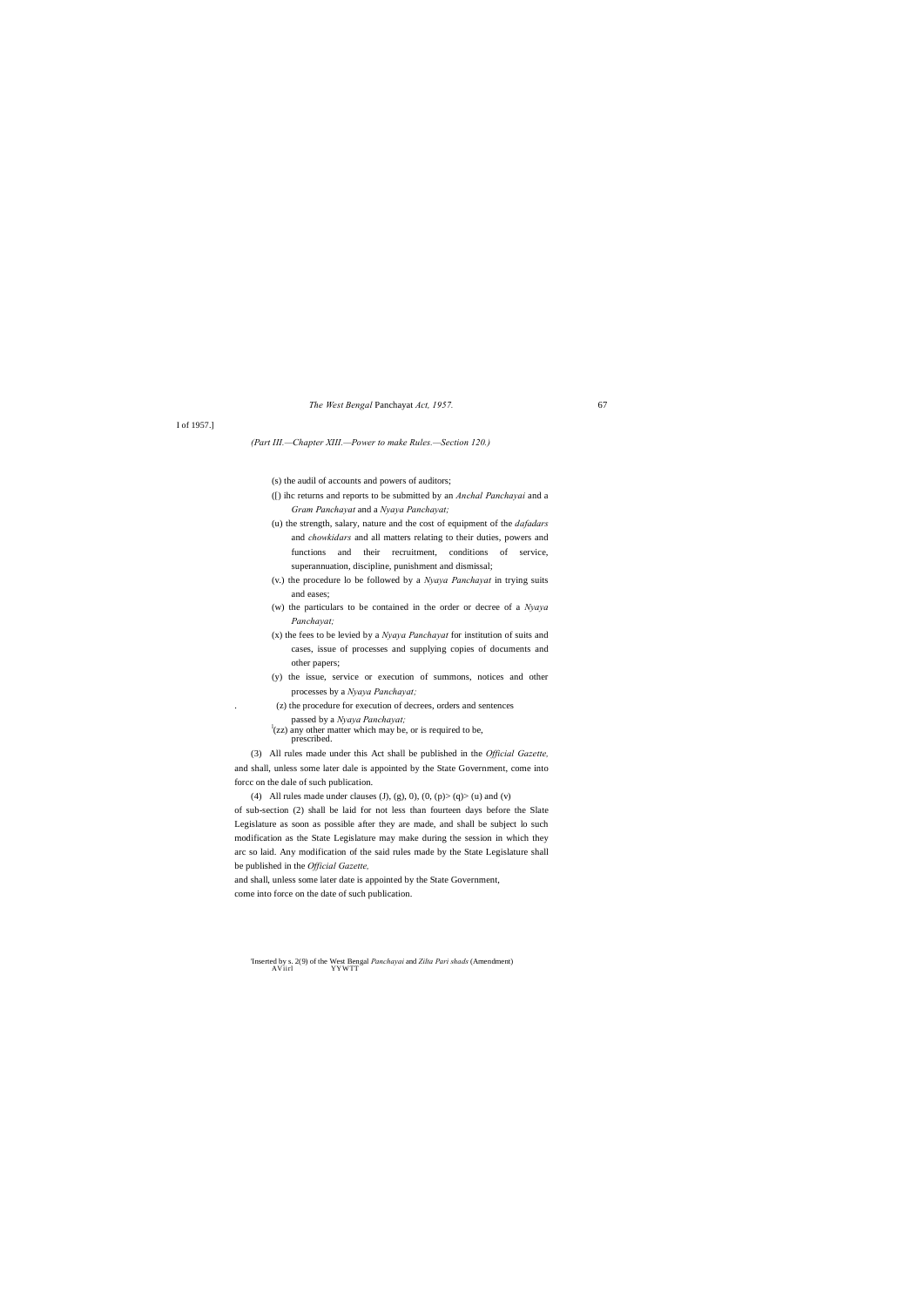I of 1957.]

*(Part III.—Chapter XIII.—Power to make Rules.—Section 120.)*

(s) the audil of accounts and powers of auditors;

([) ihc returns and reports to be submitted by an *Anchal Panchayai* and a *Gram Panchayat* and a *Nyaya Panchayat;*

(u) the strength, salary, nature and the cost of equipment of the *dafadars* and *chowkidars* and all matters relating to their duties, powers and functions and their recruitment, conditions of service, superannuation, discipline, punishment and dismissal;

(v.) the procedure lo be followed by a *Nyaya Panchayat* in trying suits and eases;

(w) the particulars to be contained in the order or decree of a *Nyaya Panchayat;*

(x) the fees to be levied by a *Nyaya Panchayat* for institution of suits and cases, issue of processes and supplying copies of documents and other papers;

(y) the issue, service or execution of summons, notices and other processes by a *Nyaya Panchayat;*

(z) the procedure for execution of decrees, orders and sentences passed by a *Nyaya Panchayat;*

[1](zz) any other matter which may be, or is required to be, prescribed.

(3) All rules made under this Act shall be published in the *Official Gazette,* and shall, unless some later dale is appointed by the State Government, come into forcc on the dale of such publication.

(4) All rules made under clauses (J), (g), 0), (0, (p)> (q)> (u) and (v) of sub-section (2) shall be laid for not less than fourteen days before the Slate Legislature as soon as possible after they are made, and shall be subject lo such modification as the State Legislature may make during the session in which they arc so laid. Any modification of the said rules made by the State Legislature shall be published in the *Official Gazette,* and shall, unless some later date is appointed by the State Government, come into force on the date of such publication.

'Inserted by s. 2(9) of the West Bengal *Panchayai* and *Zilta Pari shads* (Amendment) AViirl YYWTT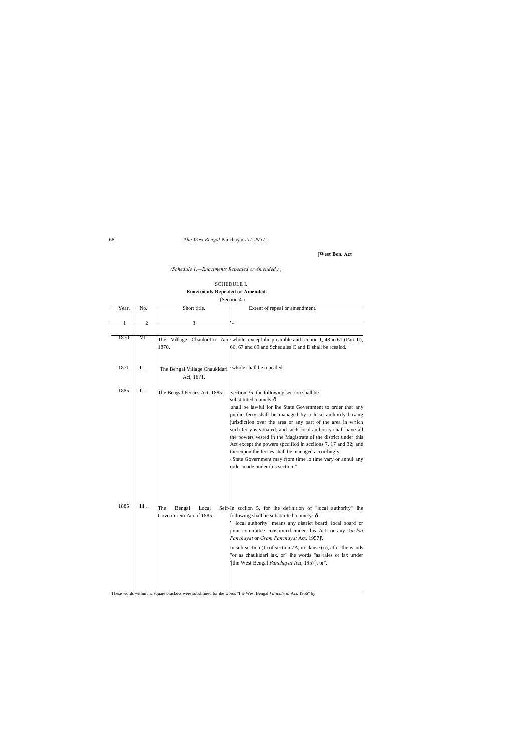[West Ben. Act

*(Schedule 1.—Enactments Repealed or Amended.)*

SCHEDULE I.

**Enactments Repealed or Amended.**

(Section 4.)

| Year. | No. | Short title. | Extent of repeal or amendment. |
|---|---|---|---|
| 1 | 2 | 3 | 4 |
| 1870 | VI . . | The Village Chaukidtiri Aci, 1870. | whole, except ihc preamble and scclion 1, 48 io 61 (Part II), 66, 67 and 69 and Schedules C and D shall be rcealcd. |
| 1871 | I . . | The Bengal Village Chaukidari Act, 1871. | whole shall be repealed. |
| 1885 | I . . | The Bengal Ferries Act, 1885. | section 35, the following section shall be substituted, namely:ô shall be lawful for ihe State Government to order that any public ferry shall be managed by a local aulhorily having jurisdiction over the area or any part of the area in which such ferry is situated; and such local authority shall have all the powers vested in the Magistrate of the district under this Act except the powers spccificd in scciions 7, 17 and 32; and thereupon the ferries shall be managed accordingly. State Government may from time lo time vary or annul any order made under ihis section." |
| 1885 | Ill . . | The Bengal Local Self-Govcrnmeni Aci of 1885. | In scclion 5, for ihe definition of "local authority" ihe following shall be substituted, namely:-ô "local authority" means any district board, local board or joint committee constituted under this Act, or any *Anchal Panchayat* or *Gram Panchayat* Act, 1957]'. In sub-section (1) of section 7A, in clause (ii), after the words "or as chaukidari lax, or" ihe words "as rales or lax under [the West Bengal *Panchayat* Aci, 1957], or". |

These words within ihc square brackets were sobsliluied for ihe words "Ihe West Bengal *Pitiiciitixtii* Aci, 1956" by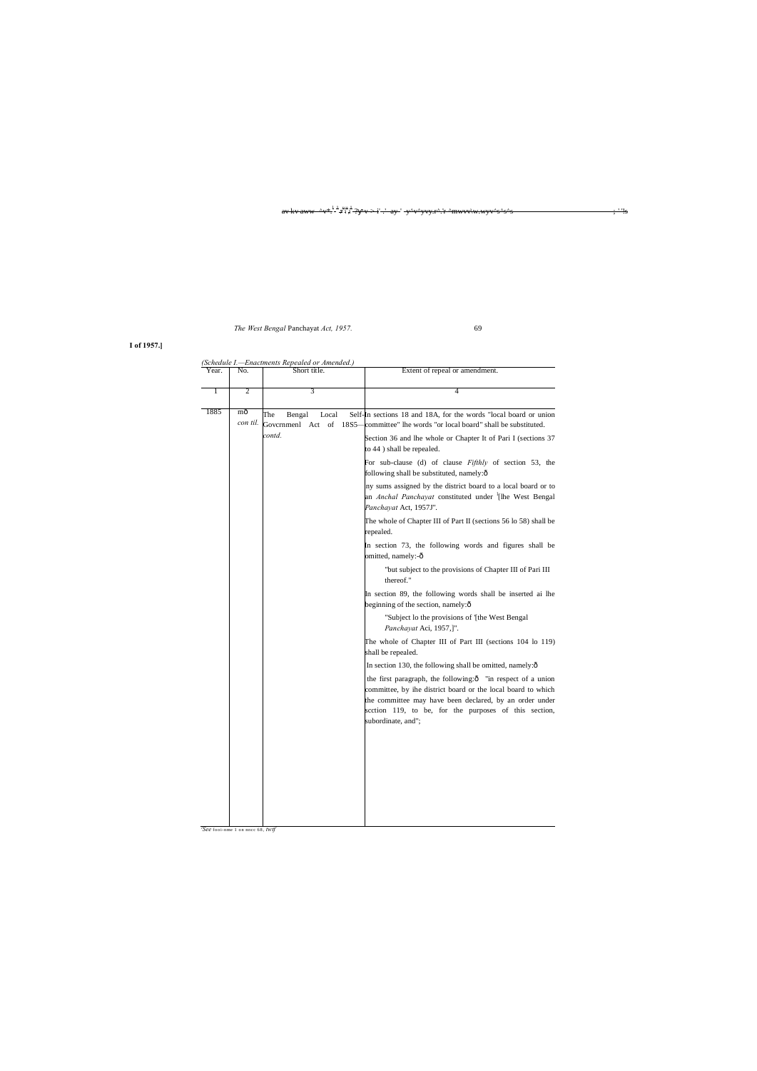I of 1957.]

*(Schedule I.—Enactments Repealed or Amended.)*

| Year. | No. | Short title. | Extent of repeal or amendment. |
|---|---|---|---|
| 1 | 2 | 3 | 4 |
| 1885 | mô *con til.* | The Bengal Local Self-Govcrnmenl Act of 18S5—*contd.* | In sections 18 and 18A, for the words "local board or union committee" lhe words "or local board" shall be substituted.<br><br>Section 36 and lhe whole or Chapter It of Pari I (sections 37 to 44 ) shall be repealed.<br><br>For sub-clause (d) of clause *Fifthly* of section 53, the following shall be substituted, namely:ô<br><br>ny sums assigned by the district board to a local board or to an *Anchal Panchayat* constituted under [1][lhe West Bengal *Panchayat* Act, 1957J".<br><br>The whole of Chapter III of Part II (sections 56 lo 58) shall be repealed.<br><br>In section 73, the following words and figures shall be omitted, namely:-ô<br><br>"but subject to the provisions of Chapter III of Pari III thereof."<br><br>In section 89, the following words shall be inserted ai lhe beginning of the section, namely:ô<br><br>"Subject lo the provisions of '[the West Bengal *Panchayat* Aci, 1957,]".<br><br>The whole of Chapter III of Part III (sections 104 lo 119) shall be repealed.<br><br>In section 130, the following shall be omitted, namely:ô<br><br>the first paragraph, the following;ô "in respect of a union committee, by ihe district board or the local board to which the committee may have been declared, by an order under scction 119, to be, for the purposes of this section, subordinate, and"; |

[1]*See* foot-nme 1 on ancc 68, *twtf*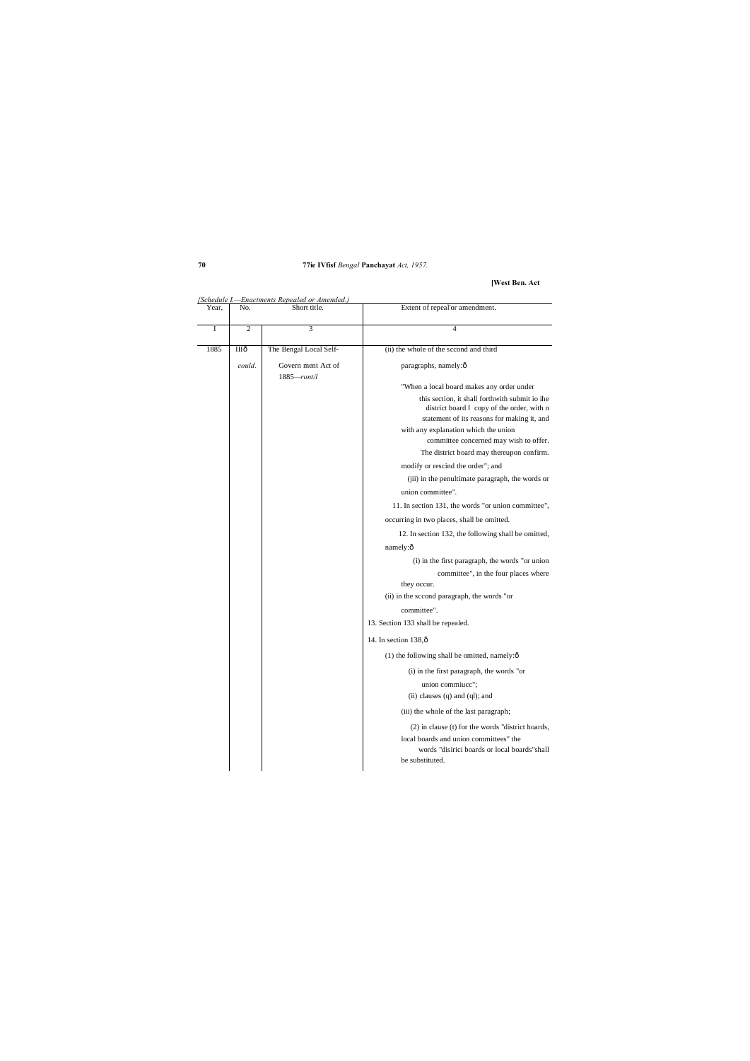[West Ben. Act

*[Schedule I.—Enactments Repealed or Amended.)*

| Year, | No. | Short title. | Extent of repeal'or amendment. |
|---|---|---|---|
| I | 2 | 3 | 4 |
| 1885 | IIIô *could.* | The Bengal Local Self- Govern ment Act of 1885—*ront/l* | (ii) the whole of the sccond and third paragraphs, namely:ô<br>"When a local board makes any order under this section, it shall forthwith submit io ihe district board l copy of the order, with n statement of its reasons for making it, and with any explanation which the union committee concerned may wish to offer. The district board may thereupon confirm. modify or rescind the order"; and<br>(jii) in the penultimate paragraph, the words or union committee".<br>11. In section 131, the words "or union committee", occurring in two places, shall be omitted.<br>12. In section 132, the following shall be omitted, namely:ô<br>(i) in the first paragraph, the words "or union committee", in the four places where they occur.<br>(ii) in the sccond paragraph, the words "or committee".<br>13. Section 133 shall be repealed.<br>14. In section 138,ô<br>(1) the following shall be omitted, namely:ô<br>(i) in the first paragraph, the words "or union commiucc";<br>(ii) clauses (q) and (ql); and<br>(iii) the whole of the last paragraph;<br>(2) in clause (t) for the words "district hoards, local boards and union committees" the words "disirici boards or local boards"shall be substituted. |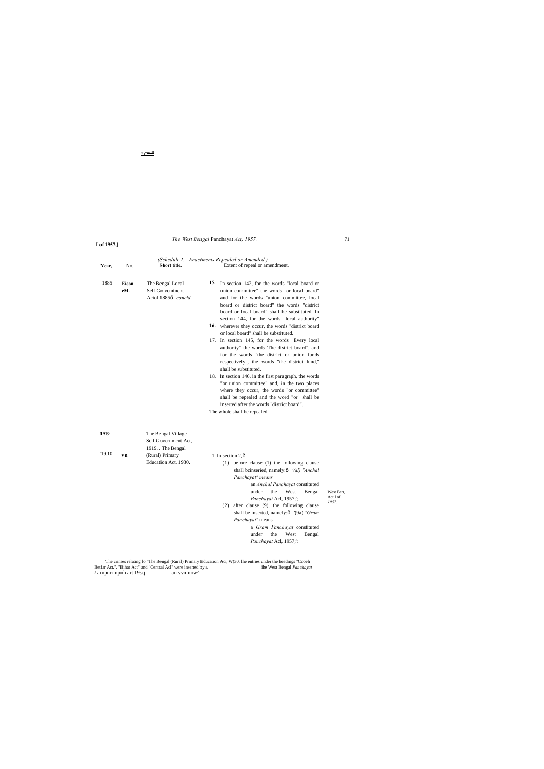I of 1957.]

*(Schedule I.—Enactments Repealed or Amended.)*

| Year, | No. | Short title. | Extent of repeal or amendment. |
|---|---|---|---|
| 1885 | Eicon cM. | The Bengal Local Self-Go vcmincnt Aciof 1885ð *concld.* | **15.** In section 142, for the words "local board or union committee" the words "or local board" and for the words "union committee, local board or district board" the words "district board or local board" shall be substituted. In section 144, for the words "local authority" **16.** wherever they occur, the words "district board or local board" shall be substituted.<br>17. In section 145, for the words "Every local authority" the words 'The district board", and for the words "the district or union funds respectively", the words "the district fund," shall be substituted.<br>18. In section 146, in the first paragraph, the words "or union committee" and, in the two places where they occur, the words "or committee" shall be repealed and the word "or" shall be inserted after the words "district board".<br>The whole shall be repealed. |
| 1919 | | The Bengal Village Sclf-Govcrnmcnt Act, 1919. | |
| '19.10 | vn | The Bengal (Rural) Primary Education Act, 1930. | 1. In section 2,ð<br>(1) before clause (1) the following clause shall bcinseried, namely:ð *'(al) "Anchal Panchayat" means* an *Anchal Panchayat* constituted under the West Bengal *Panchayat* Acl, 1957;';<br>(2) after clause (9), the following clause shall be inserted, namely:ð '(9a) *"Gram Panchayat"* means a *Gram Panchayat* constituted under the West Bengal *Panchayat* Acl, 1957;'; |

West Ben, Act I of *1957.*

'The crimes relating lo "The Bengal (Rural) Primary Education Aci, W)30, lhe entries under the headings "Cooeh Betiar Act.". "Bihar Act" and "Central Acl" were inserted by s. ihe West Bengal *Panchayat* *t* ampnrrmpnh art 19sq an vvnmow^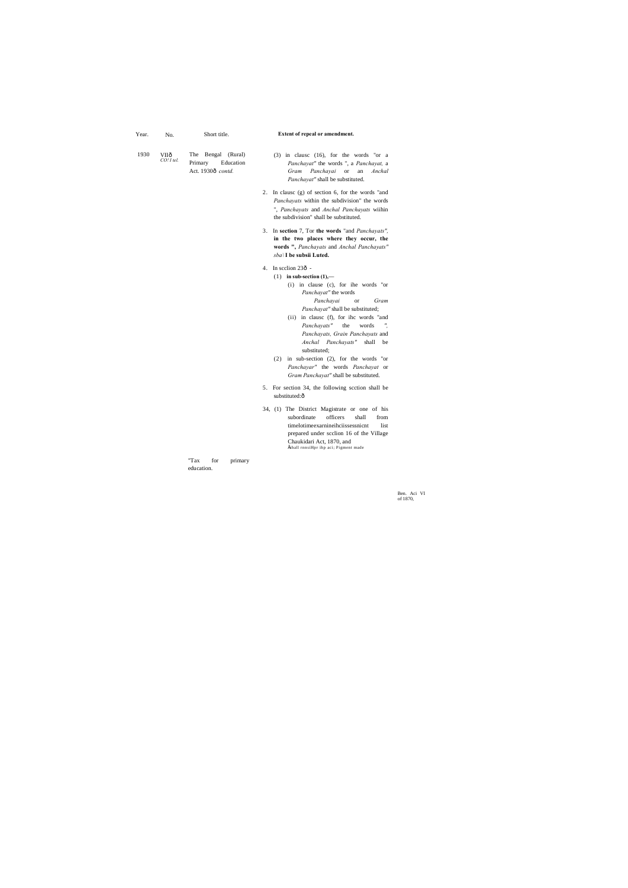| Year. | No. | Short title. | Extent of repeal or amendment. |
|---|---|---|---|
| 1930 | VIIð *CO!I tel.* | The Bengal (Rural) Primary Education Act. 1930ð *contd.* | (3) in clausc (16), for the words "or a *Panchayat"* the words ", a *Panchayat,* a *Gram Panchayai* or an *Anchal Panchayat"* shall be substituted. |
| | | | 2. In clausc (g) of section 6, for the words "and *Panchayats* within the subdivision" the words ", *Panchayats* and *Anchal Panchayats* wiihin the subdivision" shall be substituted. |
| | | | 3. In **section** 7, Tor **the words** "and *Panchayats",* **in the two places where they occur, the words ",** *Panchayats* and *Anchal Panchayats" sba*| **I be subsii Luted.** |
| | | | 4. In scclion 23ð - (1) **in sub-section (1),—** (i) in clause (c), for ihe words "or *Panchayat"* the words *Panchayai* or *Gram Panchayat"* shall be substituted; (ii) in clausc (f), for ihc words "and *Panchayats"* the words *", Panchayats, Grain Panchayats* and *Anchal Panchayats"* shall be substituted; (2) in sub-section (2), for the words "or *Panchayar"* the words *Panchayat* or *Gram Panchayat"* shall be substituted. |
| | | | 5. For section 34, the following scction shall be substituted:ð |
| | | "Tax for primary education. | 34, (1) The District Magistrate or one of his subordinate officers shall from timelotimeexarnineihciissessnicnt list prepared under scclion 16 of the Village Chaukidari Act, 1870, and Âshall rnusiHpr ihp aci; Pigment made |

Ben. Aci VI of I870,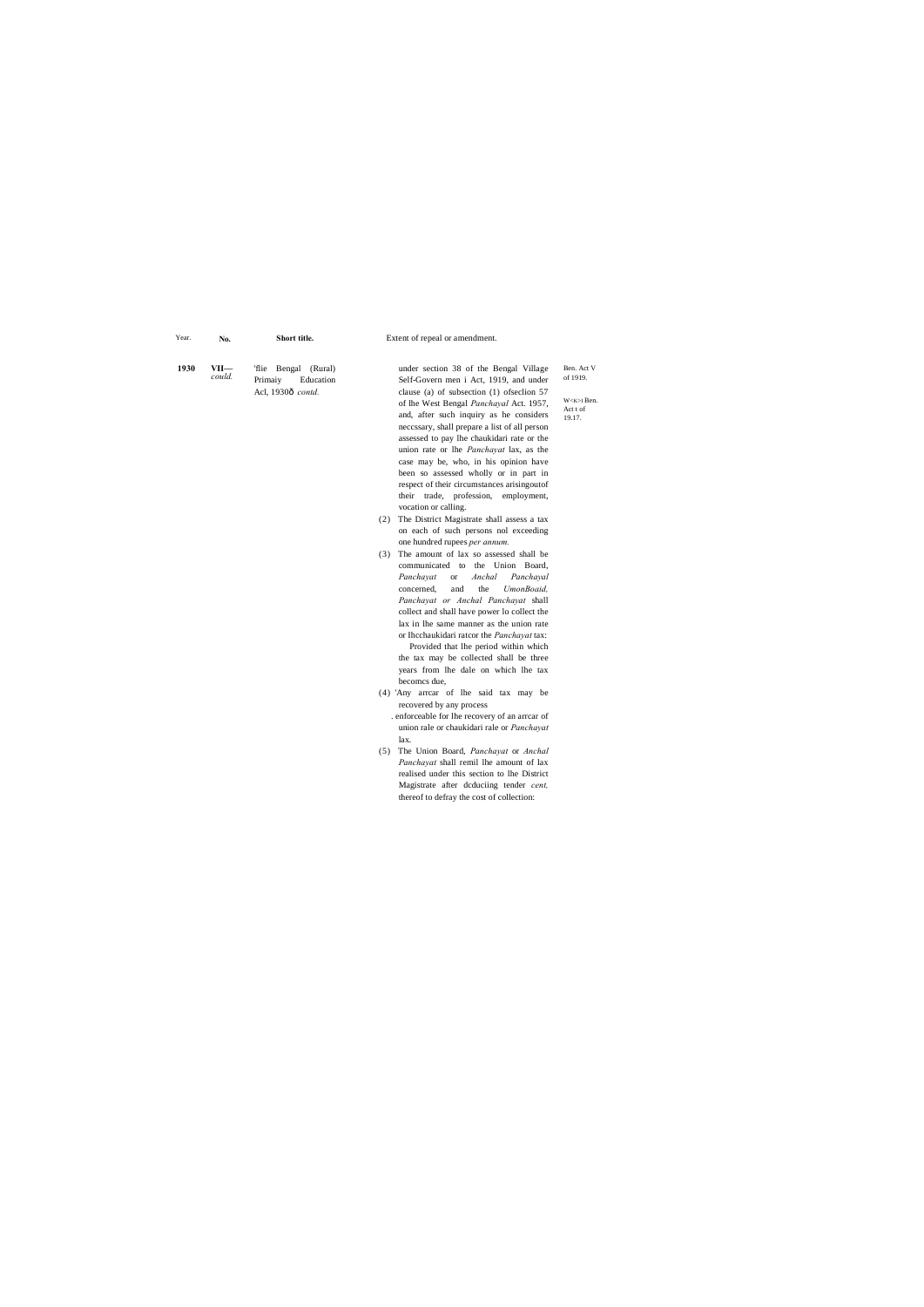| Year. | No. | Short title. | Extent of repeal or amendment. | |
|---|---|---|---|---|
| 1930 | VII—*could.* | 'flie Bengal (Rural) Primaiy Education Acl, 1930ð *contd.* | under section 38 of the Bengal Village Self-Govern men i Act, 1919, and under clause (a) of subsection (1) ofseclion 57 of lhe West Bengal *Panchayal* Act. 1957, and, after such inquiry as he considers neccssary, shall prepare a list of all person assessed to pay lhe chaukidari rate or the union rate or lhe *Panchayat* lax, as the case may be, who, in his opinion have been so assessed wholly or in part in respect of their circumstances arisingoutof their trade, profession, employment, vocation or calling.<br>(2) The District Magistrate shall assess a tax on each of such persons nol exceeding one hundred rupees *per annum.*<br>(3) The amount of lax so assessed shall be communicated to the Union Board, *Panchayat* or *Anchal Panchayal* concerned, and the *UmonBoaid, Panchayat or Anchal Panchayat* shall collect and shall have power lo collect the lax in lhe same manner as the union rate or lhcchaukidari ratcor the *Panchayat* tax:<br>Provided that lhe period within which the tax may be collected shall be three years from lhe dale on which lhe tax becomcs due,<br>(4) 'Any arrcar of lhe said tax may be recovered by any process . enforceable for lhe recovery of an arrcar of union rale or chaukidari rale or *Panchayat* lax.<br>(5) The Union Board, *Panchayat* or *Anchal Panchayat* shall remil lhe amount of lax realised under this section to lhe District Magistrate after dcduciing tender *cent,* thereof to defray the cost of collection: | Ben. Act V of 1919.<br><br>W<k>t Ben. Act t of 19.17. |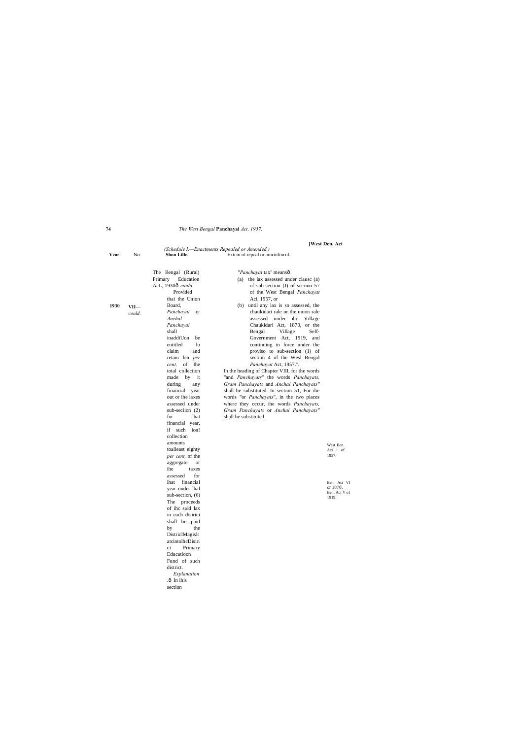[West Den. Act

*(Schedule I.—Enactments Repealed or Amended.)*

| Year. | No. | Shon Lille. | Exicm of repeal or amcntlmcnl. | |
|---|---|---|---|---|
| 1930 | VII—*could.* | The Bengal (Rural) Primary Education AcL, 1930ð *could.* Provided thai the Union Board, *Panchayai* or *Anchal Panchayai* shall inaddiUon be entitled lo claim and retain len *per cent,* of Ihe total collection made by it during any financial year out or ihe laxes assessed under sub-seciion (2) for lhat financial year, if such ion! collection amounts toalleast eighty *per cent,* of the aggregate or ihe taxes assessed for lhat financial year under lhal sub-section, (6) The proceeds of ihc said lax in each disirici shall be paid by the DistriclMagislratcintolhcDisirici Primary Educatioon Fund of such district. *Explanation*.ð In ihis section | *"Panchayat* tax" meansð (a) the lax assessed under clausc (a) of sub-section (J) of seciion 57 of the West Bengal *Panchayat* Aci, 1957, or (b) until any lax is so assessed, the chaukidari rale or the union rale assessed under ihc Village Chaukidari Act, 1870, or the Bengal Village Self-Government Act, 1919, and continuing in force under the proviso to sub-section (1) of section 4 of the Wesl Bengal *Panchayat* Act, 1957.". In the heading of Chapter VIII, for the words "and *Panchayats*" the words *Panchayats, Gram Panchayats* and *Anchal Panchayats"* shall be substituted. In section 51, For ihe words "or *Panchayats*", in the two places where they occur, ihe words *Panchayats, Gram Panchayats* or *Anchal Panchayats"* shall be substituted. | West Ben. Aci 1 of 1957. Ben. Act VI or 1870. Ben, Aci V of 1919. |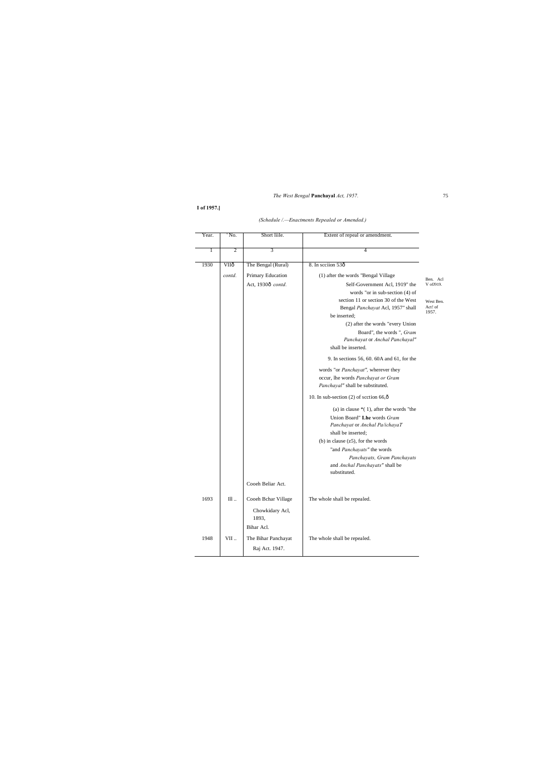**I of 1957.]**

*(Schedule /.—Enactments Repealed or Amended.)*

| Year. | ' No. | Short liile. | Extent of repeal or amendment. |
|---|---|---|---|
| 1 | 2 | 3 | 4 |
| 1930 | VIIô *contd.* | The Bengal (Rural) Primary Education Act, 1930ô *contd.* | 8. In scciion 53ô<br>(1) after the words "Bengal Village Self-Government Acl, 1919" the words "or in sub-section (4) of section 11 or section 30 of the West Bengal *Panchayat* Acl, 1957" shall be inserted;<br>(2) after the words "every Union Board", the words ", *Gram Panchayat* or *Anchal Panchayal"* shall be inserted.<br>9. In sections 56, 60. 60A and 61, for the words "or *Panchayat",* wherever they occur, lhe words *Panchayat or Gram Panchayal"* shall be substituted.<br>10. In sub-section (2) of scction 66,ô<br>(a) in clause *( 1), after the words "the Union Board" **Lhe** words *Gram Panchayat* or *Anchal Pa/ichayaT* shall be inserted;<br>(b) in clause (z5), for the words "and *Panchayats"* the words *Panchayats, Gram Panchayats* and *Anchal Panchayats"* shall be substituted. |
| | | Cooeh Beliar Act. | |
| 1693 | Ill .. | Cooeh Bchar Village Chowkidary Acl, 1893, | The whole shall be repealed. |
| | | Bihar Acl. | |
| 1948 | VII .. | The Bihar Panchayat Raj Act. 1947. | The whole shall be repealed. |

Ben. Acl V of J919.

West Ben. Act! of 1957.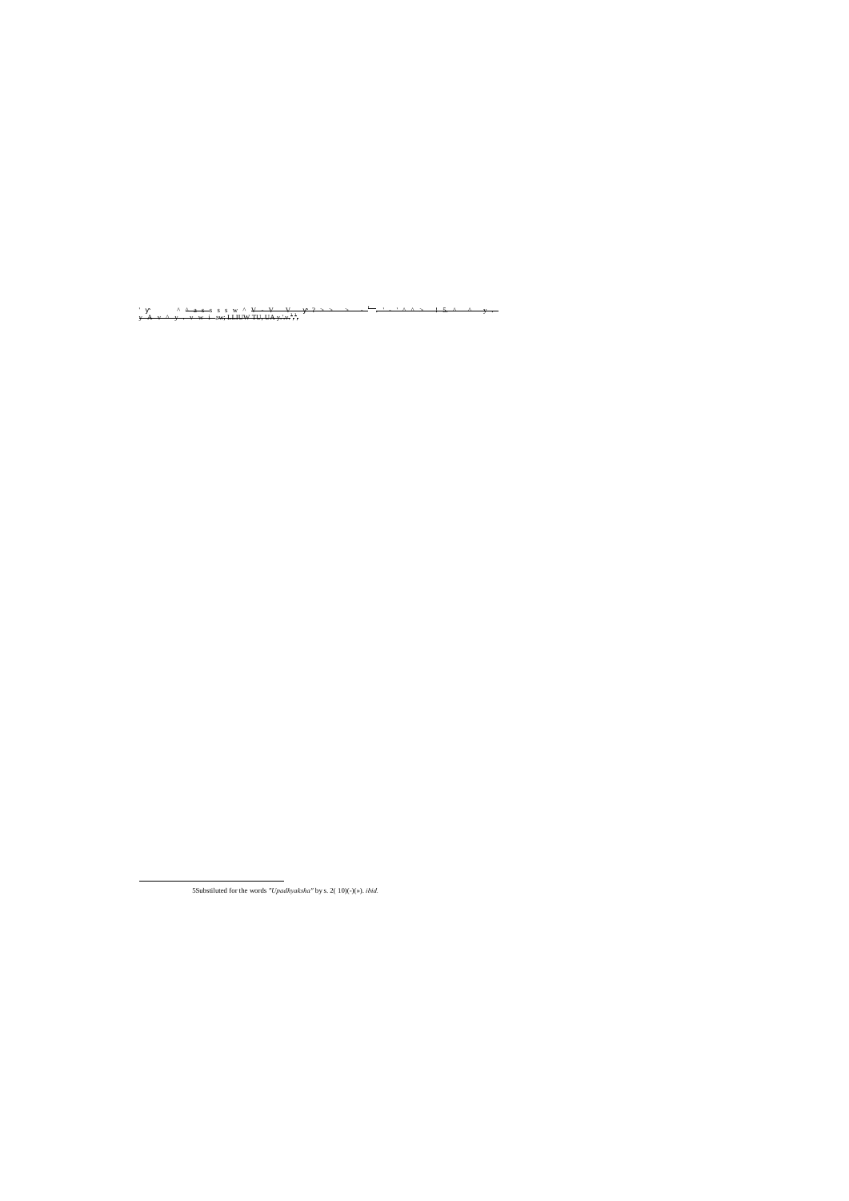5Substituted for the words *"Upadhyaksha"* by s. 2( 10)(-)(»). *ibid.*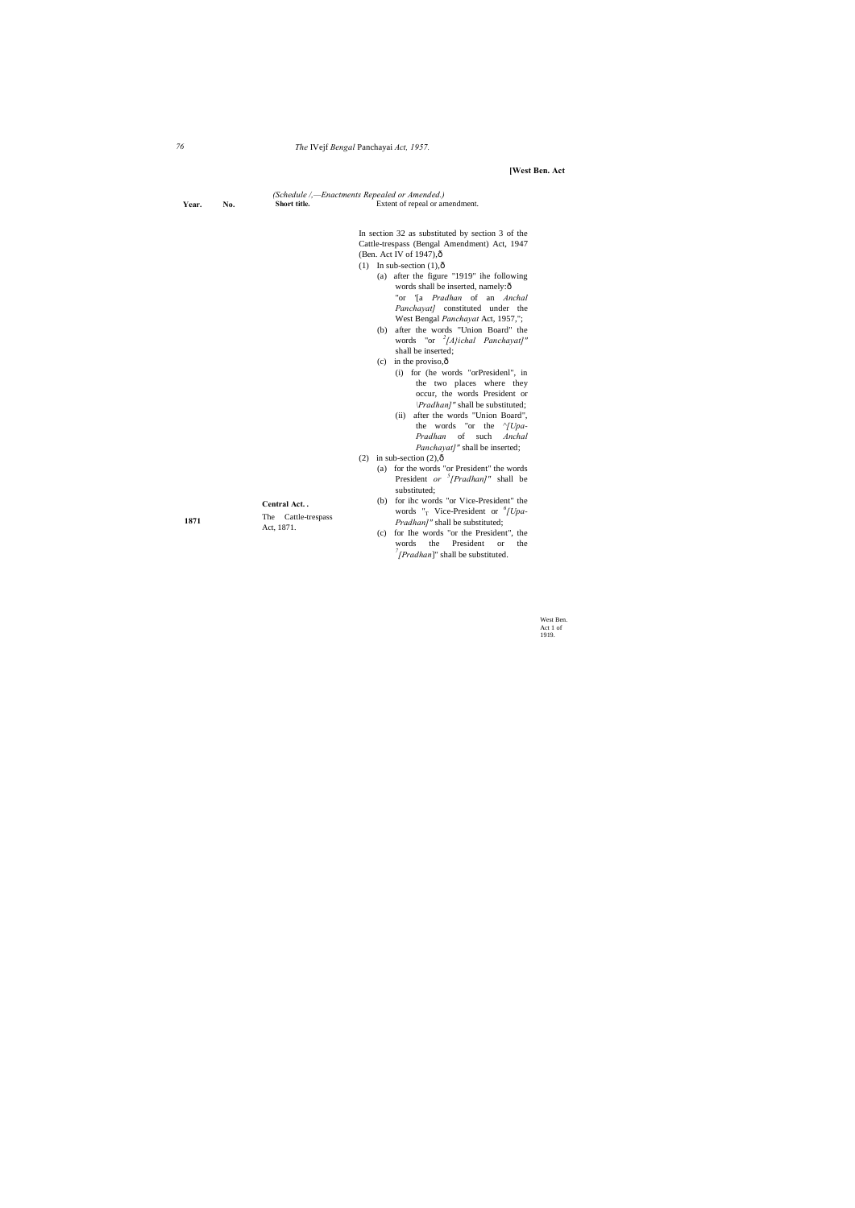**[West Ben. Act**

*(Schedule /,—Enactments Repealed or Amended.)*

| Year. | No. | Short title. | Extent of repeal or amendment. |
|---|---|---|---|
| | | **Central Act. .** | |
| 1871 | | The Cattle-trespass Act, 1871. | In section 32 as substituted by section 3 of the Cattle-trespass (Bengal Amendment) Act, 1947 (Ben. Act IV of 1947),ô<br>(1) In sub-section (1),ô<br>(a) after the figure "1919" ihe following words shall be inserted, namely:ô<br>"or '[a *Pradhan* of an *Anchal Panchayat]* constituted under the West Bengal *Panchayat* Act, 1957,";<br>(b) after the words "Union Board" the words "or [2]*[A}ichal Panchayat]"* shall be inserted;<br>(c) in the proviso,ô<br>(i) for (he words "orPresidenl", in the two places where they occur, the words President or *\Pradhan]"* shall be substituted;<br>(ii) after the words "Union Board", the words "or the *^[Upa-Pradhan* of such *Anchal Panchayat]"* shall be inserted;<br>(2) in sub-section (2),ô<br>(a) for the words "or President" the words President *or* [5]*[Pradhan]"* shall be substituted;<br>(b) for ihc words "or Vice-President" the words "$_T$ Vice-President or [6]*[Upa-Pradhan]"* shall be substituted;<br>(c) for Ihe words "or the President", the words the President or the [7]*[Pradhan*]" shall be substituted. |

West Ben. Act 1 of 1919.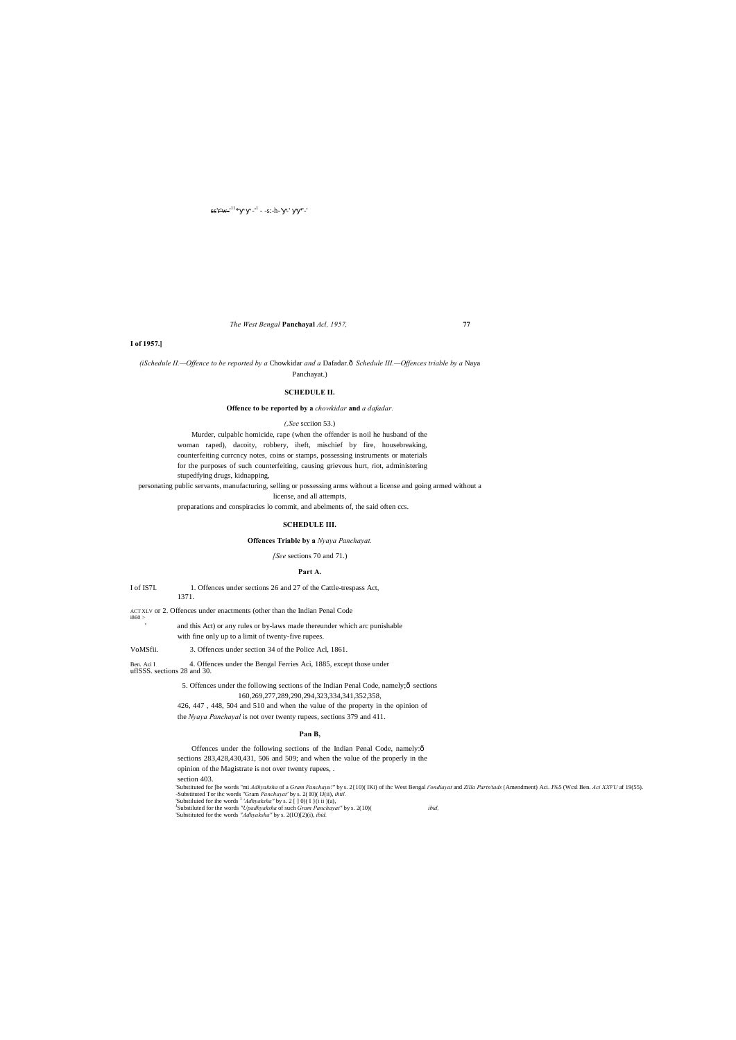I of 1957.]

*(Schedule II.—Offence to be reported by a* Chowkidar *and a* Dafadar.ð *Schedule III.—Offences triable by a* Naya Panchayat.)

## SCHEDULE II.

**Offence to be reported by a** *chowkidar* **and** *a dafadar.*

*(See* section 53.)

Murder, culpablc homicide, rape (when the offender is noil he husband of the woman raped), dacoity, robbery, iheft, mischief by fire, housebreaking, counterfeiting currcncy notes, coins or stamps, possessing instruments or materials for the purposes of such counterfeiting, causing grievous hurt, riot, administering stupedfying drugs, kidnapping,

personating public servants, manufacturing, selling or possessing arms without a license and going armed without a license, and all attempts,

preparations and conspiracies lo commit, and abelments of, the said often ccs.

## SCHEDULE III.

**Offences Triable by a** *Nyaya Panchayat.*

*[See* sections 70 and 71.)

### Part A.

I of IS7l. 1. Offences under sections 26 and 27 of the Cattle-trespass Act, 1371.

ACT XLV or i860 > 2. Offences under enactments (other than the Indian Penal Code and this Act) or any rules or by-laws made thereunder which arc punishable with fine only up to a limit of twenty-five rupees.

VoMSfii. 3. Offences under section 34 of the Police Acl, 1861.

Ben. Aci I uflSSS. 4. Offences under the Bengal Ferries Aci, 1885, except those under sections 28 and 30.

5. Offences under the following sections of the Indian Penal Code, namely;ð sections 160,269,277,289,290,294,323,334,341,352,358, 426, 447 , 448, 504 and 510 and when the value of the property in the opinion of the *Nyaya Panchayal* is not over twenty rupees, sections 379 and 411.

### Pan B,

Offences under the following sections of the Indian Penal Code, namely:ð sections 283,428,430,431, 506 and 509; and when the value of the properly in the opinion of the Magistrate is not over twenty rupees, .

section 403.

'Substituted for [he words "mi *Adhyaksha* of a *Gram Panchayu!"* by s. 2(10)( IKi) of ihc West Bengal *i'ondiayat* and *Zilla Parts/tads* (Amendment) Aci. J%5 (Wcsl Ben. *Aci XXVU* af 19(55).
-Substituted Tor ihc words "Gram *Panchayat'* by s. 2( I0)( I)(ii), *ihtil.*
'Substiluied for ihe words [1] *'Adhyaksha"* by s. 2 [ ] 0)( I }(i ii )(a),
[4]Substiluted for the words *"Upadhyaksha* of such *Gram Panchayat"* by s. 2(10)( *ibid,*
'Substituted for the words *"Adhyaksha"* by s. 2(IO)[2)(i), *ibid.*